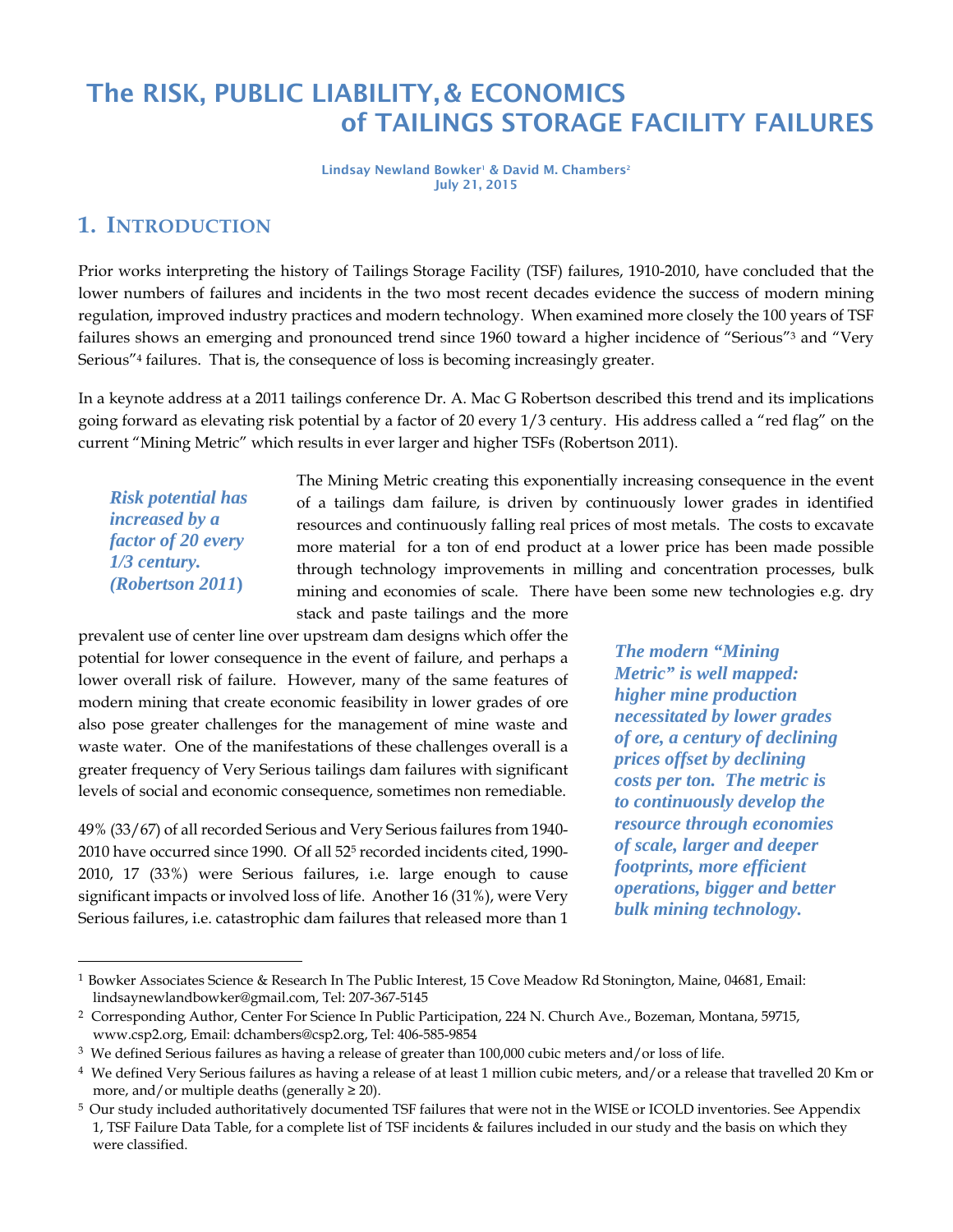# The RISK, PUBLIC LIABILITY, & ECONOMICS of TAILINGS STORAGE FACILITY FAILURES

**Lindsay Newland Bowker[1] & David M. Chambers[2]**
**July 21, 2015**

## 1. INTRODUCTION

Prior works interpreting the history of Tailings Storage Facility (TSF) failures, 1910-2010, have concluded that the lower numbers of failures and incidents in the two most recent decades evidence the success of modern mining regulation, improved industry practices and modern technology. When examined more closely the 100 years of TSF failures shows an emerging and pronounced trend since 1960 toward a higher incidence of "Serious"[3] and "Very Serious"[4] failures. That is, the consequence of loss is becoming increasingly greater.

In a keynote address at a 2011 tailings conference Dr. A. Mac G Robertson described this trend and its implications going forward as elevating risk potential by a factor of 20 every 1/3 century. His address called a "red flag" on the current "Mining Metric" which results in ever larger and higher TSFs (Robertson 2011).

> ***Risk potential has increased by a factor of 20 every 1/3 century. (Robertson 2011)***

The Mining Metric creating this exponentially increasing consequence in the event of a tailings dam failure, is driven by continuously lower grades in identified resources and continuously falling real prices of most metals. The costs to excavate more material for a ton of end product at a lower price has been made possible through technology improvements in milling and concentration processes, bulk mining and economies of scale. There have been some new technologies e.g. dry stack and paste tailings and the more prevalent use of center line over upstream dam designs which offer the potential for lower consequence in the event of failure, and perhaps a lower overall risk of failure. However, many of the same features of modern mining that create economic feasibility in lower grades of ore also pose greater challenges for the management of mine waste and waste water. One of the manifestations of these challenges overall is a greater frequency of Very Serious tailings dam failures with significant levels of social and economic consequence, sometimes non remediable.

> ***The modern "Mining Metric" is well mapped: higher mine production necessitated by lower grades of ore, a century of declining prices offset by declining costs per ton. The metric is to continuously develop the resource through economies of scale, larger and deeper footprints, more efficient operations, bigger and better bulk mining technology.***

49% (33/67) of all recorded Serious and Very Serious failures from 1940-2010 have occurred since 1990. Of all 52[5] recorded incidents cited, 1990-2010, 17 (33%) were Serious failures, i.e. large enough to cause significant impacts or involved loss of life. Another 16 (31%), were Very Serious failures, i.e. catastrophic dam failures that released more than 1

---

[1] Bowker Associates Science & Research In The Public Interest, 15 Cove Meadow Rd Stonington, Maine, 04681, Email: lindsaynewlandbowker@gmail.com, Tel: 207-367-5145

[2] Corresponding Author, Center For Science In Public Participation, 224 N. Church Ave., Bozeman, Montana, 59715, www.csp2.org, Email: dchambers@csp2.org, Tel: 406-585-9854

[3] We defined Serious failures as having a release of greater than 100,000 cubic meters and/or loss of life.

[4] We defined Very Serious failures as having a release of at least 1 million cubic meters, and/or a release that travelled 20 Km or more, and/or multiple deaths (generally ≥ 20).

[5] Our study included authoritatively documented TSF failures that were not in the WISE or ICOLD inventories. See Appendix 1, TSF Failure Data Table, for a complete list of TSF incidents & failures included in our study and the basis on which they were classified.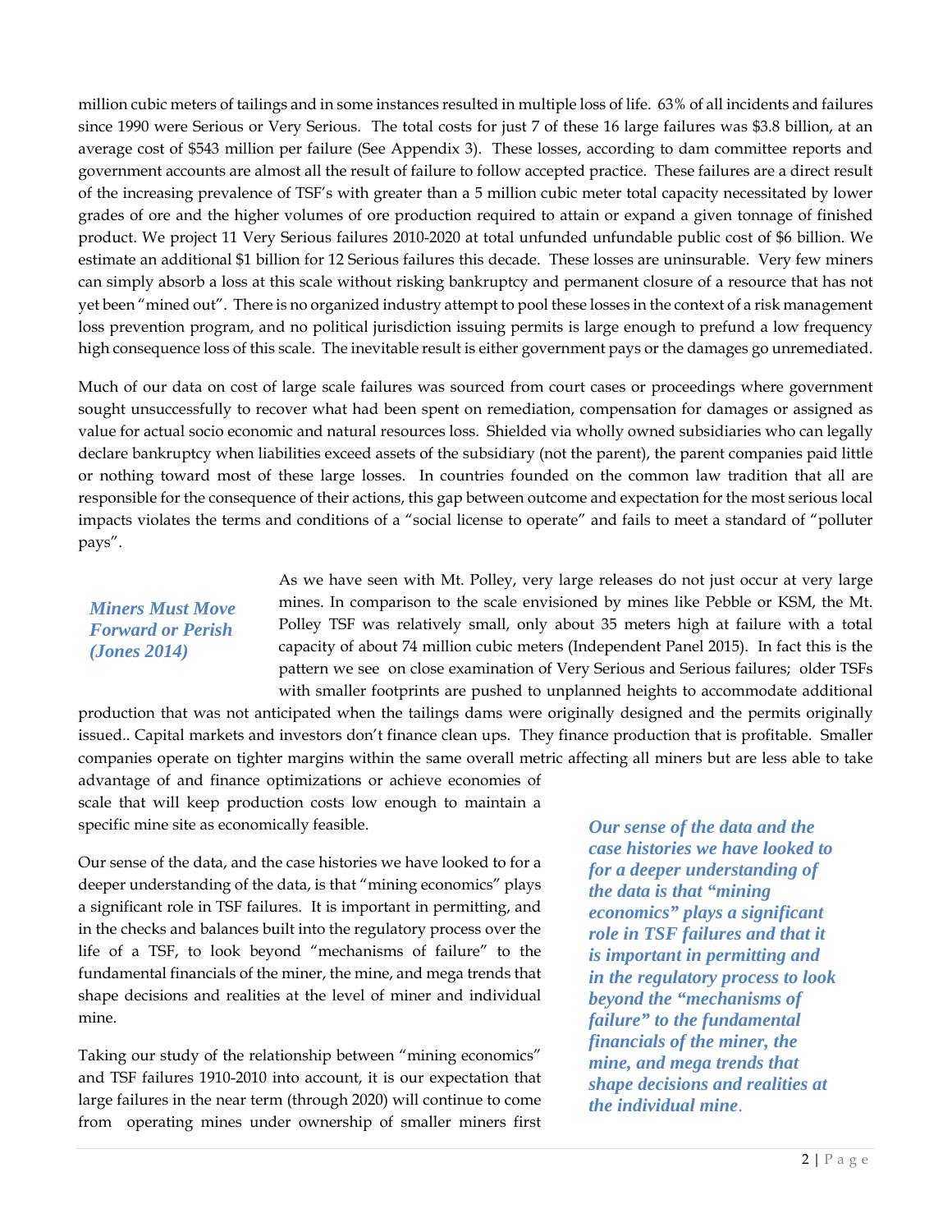million cubic meters of tailings and in some instances resulted in multiple loss of life. 63% of all incidents and failures since 1990 were Serious or Very Serious. The total costs for just 7 of these 16 large failures was $3.8 billion, at an average cost of $543 million per failure (See Appendix 3). These losses, according to dam committee reports and government accounts are almost all the result of failure to follow accepted practice. These failures are a direct result of the increasing prevalence of TSF's with greater than a 5 million cubic meter total capacity necessitated by lower grades of ore and the higher volumes of ore production required to attain or expand a given tonnage of finished product. We project 11 Very Serious failures 2010-2020 at total unfunded unfundable public cost of $6 billion. We estimate an additional $1 billion for 12 Serious failures this decade. These losses are uninsurable. Very few miners can simply absorb a loss at this scale without risking bankruptcy and permanent closure of a resource that has not yet been "mined out". There is no organized industry attempt to pool these losses in the context of a risk management loss prevention program, and no political jurisdiction issuing permits is large enough to prefund a low frequency high consequence loss of this scale. The inevitable result is either government pays or the damages go unremediated.

Much of our data on cost of large scale failures was sourced from court cases or proceedings where government sought unsuccessfully to recover what had been spent on remediation, compensation for damages or assigned as value for actual socio economic and natural resources loss. Shielded via wholly owned subsidiaries who can legally declare bankruptcy when liabilities exceed assets of the subsidiary (not the parent), the parent companies paid little or nothing toward most of these large losses. In countries founded on the common law tradition that all are responsible for the consequence of their actions, this gap between outcome and expectation for the most serious local impacts violates the terms and conditions of a "social license to operate" and fails to meet a standard of "polluter pays".

***Miners Must Move Forward or Perish (Jones 2014)***

As we have seen with Mt. Polley, very large releases do not just occur at very large mines. In comparison to the scale envisioned by mines like Pebble or KSM, the Mt. Polley TSF was relatively small, only about 35 meters high at failure with a total capacity of about 74 million cubic meters (Independent Panel 2015). In fact this is the pattern we see on close examination of Very Serious and Serious failures; older TSFs with smaller footprints are pushed to unplanned heights to accommodate additional production that was not anticipated when the tailings dams were originally designed and the permits originally issued.. Capital markets and investors don't finance clean ups. They finance production that is profitable. Smaller companies operate on tighter margins within the same overall metric affecting all miners but are less able to take advantage of and finance optimizations or achieve economies of scale that will keep production costs low enough to maintain a specific mine site as economically feasible.

***Our sense of the data and the case histories we have looked to for a deeper understanding of the data is that "mining economics" plays a significant role in TSF failures and that it is important in permitting and in the regulatory process to look beyond the "mechanisms of failure" to the fundamental financials of the miner, the mine, and mega trends that shape decisions and realities at the individual mine.***

Our sense of the data, and the case histories we have looked to for a deeper understanding of the data, is that "mining economics" plays a significant role in TSF failures. It is important in permitting, and in the checks and balances built into the regulatory process over the life of a TSF, to look beyond "mechanisms of failure" to the fundamental financials of the miner, the mine, and mega trends that shape decisions and realities at the level of miner and individual mine.

Taking our study of the relationship between "mining economics" and TSF failures 1910-2010 into account, it is our expectation that large failures in the near term (through 2020) will continue to come from operating mines under ownership of smaller miners first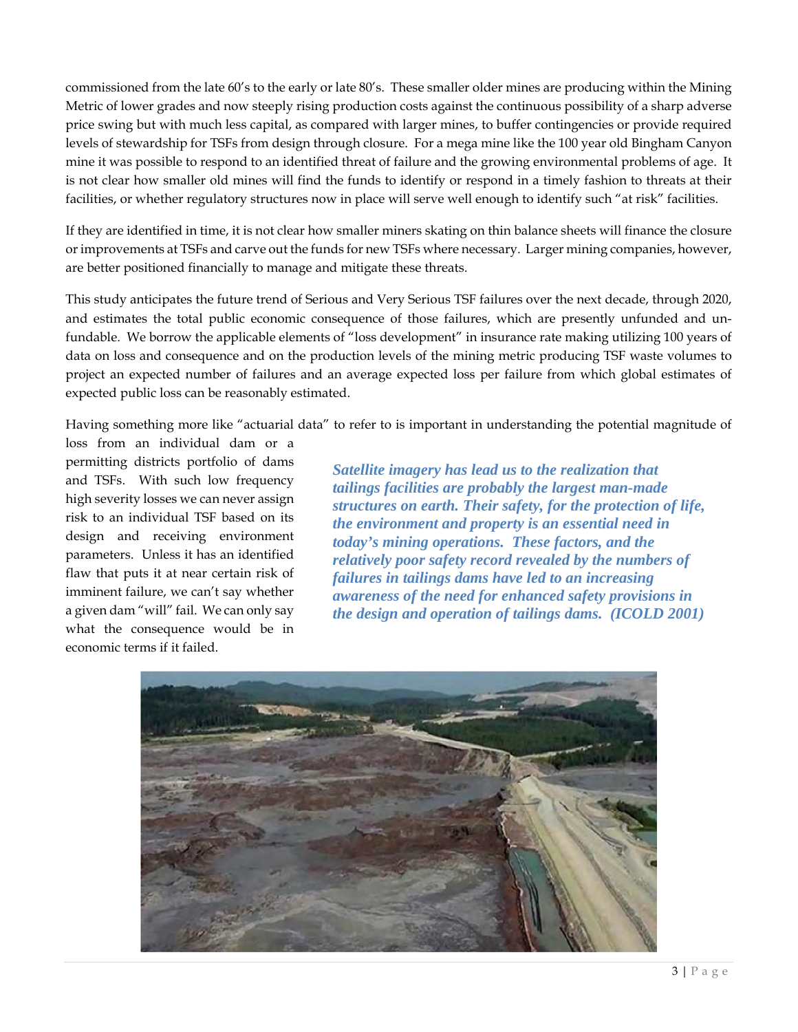commissioned from the late 60's to the early or late 80's. These smaller older mines are producing within the Mining Metric of lower grades and now steeply rising production costs against the continuous possibility of a sharp adverse price swing but with much less capital, as compared with larger mines, to buffer contingencies or provide required levels of stewardship for TSFs from design through closure. For a mega mine like the 100 year old Bingham Canyon mine it was possible to respond to an identified threat of failure and the growing environmental problems of age. It is not clear how smaller old mines will find the funds to identify or respond in a timely fashion to threats at their facilities, or whether regulatory structures now in place will serve well enough to identify such "at risk" facilities.

If they are identified in time, it is not clear how smaller miners skating on thin balance sheets will finance the closure or improvements at TSFs and carve out the funds for new TSFs where necessary. Larger mining companies, however, are better positioned financially to manage and mitigate these threats.

This study anticipates the future trend of Serious and Very Serious TSF failures over the next decade, through 2020, and estimates the total public economic consequence of those failures, which are presently unfunded and un-fundable. We borrow the applicable elements of "loss development" in insurance rate making utilizing 100 years of data on loss and consequence and on the production levels of the mining metric producing TSF waste volumes to project an expected number of failures and an average expected loss per failure from which global estimates of expected public loss can be reasonably estimated.

Having something more like "actuarial data" to refer to is important in understanding the potential magnitude of loss from an individual dam or a permitting districts portfolio of dams and TSFs. With such low frequency high severity losses we can never assign risk to an individual TSF based on its design and receiving environment parameters. Unless it has an identified flaw that puts it at near certain risk of imminent failure, we can't say whether a given dam "will" fail. We can only say what the consequence would be in economic terms if it failed.

***Satellite imagery has lead us to the realization that tailings facilities are probably the largest man-made structures on earth. Their safety, for the protection of life, the environment and property is an essential need in today's mining operations. These factors, and the relatively poor safety record revealed by the numbers of failures in tailings dams have led to an increasing awareness of the need for enhanced safety provisions in the design and operation of tailings dams. (ICOLD 2001)***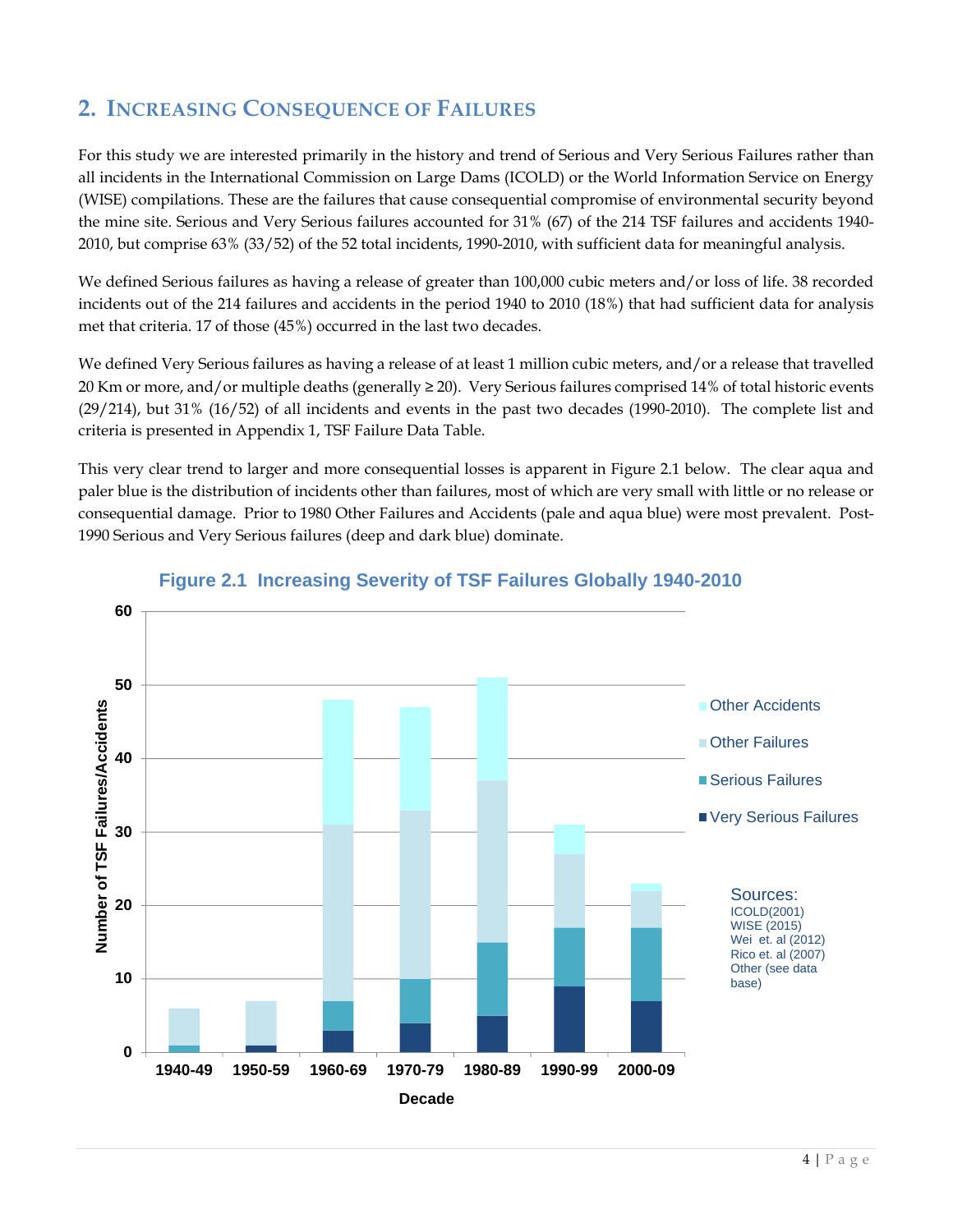## 2. Increasing Consequence of Failures

For this study we are interested primarily in the history and trend of Serious and Very Serious Failures rather than all incidents in the International Commission on Large Dams (ICOLD) or the World Information Service on Energy (WISE) compilations. These are the failures that cause consequential compromise of environmental security beyond the mine site. Serious and Very Serious failures accounted for 31% (67) of the 214 TSF failures and accidents 1940-2010, but comprise 63% (33/52) of the 52 total incidents, 1990-2010, with sufficient data for meaningful analysis.

We defined Serious failures as having a release of greater than 100,000 cubic meters and/or loss of life. 38 recorded incidents out of the 214 failures and accidents in the period 1940 to 2010 (18%) that had sufficient data for analysis met that criteria. 17 of those (45%) occurred in the last two decades.

We defined Very Serious failures as having a release of at least 1 million cubic meters, and/or a release that travelled 20 Km or more, and/or multiple deaths (generally ≥ 20). Very Serious failures comprised 14% of total historic events (29/214), but 31% (16/52) of all incidents and events in the past two decades (1990-2010). The complete list and criteria is presented in Appendix 1, TSF Failure Data Table.

This very clear trend to larger and more consequential losses is apparent in Figure 2.1 below. The clear aqua and paler blue is the distribution of incidents other than failures, most of which are very small with little or no release or consequential damage. Prior to 1980 Other Failures and Accidents (pale and aqua blue) were most prevalent. Post-1990 Serious and Very Serious failures (deep and dark blue) dominate.

**Figure 2.1 Increasing Severity of TSF Failures Globally 1940-2010**

| Decade | Very Serious Failures | Serious Failures | Other Failures | Other Accidents | Total |
|---|---|---|---|---|---|
| 1940-49 | 0 | 1 | 5 | 0 | 6 |
| 1950-59 | 1 | 0 | 6 | 0 | 7 |
| 1960-69 | 3 | 4 | 24 | 17 | 48 |
| 1970-79 | 4 | 6 | 23 | 14 | 47 |
| 1980-89 | 5 | 10 | 22 | 14 | 51 |
| 1990-99 | 9 | 8 | 10 | 4 | 31 |
| 2000-09 | 7 | 10 | 5 | 1 | 23 |

Y-axis: Number of TSF Failures/Accidents; X-axis: Decade

Sources:
ICOLD(2001)
WISE (2015)
Wei et. al (2012)
Rico et. al (2007)
Other (see data base)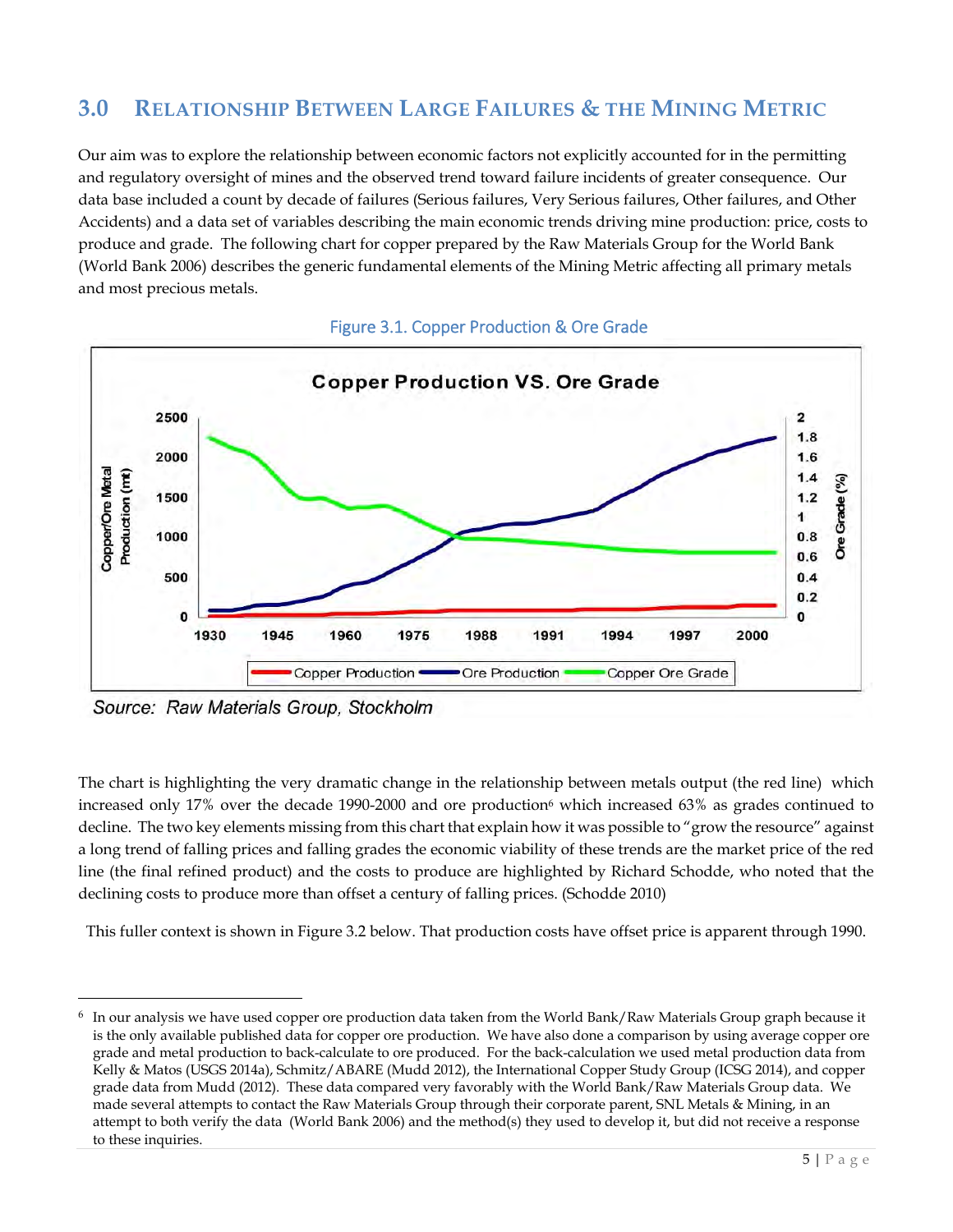## 3.0 Relationship Between Large Failures & the Mining Metric

Our aim was to explore the relationship between economic factors not explicitly accounted for in the permitting and regulatory oversight of mines and the observed trend toward failure incidents of greater consequence. Our data base included a count by decade of failures (Serious failures, Very Serious failures, Other failures, and Other Accidents) and a data set of variables describing the main economic trends driving mine production: price, costs to produce and grade. The following chart for copper prepared by the Raw Materials Group for the World Bank (World Bank 2006) describes the generic fundamental elements of the Mining Metric affecting all primary metals and most precious metals.

Figure 3.1. Copper Production & Ore Grade

Source: *Raw Materials Group, Stockholm*

The chart is highlighting the very dramatic change in the relationship between metals output (the red line) which increased only 17% over the decade 1990-2000 and ore production[6] which increased 63% as grades continued to decline. The two key elements missing from this chart that explain how it was possible to "grow the resource" against a long trend of falling prices and falling grades the economic viability of these trends are the market price of the red line (the final refined product) and the costs to produce are highlighted by Richard Schodde, who noted that the declining costs to produce more than offset a century of falling prices. (Schodde 2010)

This fuller context is shown in Figure 3.2 below. That production costs have offset price is apparent through 1990.

---

[6] In our analysis we have used copper ore production data taken from the World Bank/Raw Materials Group graph because it is the only available published data for copper ore production. We have also done a comparison by using average copper ore grade and metal production to back-calculate to ore produced. For the back-calculation we used metal production data from Kelly & Matos (USGS 2014a), Schmitz/ABARE (Mudd 2012), the International Copper Study Group (ICSG 2014), and copper grade data from Mudd (2012). These data compared very favorably with the World Bank/Raw Materials Group data. We made several attempts to contact the Raw Materials Group through their corporate parent, SNL Metals & Mining, in an attempt to both verify the data (World Bank 2006) and the method(s) they used to develop it, but did not receive a response to these inquiries.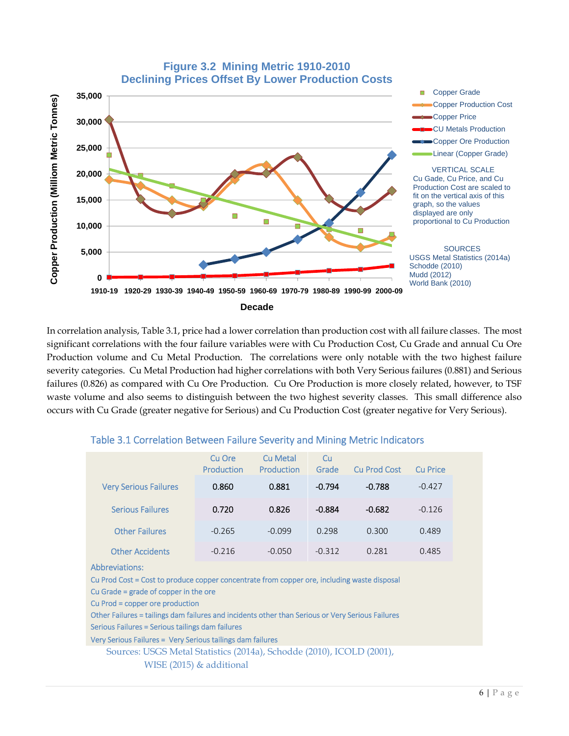**Figure 3.2 Mining Metric 1910-2010**
**Declining Prices Offset By Lower Production Costs**

VERTICAL SCALE
Cu Gade, Cu Price, and Cu Production Cost are scaled to fit on the vertical axis of this graph, so the values displayed are only proportional to Cu Production

SOURCES
USGS Metal Statistics (2014a)
Schodde (2010)
Mudd (2012)
World Bank (2010)

In correlation analysis, Table 3.1, price had a lower correlation than production cost with all failure classes. The most significant correlations with the four failure variables were with Cu Production Cost, Cu Grade and annual Cu Ore Production volume and Cu Metal Production. The correlations were only notable with the two highest failure severity categories. Cu Metal Production had higher correlations with both Very Serious failures (0.881) and Serious failures (0.826) as compared with Cu Ore Production. Cu Ore Production is more closely related, however, to TSF waste volume and also seems to distinguish between the two highest severity classes. This small difference also occurs with Cu Grade (greater negative for Serious) and Cu Production Cost (greater negative for Very Serious).

**Table 3.1 Correlation Between Failure Severity and Mining Metric Indicators**

| | Cu Ore Production | Cu Metal Production | Cu Grade | Cu Prod Cost | Cu Price |
|---|---|---|---|---|---|
| Very Serious Failures | 0.860 | 0.881 | -0.794 | -0.788 | -0.427 |
| Serious Failures | 0.720 | 0.826 | -0.884 | -0.682 | -0.126 |
| Other Failures | -0.265 | -0.099 | 0.298 | 0.300 | 0.489 |
| Other Accidents | -0.216 | -0.050 | -0.312 | 0.281 | 0.485 |

Abbreviations:
Cu Prod Cost = Cost to produce copper concentrate from copper ore, including waste disposal
Cu Grade = grade of copper in the ore
Cu Prod = copper ore production
Other Failures = tailings dam failures and incidents other than Serious or Very Serious Failures
Serious Failures = Serious tailings dam failures
Very Serious Failures = Very Serious tailings dam failures

Sources: USGS Metal Statistics (2014a), Schodde (2010), ICOLD (2001), WISE (2015) & additional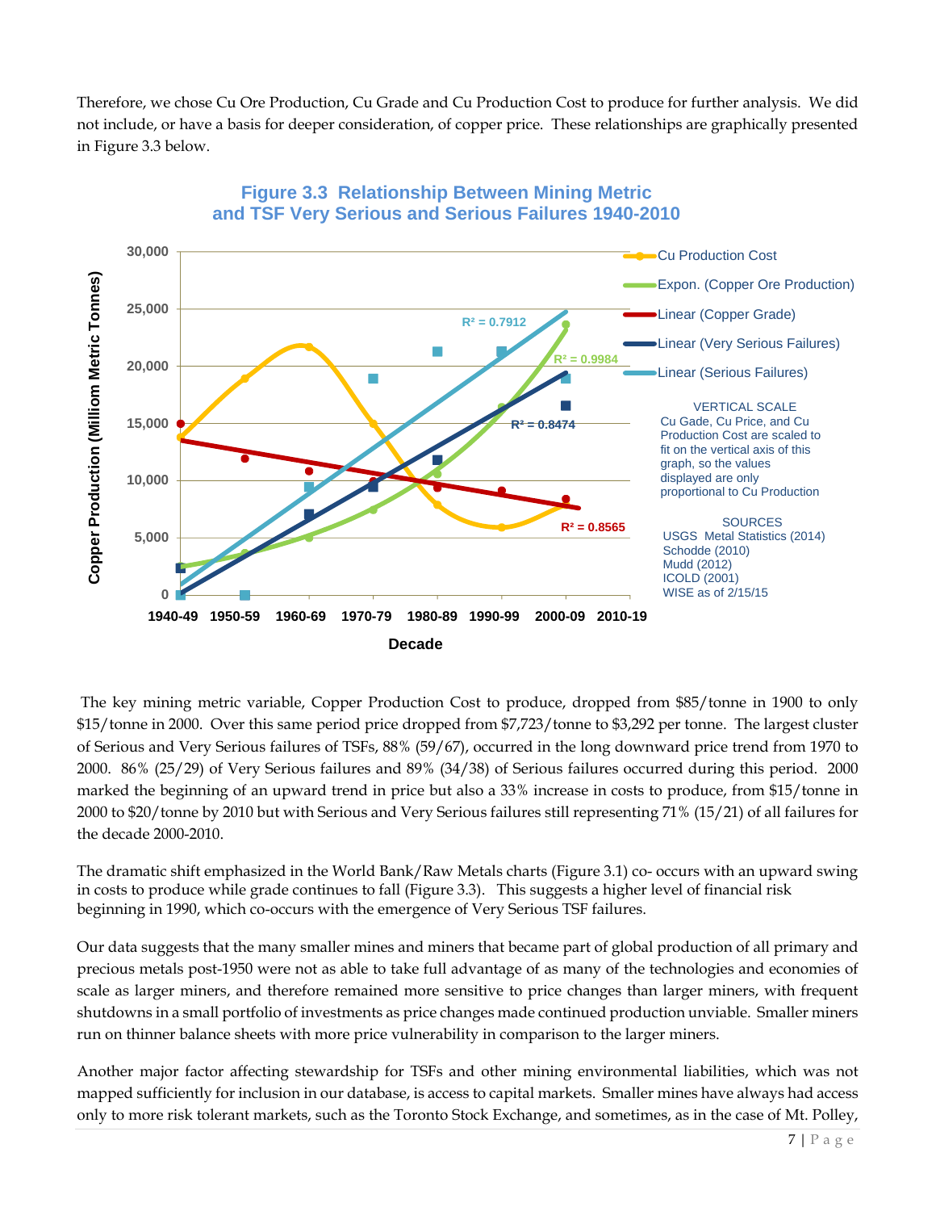Therefore, we chose Cu Ore Production, Cu Grade and Cu Production Cost to produce for further analysis. We did not include, or have a basis for deeper consideration, of copper price. These relationships are graphically presented in Figure 3.3 below.

**Figure 3.3 Relationship Between Mining Metric and TSF Very Serious and Serious Failures 1940-2010**

VERTICAL SCALE
Cu Gade, Cu Price, and Cu Production Cost are scaled to fit on the vertical axis of this graph, so the values displayed are only proportional to Cu Production

SOURCES
USGS Metal Statistics (2014)
Schodde (2010)
Mudd (2012)
ICOLD (2001)
WISE as of 2/15/15

The key mining metric variable, Copper Production Cost to produce, dropped from \$85/tonne in 1900 to only \$15/tonne in 2000. Over this same period price dropped from \$7,723/tonne to \$3,292 per tonne. The largest cluster of Serious and Very Serious failures of TSFs, 88% (59/67), occurred in the long downward price trend from 1970 to 2000. 86% (25/29) of Very Serious failures and 89% (34/38) of Serious failures occurred during this period. 2000 marked the beginning of an upward trend in price but also a 33% increase in costs to produce, from \$15/tonne in 2000 to \$20/tonne by 2010 but with Serious and Very Serious failures still representing 71% (15/21) of all failures for the decade 2000-2010.

The dramatic shift emphasized in the World Bank/Raw Metals charts (Figure 3.1) co- occurs with an upward swing in costs to produce while grade continues to fall (Figure 3.3). This suggests a higher level of financial risk beginning in 1990, which co-occurs with the emergence of Very Serious TSF failures.

Our data suggests that the many smaller mines and miners that became part of global production of all primary and precious metals post-1950 were not as able to take full advantage of as many of the technologies and economies of scale as larger miners, and therefore remained more sensitive to price changes than larger miners, with frequent shutdowns in a small portfolio of investments as price changes made continued production unviable. Smaller miners run on thinner balance sheets with more price vulnerability in comparison to the larger miners.

Another major factor affecting stewardship for TSFs and other mining environmental liabilities, which was not mapped sufficiently for inclusion in our database, is access to capital markets. Smaller mines have always had access only to more risk tolerant markets, such as the Toronto Stock Exchange, and sometimes, as in the case of Mt. Polley,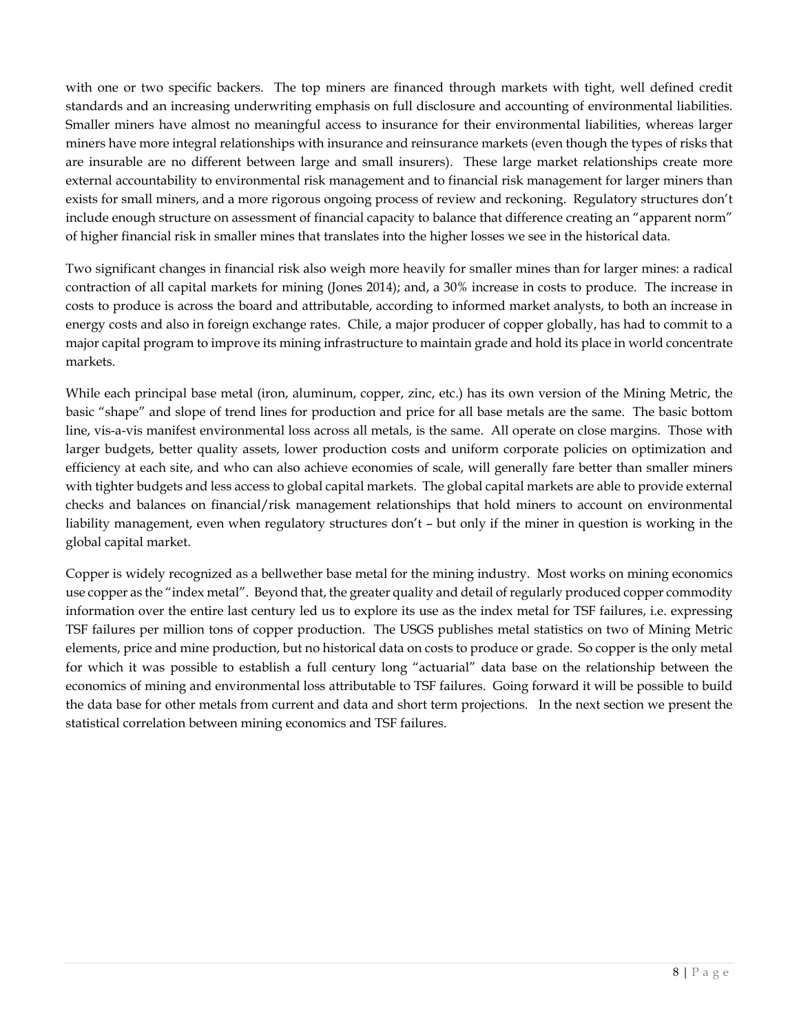with one or two specific backers. The top miners are financed through markets with tight, well defined credit standards and an increasing underwriting emphasis on full disclosure and accounting of environmental liabilities. Smaller miners have almost no meaningful access to insurance for their environmental liabilities, whereas larger miners have more integral relationships with insurance and reinsurance markets (even though the types of risks that are insurable are no different between large and small insurers). These large market relationships create more external accountability to environmental risk management and to financial risk management for larger miners than exists for small miners, and a more rigorous ongoing process of review and reckoning. Regulatory structures don't include enough structure on assessment of financial capacity to balance that difference creating an "apparent norm" of higher financial risk in smaller mines that translates into the higher losses we see in the historical data.

Two significant changes in financial risk also weigh more heavily for smaller mines than for larger mines: a radical contraction of all capital markets for mining (Jones 2014); and, a 30% increase in costs to produce. The increase in costs to produce is across the board and attributable, according to informed market analysts, to both an increase in energy costs and also in foreign exchange rates. Chile, a major producer of copper globally, has had to commit to a major capital program to improve its mining infrastructure to maintain grade and hold its place in world concentrate markets.

While each principal base metal (iron, aluminum, copper, zinc, etc.) has its own version of the Mining Metric, the basic "shape" and slope of trend lines for production and price for all base metals are the same. The basic bottom line, vis-a-vis manifest environmental loss across all metals, is the same. All operate on close margins. Those with larger budgets, better quality assets, lower production costs and uniform corporate policies on optimization and efficiency at each site, and who can also achieve economies of scale, will generally fare better than smaller miners with tighter budgets and less access to global capital markets. The global capital markets are able to provide external checks and balances on financial/risk management relationships that hold miners to account on environmental liability management, even when regulatory structures don't – but only if the miner in question is working in the global capital market.

Copper is widely recognized as a bellwether base metal for the mining industry. Most works on mining economics use copper as the "index metal". Beyond that, the greater quality and detail of regularly produced copper commodity information over the entire last century led us to explore its use as the index metal for TSF failures, i.e. expressing TSF failures per million tons of copper production. The USGS publishes metal statistics on two of Mining Metric elements, price and mine production, but no historical data on costs to produce or grade. So copper is the only metal for which it was possible to establish a full century long "actuarial" data base on the relationship between the economics of mining and environmental loss attributable to TSF failures. Going forward it will be possible to build the data base for other metals from current and data and short term projections. In the next section we present the statistical correlation between mining economics and TSF failures.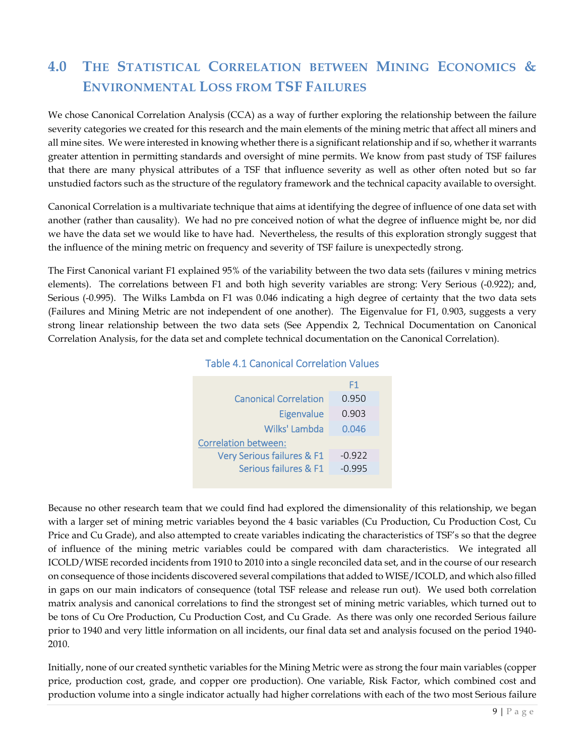## 4.0 The Statistical Correlation between Mining Economics & Environmental Loss from TSF Failures

We chose Canonical Correlation Analysis (CCA) as a way of further exploring the relationship between the failure severity categories we created for this research and the main elements of the mining metric that affect all miners and all mine sites. We were interested in knowing whether there is a significant relationship and if so, whether it warrants greater attention in permitting standards and oversight of mine permits. We know from past study of TSF failures that there are many physical attributes of a TSF that influence severity as well as other often noted but so far unstudied factors such as the structure of the regulatory framework and the technical capacity available to oversight.

Canonical Correlation is a multivariate technique that aims at identifying the degree of influence of one data set with another (rather than causality). We had no pre conceived notion of what the degree of influence might be, nor did we have the data set we would like to have had. Nevertheless, the results of this exploration strongly suggest that the influence of the mining metric on frequency and severity of TSF failure is unexpectedly strong.

The First Canonical variant F1 explained 95% of the variability between the two data sets (failures v mining metrics elements). The correlations between F1 and both high severity variables are strong: Very Serious (-0.922); and, Serious (-0.995). The Wilks Lambda on F1 was 0.046 indicating a high degree of certainty that the two data sets (Failures and Mining Metric are not independent of one another). The Eigenvalue for F1, 0.903, suggests a very strong linear relationship between the two data sets (See Appendix 2, Technical Documentation on Canonical Correlation Analysis, for the data set and complete technical documentation on the Canonical Correlation).

Table 4.1 Canonical Correlation Values

| | F1 |
|---|---|
| Canonical Correlation | 0.950 |
| Eigenvalue | 0.903 |
| Wilks' Lambda | 0.046 |
| Correlation between: | |
| Very Serious failures & F1 | -0.922 |
| Serious failures & F1 | -0.995 |

Because no other research team that we could find had explored the dimensionality of this relationship, we began with a larger set of mining metric variables beyond the 4 basic variables (Cu Production, Cu Production Cost, Cu Price and Cu Grade), and also attempted to create variables indicating the characteristics of TSF's so that the degree of influence of the mining metric variables could be compared with dam characteristics. We integrated all ICOLD/WISE recorded incidents from 1910 to 2010 into a single reconciled data set, and in the course of our research on consequence of those incidents discovered several compilations that added to WISE/ICOLD, and which also filled in gaps on our main indicators of consequence (total TSF release and release run out). We used both correlation matrix analysis and canonical correlations to find the strongest set of mining metric variables, which turned out to be tons of Cu Ore Production, Cu Production Cost, and Cu Grade. As there was only one recorded Serious failure prior to 1940 and very little information on all incidents, our final data set and analysis focused on the period 1940-2010.

Initially, none of our created synthetic variables for the Mining Metric were as strong the four main variables (copper price, production cost, grade, and copper ore production). One variable, Risk Factor, which combined cost and production volume into a single indicator actually had higher correlations with each of the two most Serious failure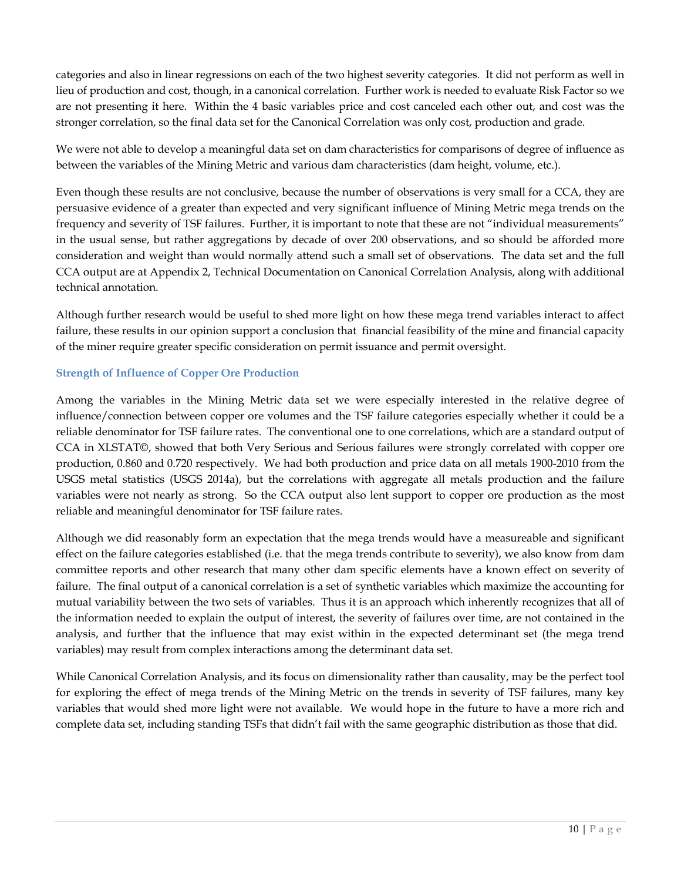categories and also in linear regressions on each of the two highest severity categories. It did not perform as well in lieu of production and cost, though, in a canonical correlation. Further work is needed to evaluate Risk Factor so we are not presenting it here. Within the 4 basic variables price and cost canceled each other out, and cost was the stronger correlation, so the final data set for the Canonical Correlation was only cost, production and grade.

We were not able to develop a meaningful data set on dam characteristics for comparisons of degree of influence as between the variables of the Mining Metric and various dam characteristics (dam height, volume, etc.).

Even though these results are not conclusive, because the number of observations is very small for a CCA, they are persuasive evidence of a greater than expected and very significant influence of Mining Metric mega trends on the frequency and severity of TSF failures. Further, it is important to note that these are not "individual measurements" in the usual sense, but rather aggregations by decade of over 200 observations, and so should be afforded more consideration and weight than would normally attend such a small set of observations. The data set and the full CCA output are at Appendix 2, Technical Documentation on Canonical Correlation Analysis, along with additional technical annotation.

Although further research would be useful to shed more light on how these mega trend variables interact to affect failure, these results in our opinion support a conclusion that financial feasibility of the mine and financial capacity of the miner require greater specific consideration on permit issuance and permit oversight.

### Strength of Influence of Copper Ore Production

Among the variables in the Mining Metric data set we were especially interested in the relative degree of influence/connection between copper ore volumes and the TSF failure categories especially whether it could be a reliable denominator for TSF failure rates. The conventional one to one correlations, which are a standard output of CCA in XLSTAT©, showed that both Very Serious and Serious failures were strongly correlated with copper ore production, 0.860 and 0.720 respectively. We had both production and price data on all metals 1900-2010 from the USGS metal statistics (USGS 2014a), but the correlations with aggregate all metals production and the failure variables were not nearly as strong. So the CCA output also lent support to copper ore production as the most reliable and meaningful denominator for TSF failure rates.

Although we did reasonably form an expectation that the mega trends would have a measureable and significant effect on the failure categories established (i.e. that the mega trends contribute to severity), we also know from dam committee reports and other research that many other dam specific elements have a known effect on severity of failure. The final output of a canonical correlation is a set of synthetic variables which maximize the accounting for mutual variability between the two sets of variables. Thus it is an approach which inherently recognizes that all of the information needed to explain the output of interest, the severity of failures over time, are not contained in the analysis, and further that the influence that may exist within in the expected determinant set (the mega trend variables) may result from complex interactions among the determinant data set.

While Canonical Correlation Analysis, and its focus on dimensionality rather than causality, may be the perfect tool for exploring the effect of mega trends of the Mining Metric on the trends in severity of TSF failures, many key variables that would shed more light were not available. We would hope in the future to have a more rich and complete data set, including standing TSFs that didn't fail with the same geographic distribution as those that did.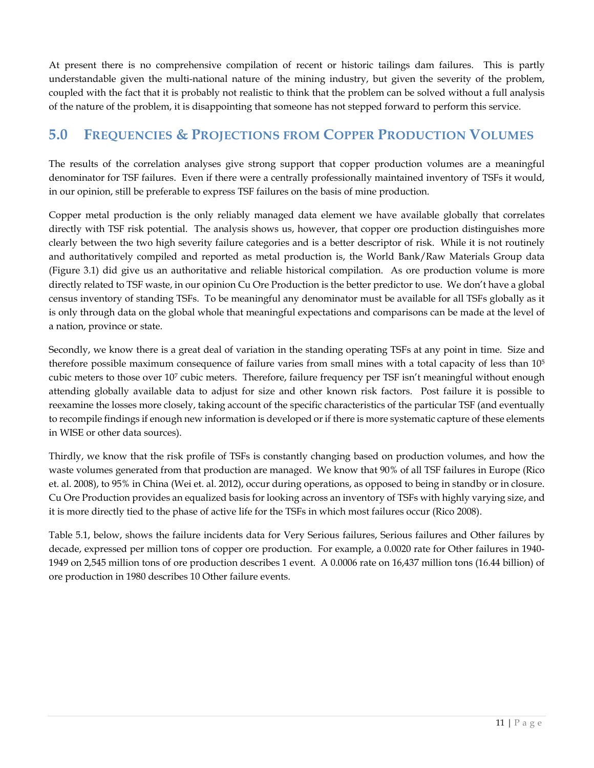At present there is no comprehensive compilation of recent or historic tailings dam failures. This is partly understandable given the multi-national nature of the mining industry, but given the severity of the problem, coupled with the fact that it is probably not realistic to think that the problem can be solved without a full analysis of the nature of the problem, it is disappointing that someone has not stepped forward to perform this service.

## 5.0 Frequencies & Projections from Copper Production Volumes

The results of the correlation analyses give strong support that copper production volumes are a meaningful denominator for TSF failures. Even if there were a centrally professionally maintained inventory of TSFs it would, in our opinion, still be preferable to express TSF failures on the basis of mine production.

Copper metal production is the only reliably managed data element we have available globally that correlates directly with TSF risk potential. The analysis shows us, however, that copper ore production distinguishes more clearly between the two high severity failure categories and is a better descriptor of risk. While it is not routinely and authoritatively compiled and reported as metal production is, the World Bank/Raw Materials Group data (Figure 3.1) did give us an authoritative and reliable historical compilation. As ore production volume is more directly related to TSF waste, in our opinion Cu Ore Production is the better predictor to use. We don't have a global census inventory of standing TSFs. To be meaningful any denominator must be available for all TSFs globally as it is only through data on the global whole that meaningful expectations and comparisons can be made at the level of a nation, province or state.

Secondly, we know there is a great deal of variation in the standing operating TSFs at any point in time. Size and therefore possible maximum consequence of failure varies from small mines with a total capacity of less than $10^5$ cubic meters to those over $10^7$ cubic meters. Therefore, failure frequency per TSF isn't meaningful without enough attending globally available data to adjust for size and other known risk factors. Post failure it is possible to reexamine the losses more closely, taking account of the specific characteristics of the particular TSF (and eventually to recompile findings if enough new information is developed or if there is more systematic capture of these elements in WISE or other data sources).

Thirdly, we know that the risk profile of TSFs is constantly changing based on production volumes, and how the waste volumes generated from that production are managed. We know that 90% of all TSF failures in Europe (Rico et. al. 2008), to 95% in China (Wei et. al. 2012), occur during operations, as opposed to being in standby or in closure. Cu Ore Production provides an equalized basis for looking across an inventory of TSFs with highly varying size, and it is more directly tied to the phase of active life for the TSFs in which most failures occur (Rico 2008).

Table 5.1, below, shows the failure incidents data for Very Serious failures, Serious failures and Other failures by decade, expressed per million tons of copper ore production. For example, a 0.0020 rate for Other failures in 1940-1949 on 2,545 million tons of ore production describes 1 event. A 0.0006 rate on 16,437 million tons (16.44 billion) of ore production in 1980 describes 10 Other failure events.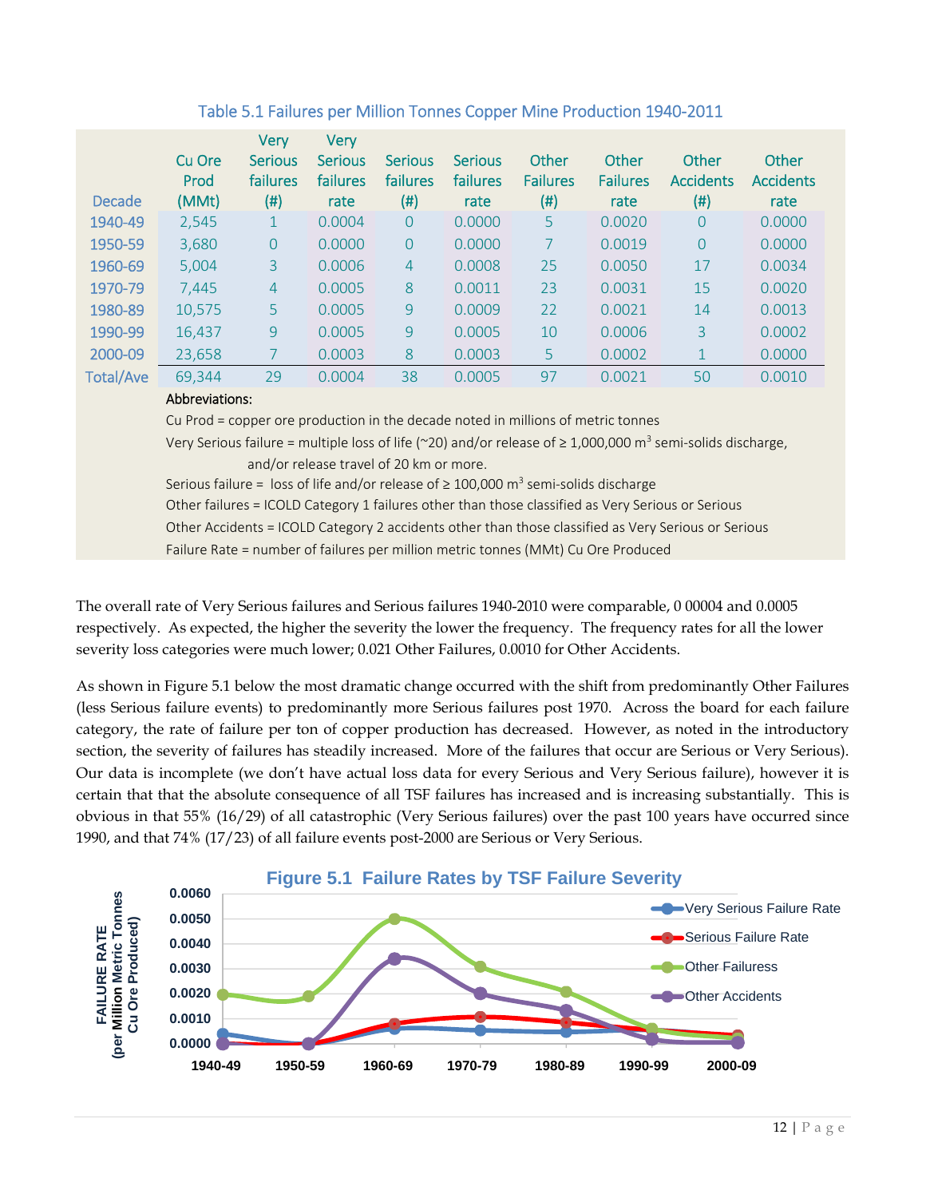Table 5.1 Failures per Million Tonnes Copper Mine Production 1940-2011

| Decade | Cu Ore Prod (MMt) | Very Serious failures (#) | Very Serious failures rate | Serious failures (#) | Serious failures rate | Other Failures (#) | Other Failures rate | Other Accidents (#) | Other Accidents rate |
|---|---|---|---|---|---|---|---|---|---|
| 1940-49 | 2,545 | 1 | 0.0004 | 0 | 0.0000 | 5 | 0.0020 | 0 | 0.0000 |
| 1950-59 | 3,680 | 0 | 0.0000 | 0 | 0.0000 | 7 | 0.0019 | 0 | 0.0000 |
| 1960-69 | 5,004 | 3 | 0.0006 | 4 | 0.0008 | 25 | 0.0050 | 17 | 0.0034 |
| 1970-79 | 7,445 | 4 | 0.0005 | 8 | 0.0011 | 23 | 0.0031 | 15 | 0.0020 |
| 1980-89 | 10,575 | 5 | 0.0005 | 9 | 0.0009 | 22 | 0.0021 | 14 | 0.0013 |
| 1990-99 | 16,437 | 9 | 0.0005 | 9 | 0.0005 | 10 | 0.0006 | 3 | 0.0002 |
| 2000-09 | 23,658 | 7 | 0.0003 | 8 | 0.0003 | 5 | 0.0002 | 1 | 0.0000 |
| Total/Ave | 69,344 | 29 | 0.0004 | 38 | 0.0005 | 97 | 0.0021 | 50 | 0.0010 |

Abbreviations:

Cu Prod = copper ore production in the decade noted in millions of metric tonnes

Very Serious failure = multiple loss of life (~20) and/or release of ≥ 1,000,000 m$^3$ semi-solids discharge, and/or release travel of 20 km or more.

Serious failure = loss of life and/or release of ≥ 100,000 m$^3$ semi-solids discharge

Other failures = ICOLD Category 1 failures other than those classified as Very Serious or Serious

Other Accidents = ICOLD Category 2 accidents other than those classified as Very Serious or Serious

Failure Rate = number of failures per million metric tonnes (MMt) Cu Ore Produced

The overall rate of Very Serious failures and Serious failures 1940-2010 were comparable, 0 00004 and 0.0005 respectively. As expected, the higher the severity the lower the frequency. The frequency rates for all the lower severity loss categories were much lower; 0.021 Other Failures, 0.0010 for Other Accidents.

As shown in Figure 5.1 below the most dramatic change occurred with the shift from predominantly Other Failures (less Serious failure events) to predominantly more Serious failures post 1970. Across the board for each failure category, the rate of failure per ton of copper production has decreased. However, as noted in the introductory section, the severity of failures has steadily increased. More of the failures that occur are Serious or Very Serious). Our data is incomplete (we don't have actual loss data for every Serious and Very Serious failure), however it is certain that that the absolute consequence of all TSF failures has increased and is increasing substantially. This is obvious in that 55% (16/29) of all catastrophic (Very Serious failures) over the past 100 years have occurred since 1990, and that 74% (17/23) of all failure events post-2000 are Serious or Very Serious.

**Figure 5.1 Failure Rates by TSF Failure Severity**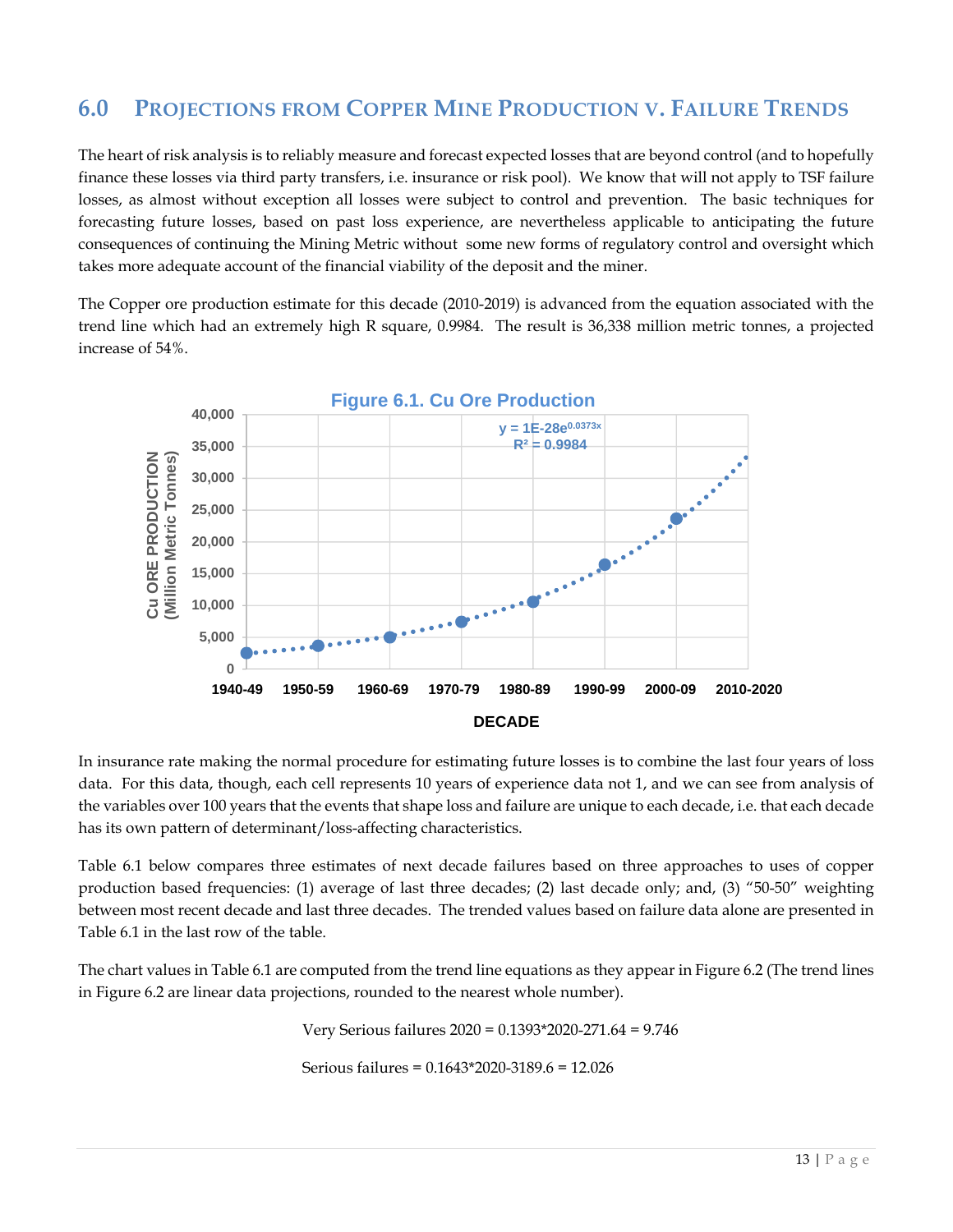## 6.0 Projections from Copper Mine Production v. Failure Trends

The heart of risk analysis is to reliably measure and forecast expected losses that are beyond control (and to hopefully finance these losses via third party transfers, i.e. insurance or risk pool). We know that will not apply to TSF failure losses, as almost without exception all losses were subject to control and prevention. The basic techniques for forecasting future losses, based on past loss experience, are nevertheless applicable to anticipating the future consequences of continuing the Mining Metric without some new forms of regulatory control and oversight which takes more adequate account of the financial viability of the deposit and the miner.

The Copper ore production estimate for this decade (2010-2019) is advanced from the equation associated with the trend line which had an extremely high R square, 0.9984. The result is 36,338 million metric tonnes, a projected increase of 54%.

**Figure 6.1. Cu Ore Production**

$y = 1E\text{-}28e^{0.0373x}$

$R^2 = 0.9984$

Y-axis: Cu ORE PRODUCTION (Million Metric Tonnes): 0, 5,000, 10,000, 15,000, 20,000, 25,000, 30,000, 35,000, 40,000

X-axis: DECADE: 1940-49, 1950-59, 1960-69, 1970-79, 1980-89, 1990-99, 2000-09, 2010-2020

In insurance rate making the normal procedure for estimating future losses is to combine the last four years of loss data. For this data, though, each cell represents 10 years of experience data not 1, and we can see from analysis of the variables over 100 years that the events that shape loss and failure are unique to each decade, i.e. that each decade has its own pattern of determinant/loss-affecting characteristics.

Table 6.1 below compares three estimates of next decade failures based on three approaches to uses of copper production based frequencies: (1) average of last three decades; (2) last decade only; and, (3) "50-50" weighting between most recent decade and last three decades. The trended values based on failure data alone are presented in Table 6.1 in the last row of the table.

The chart values in Table 6.1 are computed from the trend line equations as they appear in Figure 6.2 (The trend lines in Figure 6.2 are linear data projections, rounded to the nearest whole number).

Very Serious failures 2020 = 0.1393\*2020-271.64 = 9.746

Serious failures = 0.1643\*2020-3189.6 = 12.026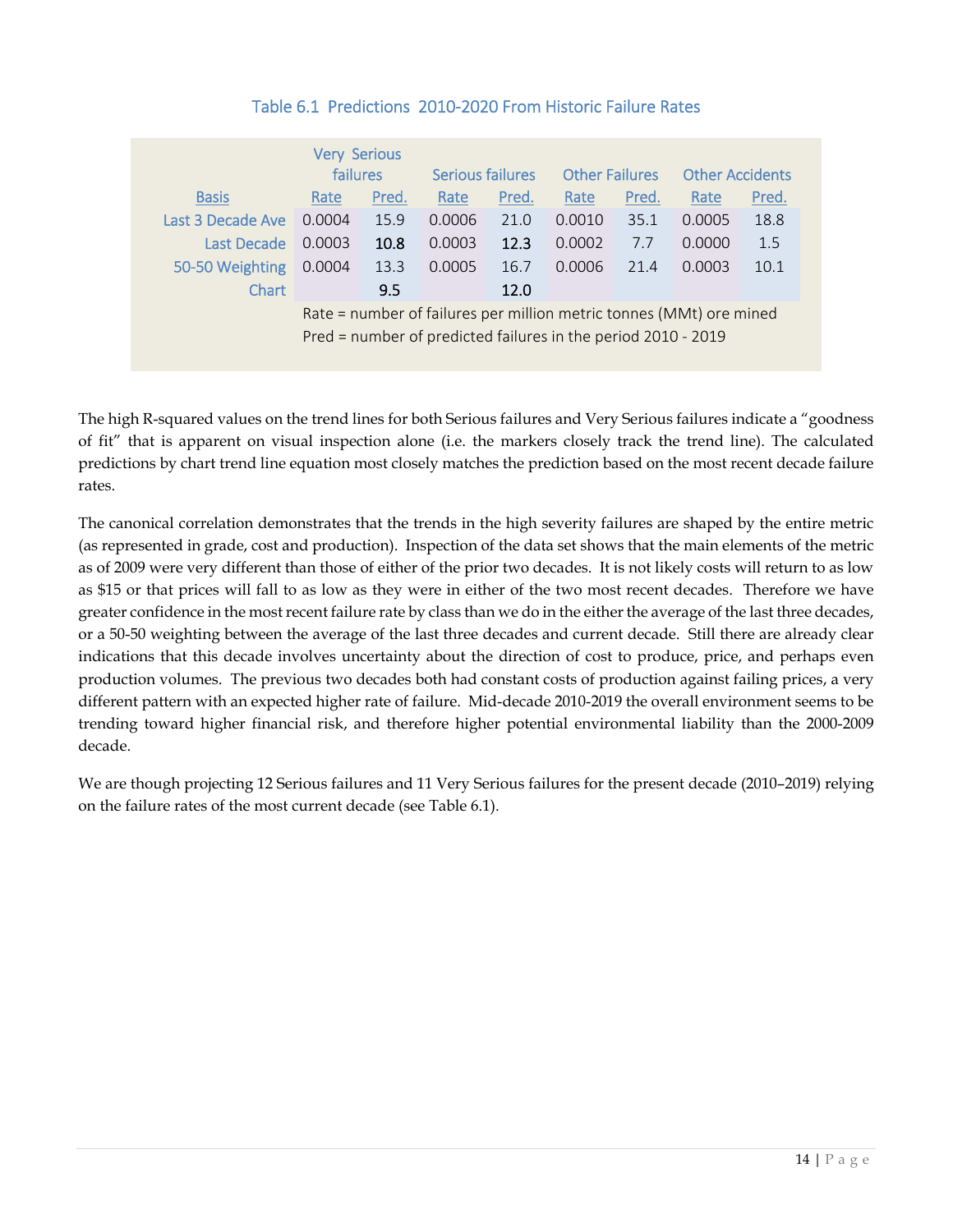### Table 6.1 Predictions 2010-2020 From Historic Failure Rates

| Basis | Very Serious failures | | Serious failures | | Other Failures | | Other Accidents | |
|---|---|---|---|---|---|---|---|---|
| | Rate | Pred. | Rate | Pred. | Rate | Pred. | Rate | Pred. |
| Last 3 Decade Ave | 0.0004 | 15.9 | 0.0006 | 21.0 | 0.0010 | 35.1 | 0.0005 | 18.8 |
| Last Decade | 0.0003 | 10.8 | 0.0003 | 12.3 | 0.0002 | 7.7 | 0.0000 | 1.5 |
| 50-50 Weighting | 0.0004 | 13.3 | 0.0005 | 16.7 | 0.0006 | 21.4 | 0.0003 | 10.1 |
| Chart | | 9.5 | | 12.0 | | | | |

Rate = number of failures per million metric tonnes (MMt) ore mined
Pred = number of predicted failures in the period 2010 - 2019

The high R-squared values on the trend lines for both Serious failures and Very Serious failures indicate a "goodness of fit" that is apparent on visual inspection alone (i.e. the markers closely track the trend line). The calculated predictions by chart trend line equation most closely matches the prediction based on the most recent decade failure rates.

The canonical correlation demonstrates that the trends in the high severity failures are shaped by the entire metric (as represented in grade, cost and production). Inspection of the data set shows that the main elements of the metric as of 2009 were very different than those of either of the prior two decades. It is not likely costs will return to as low as $15 or that prices will fall to as low as they were in either of the two most recent decades. Therefore we have greater confidence in the most recent failure rate by class than we do in the either the average of the last three decades, or a 50-50 weighting between the average of the last three decades and current decade. Still there are already clear indications that this decade involves uncertainty about the direction of cost to produce, price, and perhaps even production volumes. The previous two decades both had constant costs of production against failing prices, a very different pattern with an expected higher rate of failure. Mid-decade 2010-2019 the overall environment seems to be trending toward higher financial risk, and therefore higher potential environmental liability than the 2000-2009 decade.

We are though projecting 12 Serious failures and 11 Very Serious failures for the present decade (2010–2019) relying on the failure rates of the most current decade (see Table 6.1).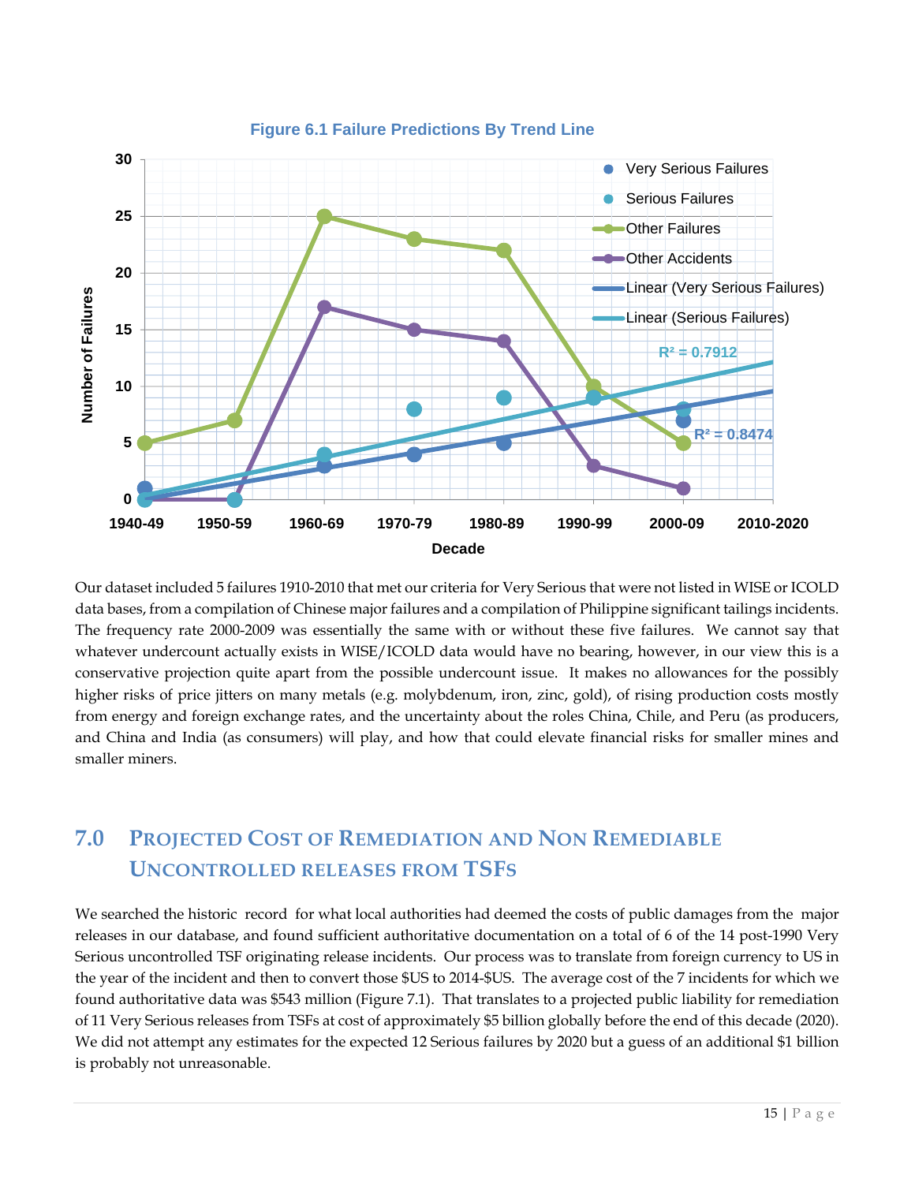Figure 6.1 Failure Predictions By Trend Line

Our dataset included 5 failures 1910-2010 that met our criteria for Very Serious that were not listed in WISE or ICOLD data bases, from a compilation of Chinese major failures and a compilation of Philippine significant tailings incidents. The frequency rate 2000-2009 was essentially the same with or without these five failures. We cannot say that whatever undercount actually exists in WISE/ICOLD data would have no bearing, however, in our view this is a conservative projection quite apart from the possible undercount issue. It makes no allowances for the possibly higher risks of price jitters on many metals (e.g. molybdenum, iron, zinc, gold), of rising production costs mostly from energy and foreign exchange rates, and the uncertainty about the roles China, Chile, and Peru (as producers, and China and India (as consumers) will play, and how that could elevate financial risks for smaller mines and smaller miners.

## 7.0 PROJECTED COST OF REMEDIATION AND NON REMEDIABLE UNCONTROLLED RELEASES FROM TSFS

We searched the historic record for what local authorities had deemed the costs of public damages from the major releases in our database, and found sufficient authoritative documentation on a total of 6 of the 14 post-1990 Very Serious uncontrolled TSF originating release incidents. Our process was to translate from foreign currency to US in the year of the incident and then to convert those $US to 2014-$US. The average cost of the 7 incidents for which we found authoritative data was $543 million (Figure 7.1). That translates to a projected public liability for remediation of 11 Very Serious releases from TSFs at cost of approximately $5 billion globally before the end of this decade (2020). We did not attempt any estimates for the expected 12 Serious failures by 2020 but a guess of an additional $1 billion is probably not unreasonable.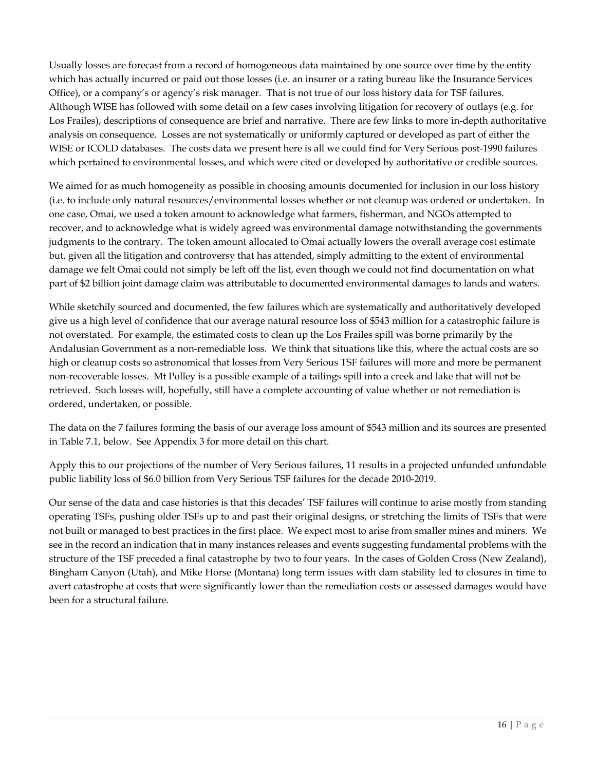Usually losses are forecast from a record of homogeneous data maintained by one source over time by the entity which has actually incurred or paid out those losses (i.e. an insurer or a rating bureau like the Insurance Services Office), or a company's or agency's risk manager. That is not true of our loss history data for TSF failures. Although WISE has followed with some detail on a few cases involving litigation for recovery of outlays (e.g. for Los Frailes), descriptions of consequence are brief and narrative. There are few links to more in-depth authoritative analysis on consequence. Losses are not systematically or uniformly captured or developed as part of either the WISE or ICOLD databases. The costs data we present here is all we could find for Very Serious post-1990 failures which pertained to environmental losses, and which were cited or developed by authoritative or credible sources.

We aimed for as much homogeneity as possible in choosing amounts documented for inclusion in our loss history (i.e. to include only natural resources/environmental losses whether or not cleanup was ordered or undertaken. In one case, Omai, we used a token amount to acknowledge what farmers, fisherman, and NGOs attempted to recover, and to acknowledge what is widely agreed was environmental damage notwithstanding the governments judgments to the contrary. The token amount allocated to Omai actually lowers the overall average cost estimate but, given all the litigation and controversy that has attended, simply admitting to the extent of environmental damage we felt Omai could not simply be left off the list, even though we could not find documentation on what part of $2 billion joint damage claim was attributable to documented environmental damages to lands and waters.

While sketchily sourced and documented, the few failures which are systematically and authoritatively developed give us a high level of confidence that our average natural resource loss of $543 million for a catastrophic failure is not overstated. For example, the estimated costs to clean up the Los Frailes spill was borne primarily by the Andalusian Government as a non-remediable loss. We think that situations like this, where the actual costs are so high or cleanup costs so astronomical that losses from Very Serious TSF failures will more and more be permanent non-recoverable losses. Mt Polley is a possible example of a tailings spill into a creek and lake that will not be retrieved. Such losses will, hopefully, still have a complete accounting of value whether or not remediation is ordered, undertaken, or possible.

The data on the 7 failures forming the basis of our average loss amount of $543 million and its sources are presented in Table 7.1, below. See Appendix 3 for more detail on this chart.

Apply this to our projections of the number of Very Serious failures, 11 results in a projected unfunded unfundable public liability loss of $6.0 billion from Very Serious TSF failures for the decade 2010-2019.

Our sense of the data and case histories is that this decades' TSF failures will continue to arise mostly from standing operating TSFs, pushing older TSFs up to and past their original designs, or stretching the limits of TSFs that were not built or managed to best practices in the first place. We expect most to arise from smaller mines and miners. We see in the record an indication that in many instances releases and events suggesting fundamental problems with the structure of the TSF preceded a final catastrophe by two to four years. In the cases of Golden Cross (New Zealand), Bingham Canyon (Utah), and Mike Horse (Montana) long term issues with dam stability led to closures in time to avert catastrophe at costs that were significantly lower than the remediation costs or assessed damages would have been for a structural failure.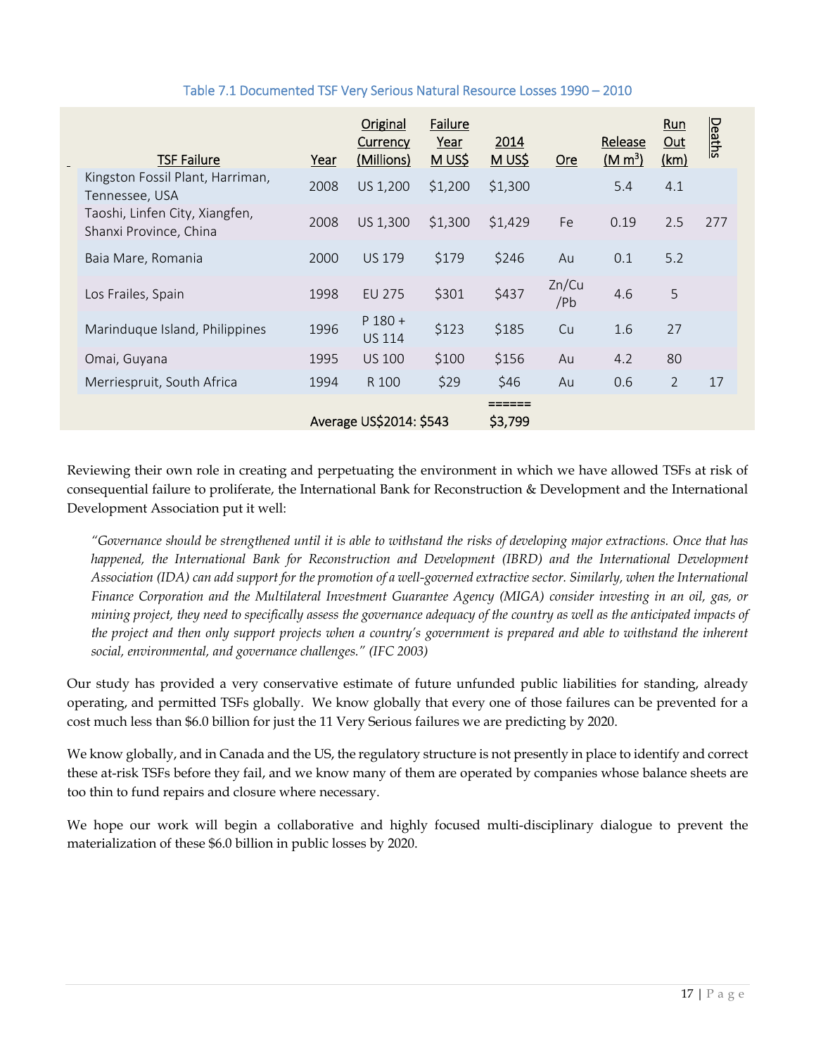Table 7.1 Documented TSF Very Serious Natural Resource Losses 1990 – 2010

| TSF Failure | Year | Original Currency (Millions) | Failure Year M US$ | 2014 M US$ | Ore | Release (M m$^3$) | Run Out (km) | Deaths |
|---|---|---|---|---|---|---|---|---|
| Kingston Fossil Plant, Harriman, Tennessee, USA | 2008 | US 1,200 | $1,200 | $1,300 | | 5.4 | 4.1 | |
| Taoshi, Linfen City, Xiangfen, Shanxi Province, China | 2008 | US 1,300 | $1,300 | $1,429 | Fe | 0.19 | 2.5 | 277 |
| Baia Mare, Romania | 2000 | US 179 | $179 | $246 | Au | 0.1 | 5.2 | |
| Los Frailes, Spain | 1998 | EU 275 | $301 | $437 | Zn/Cu /Pb | 4.6 | 5 | |
| Marinduque Island, Philippines | 1996 | P 180 + US 114 | $123 | $185 | Cu | 1.6 | 27 | |
| Omai, Guyana | 1995 | US 100 | $100 | $156 | Au | 4.2 | 80 | |
| Merriespruit, South Africa | 1994 | R 100 | $29 | $46 | Au | 0.6 | 2 | 17 |
| | Average US$2014: $543 | | | ====== $3,799 | | | | |

Reviewing their own role in creating and perpetuating the environment in which we have allowed TSFs at risk of consequential failure to proliferate, the International Bank for Reconstruction & Development and the International Development Association put it well:

> *"Governance should be strengthened until it is able to withstand the risks of developing major extractions. Once that has happened, the International Bank for Reconstruction and Development (IBRD) and the International Development Association (IDA) can add support for the promotion of a well-governed extractive sector. Similarly, when the International Finance Corporation and the Multilateral Investment Guarantee Agency (MIGA) consider investing in an oil, gas, or mining project, they need to specifically assess the governance adequacy of the country as well as the anticipated impacts of the project and then only support projects when a country's government is prepared and able to withstand the inherent social, environmental, and governance challenges." (IFC 2003)*

Our study has provided a very conservative estimate of future unfunded public liabilities for standing, already operating, and permitted TSFs globally. We know globally that every one of those failures can be prevented for a cost much less than $6.0 billion for just the 11 Very Serious failures we are predicting by 2020.

We know globally, and in Canada and the US, the regulatory structure is not presently in place to identify and correct these at-risk TSFs before they fail, and we know many of them are operated by companies whose balance sheets are too thin to fund repairs and closure where necessary.

We hope our work will begin a collaborative and highly focused multi-disciplinary dialogue to prevent the materialization of these $6.0 billion in public losses by 2020.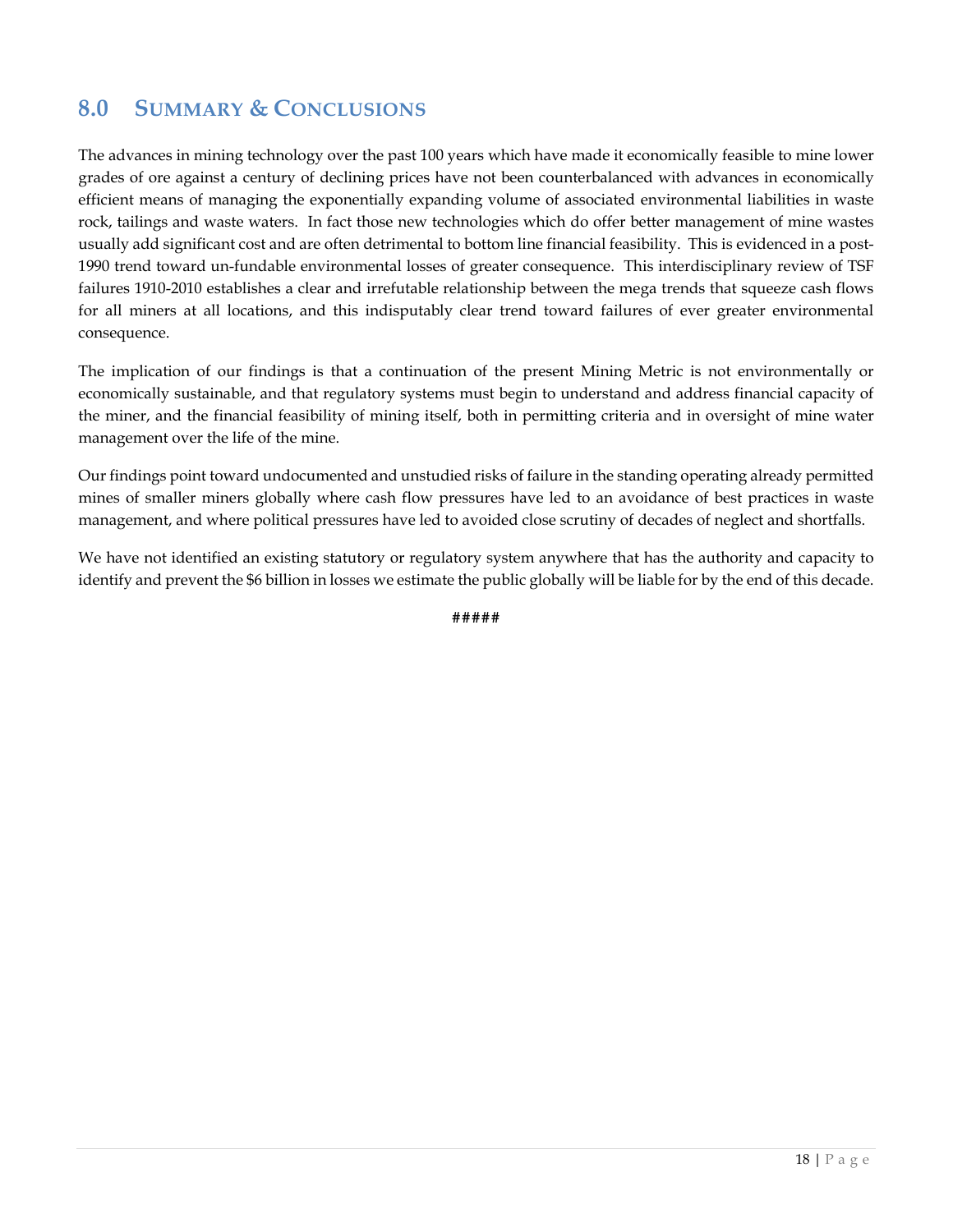## 8.0 SUMMARY & CONCLUSIONS

The advances in mining technology over the past 100 years which have made it economically feasible to mine lower grades of ore against a century of declining prices have not been counterbalanced with advances in economically efficient means of managing the exponentially expanding volume of associated environmental liabilities in waste rock, tailings and waste waters. In fact those new technologies which do offer better management of mine wastes usually add significant cost and are often detrimental to bottom line financial feasibility. This is evidenced in a post-1990 trend toward un-fundable environmental losses of greater consequence. This interdisciplinary review of TSF failures 1910-2010 establishes a clear and irrefutable relationship between the mega trends that squeeze cash flows for all miners at all locations, and this indisputably clear trend toward failures of ever greater environmental consequence.

The implication of our findings is that a continuation of the present Mining Metric is not environmentally or economically sustainable, and that regulatory systems must begin to understand and address financial capacity of the miner, and the financial feasibility of mining itself, both in permitting criteria and in oversight of mine water management over the life of the mine.

Our findings point toward undocumented and unstudied risks of failure in the standing operating already permitted mines of smaller miners globally where cash flow pressures have led to an avoidance of best practices in waste management, and where political pressures have led to avoided close scrutiny of decades of neglect and shortfalls.

We have not identified an existing statutory or regulatory system anywhere that has the authority and capacity to identify and prevent the $6 billion in losses we estimate the public globally will be liable for by the end of this decade.

#####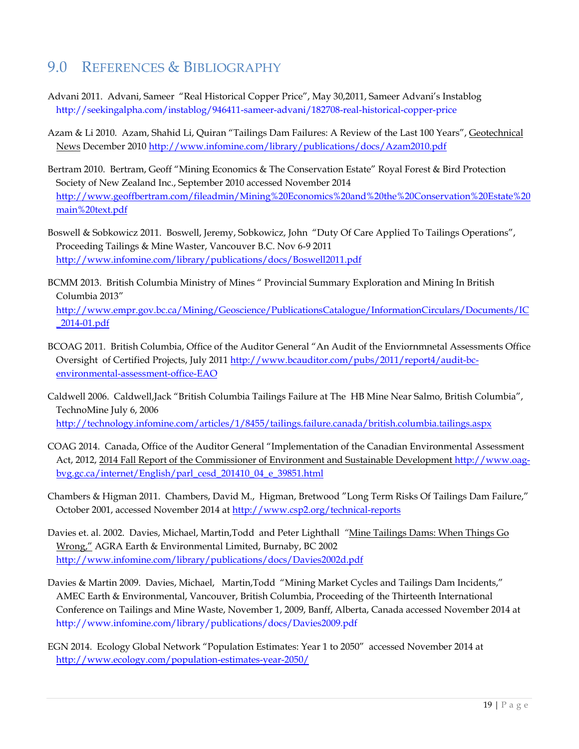# 9.0 REFERENCES & BIBLIOGRAPHY

Advani 2011. Advani, Sameer "Real Historical Copper Price", May 30,2011, Sameer Advani's Instablog http://seekingalpha.com/instablog/946411-sameer-advani/182708-real-historical-copper-price

Azam & Li 2010. Azam, Shahid Li, Quiran "Tailings Dam Failures: A Review of the Last 100 Years", Geotechnical News December 2010 http://www.infomine.com/library/publications/docs/Azam2010.pdf

Bertram 2010. Bertram, Geoff "Mining Economics & The Conservation Estate" Royal Forest & Bird Protection Society of New Zealand Inc., September 2010 accessed November 2014 http://www.geoffbertram.com/fileadmin/Mining%20Economics%20and%20the%20Conservation%20Estate%20main%20text.pdf

Boswell & Sobkowicz 2011. Boswell, Jeremy, Sobkowicz, John "Duty Of Care Applied To Tailings Operations", Proceeding Tailings & Mine Waster, Vancouver B.C. Nov 6-9 2011 http://www.infomine.com/library/publications/docs/Boswell2011.pdf

BCMM 2013. British Columbia Ministry of Mines " Provincial Summary Exploration and Mining In British Columbia 2013" http://www.empr.gov.bc.ca/Mining/Geoscience/PublicationsCatalogue/InformationCirculars/Documents/IC_2014-01.pdf

BCOAG 2011. British Columbia, Office of the Auditor General "An Audit of the Enviornmnetal Assessments Office Oversight of Certified Projects, July 2011 http://www.bcauditor.com/pubs/2011/report4/audit-bc-environmental-assessment-office-EAO

Caldwell 2006. Caldwell,Jack "British Columbia Tailings Failure at The HB Mine Near Salmo, British Columbia", TechnoMine July 6, 2006 http://technology.infomine.com/articles/1/8455/tailings.failure.canada/british.columbia.tailings.aspx

COAG 2014. Canada, Office of the Auditor General "Implementation of the Canadian Environmental Assessment Act, 2012, 2014 Fall Report of the Commissioner of Environment and Sustainable Development http://www.oag-bvg.gc.ca/internet/English/parl_cesd_201410_04_e_39851.html

Chambers & Higman 2011. Chambers, David M., Higman, Bretwood "Long Term Risks Of Tailings Dam Failure," October 2001, accessed November 2014 at http://www.csp2.org/technical-reports

Davies et. al. 2002. Davies, Michael, Martin,Todd and Peter Lighthall "Mine Tailings Dams: When Things Go Wrong," AGRA Earth & Environmental Limited, Burnaby, BC 2002 http://www.infomine.com/library/publications/docs/Davies2002d.pdf

Davies & Martin 2009. Davies, Michael, Martin,Todd "Mining Market Cycles and Tailings Dam Incidents," AMEC Earth & Environmental, Vancouver, British Columbia, Proceeding of the Thirteenth International Conference on Tailings and Mine Waste, November 1, 2009, Banff, Alberta, Canada accessed November 2014 at http://www.infomine.com/library/publications/docs/Davies2009.pdf

EGN 2014. Ecology Global Network "Population Estimates: Year 1 to 2050" accessed November 2014 at http://www.ecology.com/population-estimates-year-2050/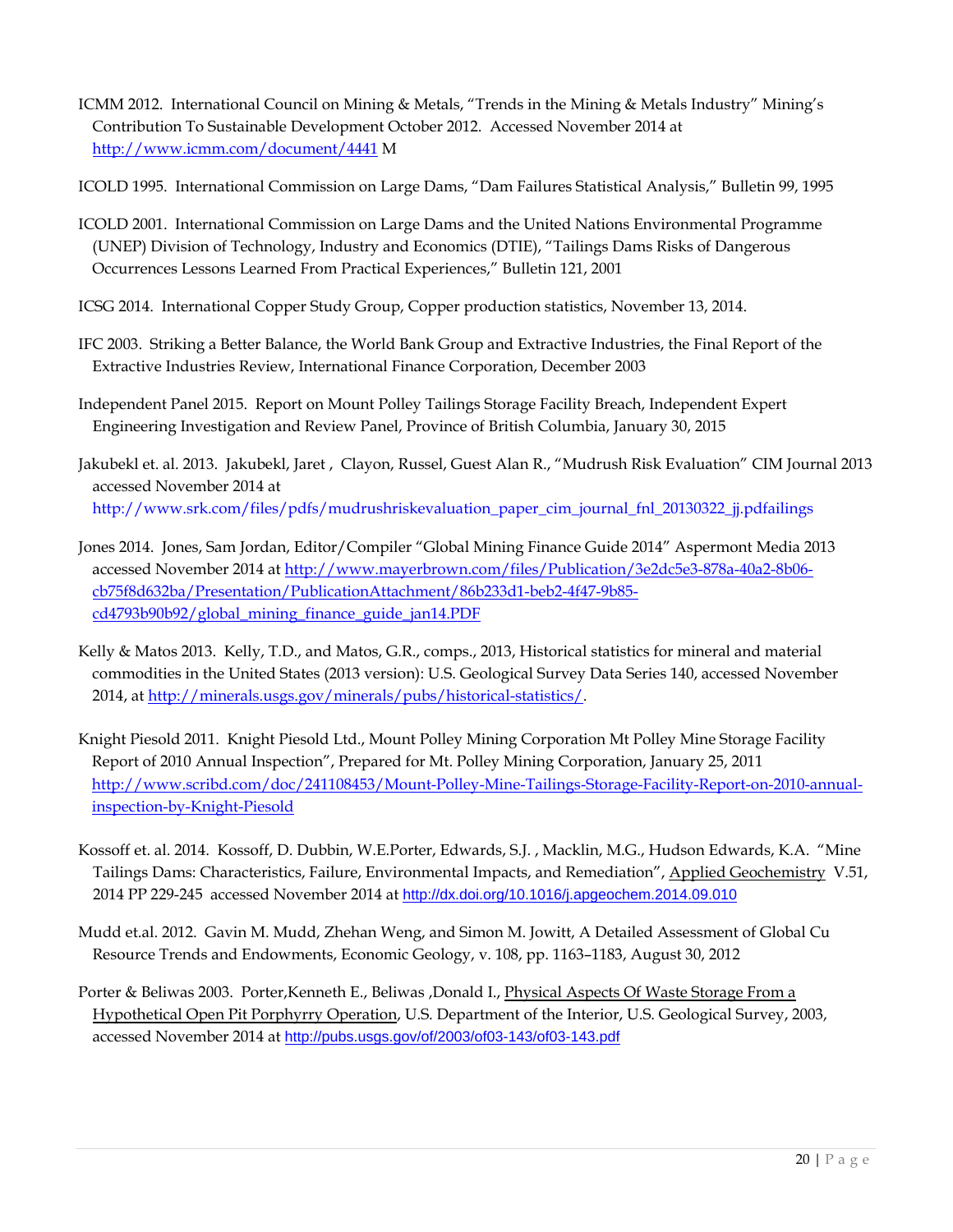ICMM 2012. International Council on Mining & Metals, "Trends in the Mining & Metals Industry" Mining's Contribution To Sustainable Development October 2012. Accessed November 2014 at http://www.icmm.com/document/4441 M

ICOLD 1995. International Commission on Large Dams, "Dam Failures Statistical Analysis," Bulletin 99, 1995

ICOLD 2001. International Commission on Large Dams and the United Nations Environmental Programme (UNEP) Division of Technology, Industry and Economics (DTIE), "Tailings Dams Risks of Dangerous Occurrences Lessons Learned From Practical Experiences," Bulletin 121, 2001

ICSG 2014. International Copper Study Group, Copper production statistics, November 13, 2014.

IFC 2003. Striking a Better Balance, the World Bank Group and Extractive Industries, the Final Report of the Extractive Industries Review, International Finance Corporation, December 2003

Independent Panel 2015. Report on Mount Polley Tailings Storage Facility Breach, Independent Expert Engineering Investigation and Review Panel, Province of British Columbia, January 30, 2015

Jakubekl et. al. 2013. Jakubekl, Jaret , Clayon, Russel, Guest Alan R., "Mudrush Risk Evaluation" CIM Journal 2013 accessed November 2014 at http://www.srk.com/files/pdfs/mudrushriskevaluation_paper_cim_journal_fnl_20130322_jj.pdfailings

Jones 2014. Jones, Sam Jordan, Editor/Compiler "Global Mining Finance Guide 2014" Aspermont Media 2013 accessed November 2014 at http://www.mayerbrown.com/files/Publication/3e2dc5e3-878a-40a2-8b06-cb75f8d632ba/Presentation/PublicationAttachment/86b233d1-beb2-4f47-9b85-cd4793b90b92/global_mining_finance_guide_jan14.PDF

Kelly & Matos 2013. Kelly, T.D., and Matos, G.R., comps., 2013, Historical statistics for mineral and material commodities in the United States (2013 version): U.S. Geological Survey Data Series 140, accessed November 2014, at http://minerals.usgs.gov/minerals/pubs/historical-statistics/.

Knight Piesold 2011. Knight Piesold Ltd., Mount Polley Mining Corporation Mt Polley Mine Storage Facility Report of 2010 Annual Inspection", Prepared for Mt. Polley Mining Corporation, January 25, 2011 http://www.scribd.com/doc/241108453/Mount-Polley-Mine-Tailings-Storage-Facility-Report-on-2010-annual-inspection-by-Knight-Piesold

Kossoff et. al. 2014. Kossoff, D. Dubbin, W.E.Porter, Edwards, S.J. , Macklin, M.G., Hudson Edwards, K.A. "Mine Tailings Dams: Characteristics, Failure, Environmental Impacts, and Remediation", Applied Geochemistry V.51, 2014 PP 229-245 accessed November 2014 at http://dx.doi.org/10.1016/j.apgeochem.2014.09.010

Mudd et.al. 2012. Gavin M. Mudd, Zhehan Weng, and Simon M. Jowitt, A Detailed Assessment of Global Cu Resource Trends and Endowments, Economic Geology, v. 108, pp. 1163–1183, August 30, 2012

Porter & Beliwas 2003. Porter,Kenneth E., Beliwas ,Donald I., Physical Aspects Of Waste Storage From a Hypothetical Open Pit Porphyrry Operation, U.S. Department of the Interior, U.S. Geological Survey, 2003, accessed November 2014 at http://pubs.usgs.gov/of/2003/of03-143/of03-143.pdf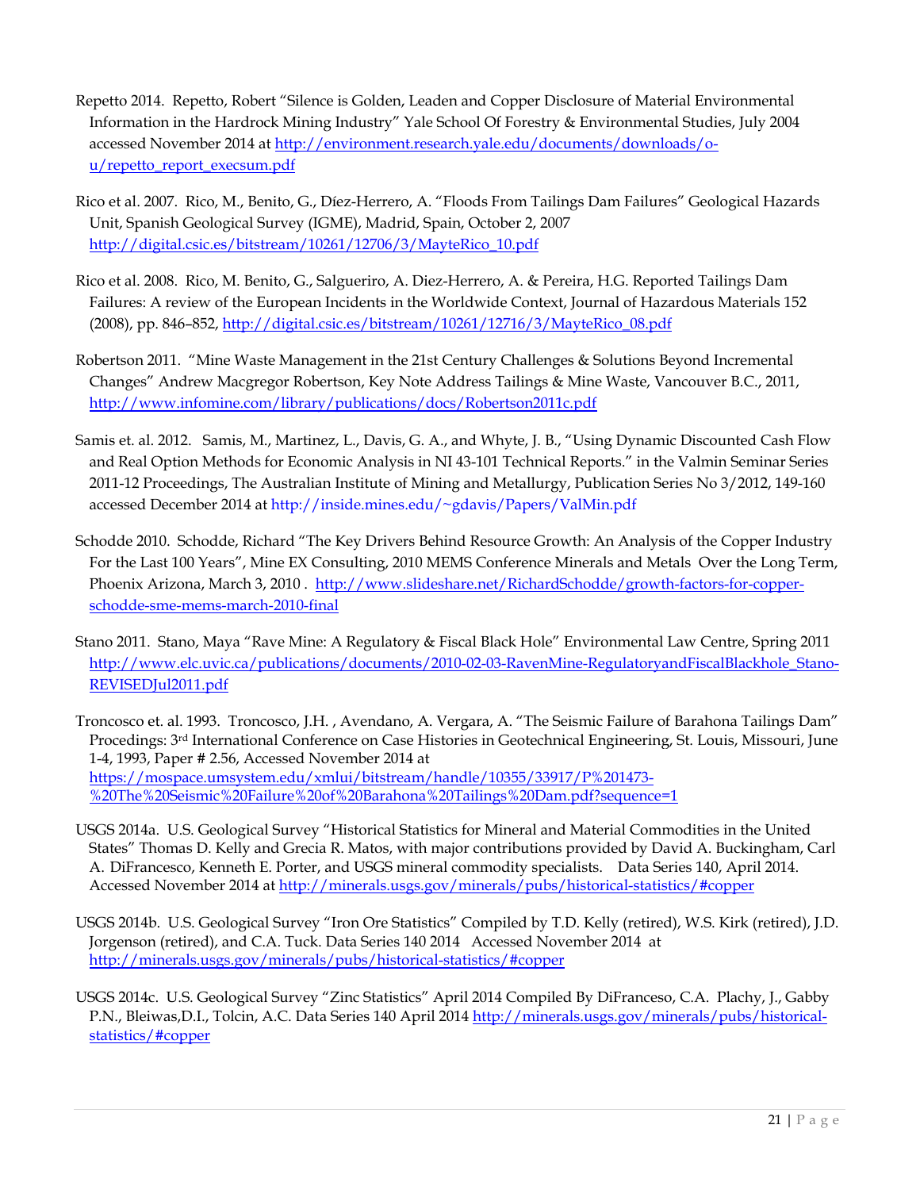Repetto 2014. Repetto, Robert "Silence is Golden, Leaden and Copper Disclosure of Material Environmental Information in the Hardrock Mining Industry" Yale School Of Forestry & Environmental Studies, July 2004 accessed November 2014 at http://environment.research.yale.edu/documents/downloads/o-u/repetto_report_execsum.pdf

Rico et al. 2007. Rico, M., Benito, G., Díez-Herrero, A. "Floods From Tailings Dam Failures" Geological Hazards Unit, Spanish Geological Survey (IGME), Madrid, Spain, October 2, 2007 http://digital.csic.es/bitstream/10261/12706/3/MayteRico_10.pdf

Rico et al. 2008. Rico, M. Benito, G., Salgueriro, A. Diez-Herrero, A. & Pereira, H.G. Reported Tailings Dam Failures: A review of the European Incidents in the Worldwide Context, Journal of Hazardous Materials 152 (2008), pp. 846–852, http://digital.csic.es/bitstream/10261/12716/3/MayteRico_08.pdf

Robertson 2011. "Mine Waste Management in the 21st Century Challenges & Solutions Beyond Incremental Changes" Andrew Macgregor Robertson, Key Note Address Tailings & Mine Waste, Vancouver B.C., 2011, http://www.infomine.com/library/publications/docs/Robertson2011c.pdf

Samis et. al. 2012. Samis, M., Martinez, L., Davis, G. A., and Whyte, J. B., "Using Dynamic Discounted Cash Flow and Real Option Methods for Economic Analysis in NI 43-101 Technical Reports." in the Valmin Seminar Series 2011-12 Proceedings, The Australian Institute of Mining and Metallurgy, Publication Series No 3/2012, 149-160 accessed December 2014 at http://inside.mines.edu/~gdavis/Papers/ValMin.pdf

Schodde 2010. Schodde, Richard "The Key Drivers Behind Resource Growth: An Analysis of the Copper Industry For the Last 100 Years", Mine EX Consulting, 2010 MEMS Conference Minerals and Metals Over the Long Term, Phoenix Arizona, March 3, 2010 . http://www.slideshare.net/RichardSchodde/growth-factors-for-copper-schodde-sme-mems-march-2010-final

Stano 2011. Stano, Maya "Rave Mine: A Regulatory & Fiscal Black Hole" Environmental Law Centre, Spring 2011 http://www.elc.uvic.ca/publications/documents/2010-02-03-RavenMine-RegulatoryandFiscalBlackhole_Stano-REVISEDJul2011.pdf

Troncosco et. al. 1993. Troncosco, J.H. , Avendano, A. Vergara, A. "The Seismic Failure of Barahona Tailings Dam" Procedings: 3rd International Conference on Case Histories in Geotechnical Engineering, St. Louis, Missouri, June 1-4, 1993, Paper # 2.56, Accessed November 2014 at https://mospace.umsystem.edu/xmlui/bitstream/handle/10355/33917/P%201473-%20The%20Seismic%20Failure%20of%20Barahona%20Tailings%20Dam.pdf?sequence=1

USGS 2014a. U.S. Geological Survey "Historical Statistics for Mineral and Material Commodities in the United States" Thomas D. Kelly and Grecia R. Matos, with major contributions provided by David A. Buckingham, Carl A. DiFrancesco, Kenneth E. Porter, and USGS mineral commodity specialists. Data Series 140, April 2014. Accessed November 2014 at http://minerals.usgs.gov/minerals/pubs/historical-statistics/#copper

USGS 2014b. U.S. Geological Survey "Iron Ore Statistics" Compiled by T.D. Kelly (retired), W.S. Kirk (retired), J.D. Jorgenson (retired), and C.A. Tuck. Data Series 140 2014 Accessed November 2014 at http://minerals.usgs.gov/minerals/pubs/historical-statistics/#copper

USGS 2014c. U.S. Geological Survey "Zinc Statistics" April 2014 Compiled By DiFranceso, C.A. Plachy, J., Gabby P.N., Bleiwas,D.I., Tolcin, A.C. Data Series 140 April 2014 http://minerals.usgs.gov/minerals/pubs/historical-statistics/#copper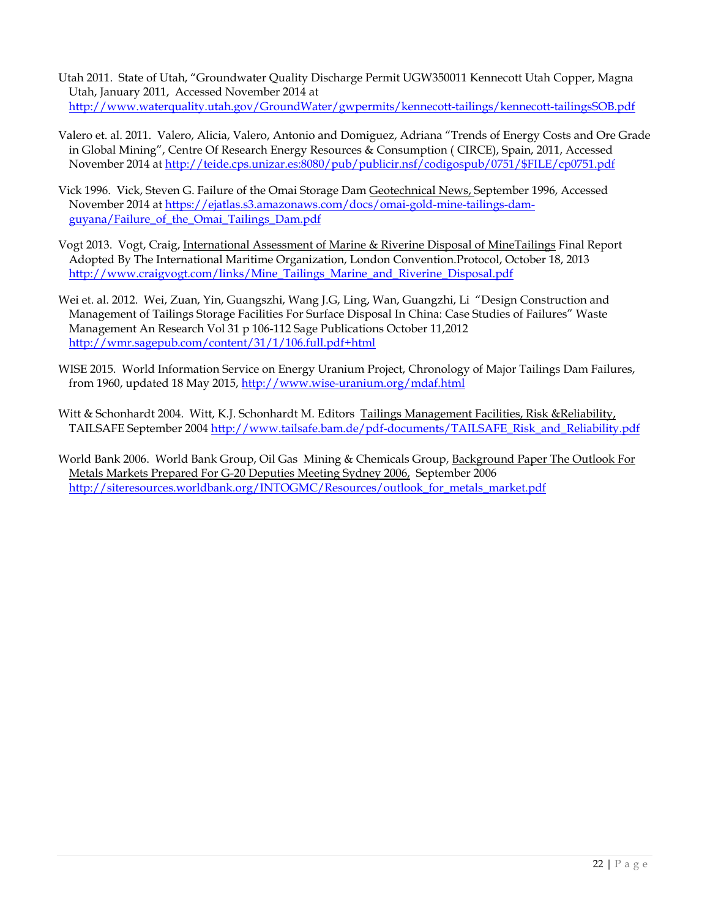Utah 2011. State of Utah, "Groundwater Quality Discharge Permit UGW350011 Kennecott Utah Copper, Magna Utah, January 2011, Accessed November 2014 at http://www.waterquality.utah.gov/GroundWater/gwpermits/kennecott-tailings/kennecott-tailingsSOB.pdf

Valero et. al. 2011. Valero, Alicia, Valero, Antonio and Domiguez, Adriana "Trends of Energy Costs and Ore Grade in Global Mining", Centre Of Research Energy Resources & Consumption ( CIRCE), Spain, 2011, Accessed November 2014 at http://teide.cps.unizar.es:8080/pub/publicir.nsf/codigospub/0751/$FILE/cp0751.pdf

Vick 1996. Vick, Steven G. Failure of the Omai Storage Dam Geotechnical News, September 1996, Accessed November 2014 at https://ejatlas.s3.amazonaws.com/docs/omai-gold-mine-tailings-dam-guyana/Failure_of_the_Omai_Tailings_Dam.pdf

Vogt 2013. Vogt, Craig, International Assessment of Marine & Riverine Disposal of MineTailings Final Report Adopted By The International Maritime Organization, London Convention.Protocol, October 18, 2013 http://www.craigvogt.com/links/Mine_Tailings_Marine_and_Riverine_Disposal.pdf

Wei et. al. 2012. Wei, Zuan, Yin, Guangszhi, Wang J.G, Ling, Wan, Guangzhi, Li "Design Construction and Management of Tailings Storage Facilities For Surface Disposal In China: Case Studies of Failures" Waste Management An Research Vol 31 p 106-112 Sage Publications October 11,2012 http://wmr.sagepub.com/content/31/1/106.full.pdf+html

WISE 2015. World Information Service on Energy Uranium Project, Chronology of Major Tailings Dam Failures, from 1960, updated 18 May 2015, http://www.wise-uranium.org/mdaf.html

Witt & Schonhardt 2004. Witt, K.J. Schonhardt M. Editors Tailings Management Facilities, Risk &Reliability, TAILSAFE September 2004 http://www.tailsafe.bam.de/pdf-documents/TAILSAFE_Risk_and_Reliability.pdf

World Bank 2006. World Bank Group, Oil Gas Mining & Chemicals Group, Background Paper The Outlook For Metals Markets Prepared For G-20 Deputies Meeting Sydney 2006, September 2006 http://siteresources.worldbank.org/INTOGMC/Resources/outlook_for_metals_market.pdf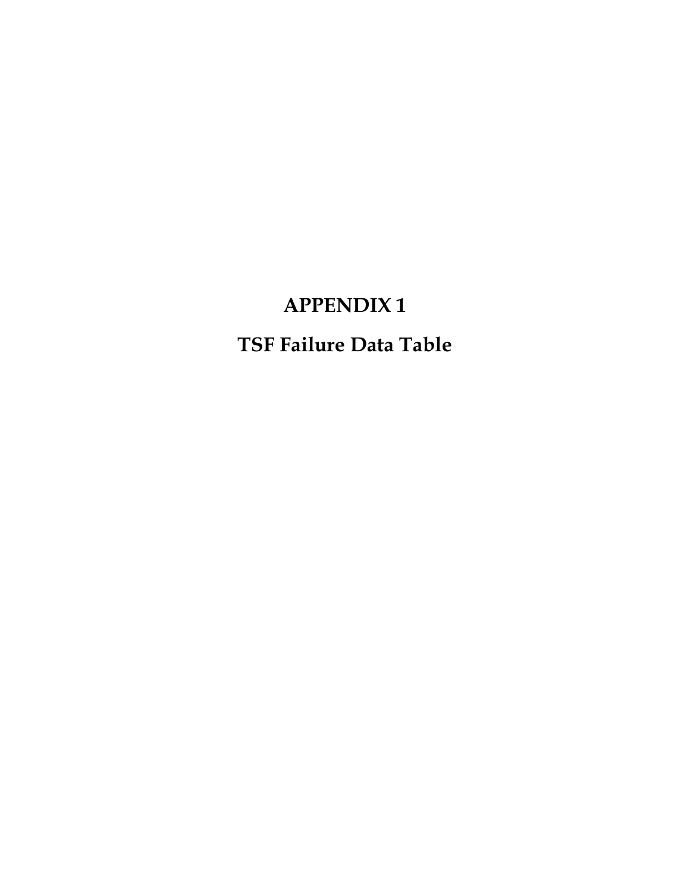# APPENDIX 1

## TSF Failure Data Table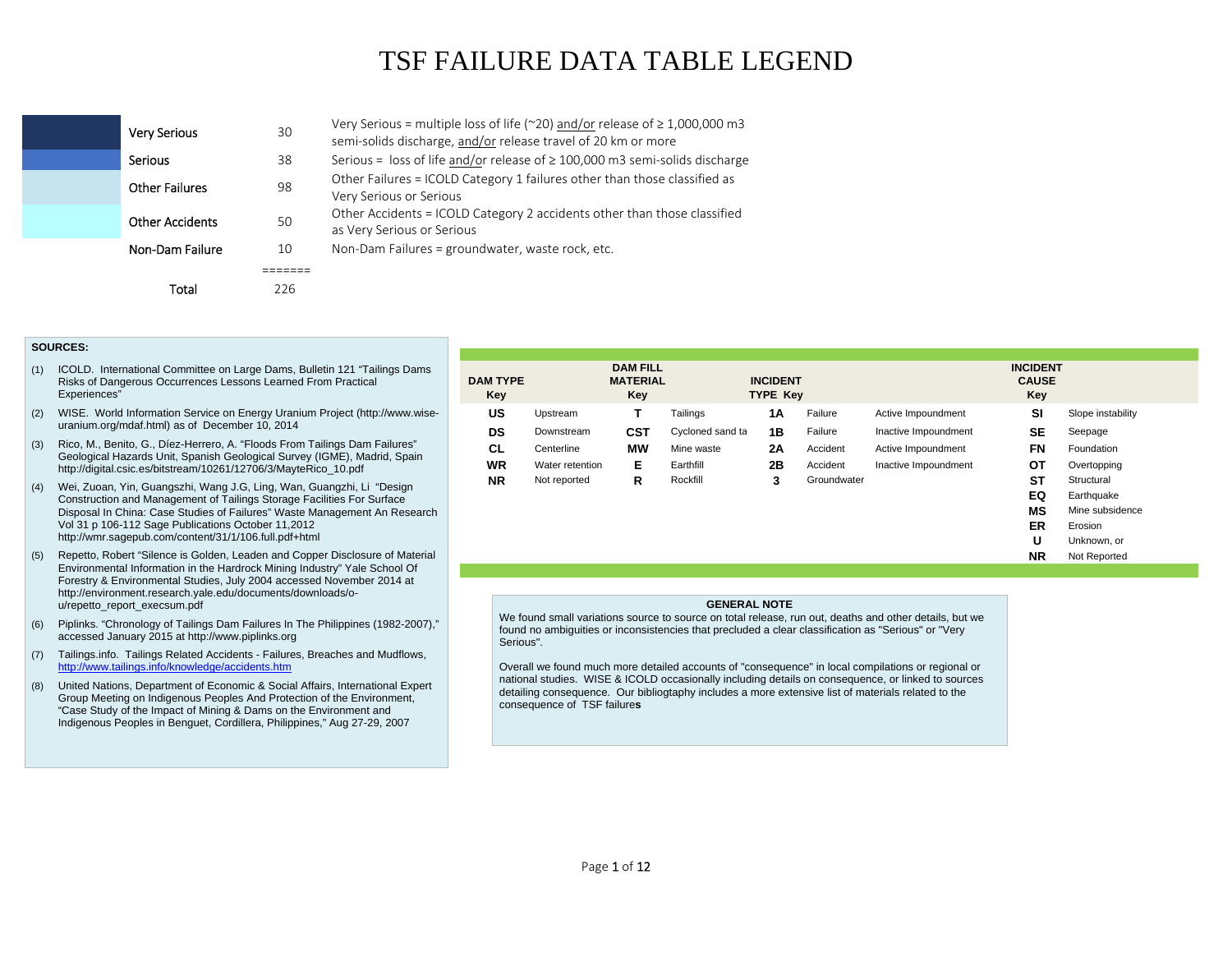# TSF FAILURE DATA TABLE LEGEND

| Category | Count | Definition |
|---|---|---|
| Very Serious | 30 | Very Serious = multiple loss of life (~20) and/or release of ≥ 1,000,000 m3 semi-solids discharge, and/or release travel of 20 km or more |
| Serious | 38 | Serious = loss of life and/or release of ≥ 100,000 m3 semi-solids discharge |
| Other Failures | 98 | Other Failures = ICOLD Category 1 failures other than those classified as Very Serious or Serious |
| Other Accidents | 50 | Other Accidents = ICOLD Category 2 accidents other than those classified as Very Serious or Serious |
| Non-Dam Failure | 10 | Non-Dam Failures = groundwater, waste rock, etc. |
| | ======= | |
| Total | 226 | |

**SOURCES:**

(1) ICOLD. International Committee on Large Dams, Bulletin 121 "Tailings Dams Risks of Dangerous Occurrences Lessons Learned From Practical Experiences"

(2) WISE. World Information Service on Energy Uranium Project (http://www.wise-uranium.org/mdaf.html) as of December 10, 2014

(3) Rico, M., Benito, G., Díez-Herrero, A. "Floods From Tailings Dam Failures" Geological Hazards Unit, Spanish Geological Survey (IGME), Madrid, Spain http://digital.csic.es/bitstream/10261/12706/3/MayteRico_10.pdf

(4) Wei, Zuoan, Yin, Guangszhi, Wang J.G, Ling, Wan, Guangzhi, Li "Design Construction and Management of Tailings Storage Facilities For Surface Disposal In China: Case Studies of Failures" Waste Management An Research Vol 31 p 106-112 Sage Publications October 11,2012 http://wmr.sagepub.com/content/31/1/106.full.pdf+html

(5) Repetto, Robert "Silence is Golden, Leaden and Copper Disclosure of Material Environmental Information in the Hardrock Mining Industry" Yale School Of Forestry & Environmental Studies, July 2004 accessed November 2014 at http://environment.research.yale.edu/documents/downloads/o-u/repetto_report_execsum.pdf

(6) Piplinks. "Chronology of Tailings Dam Failures In The Philippines (1982-2007)," accessed January 2015 at http://www.piplinks.org

(7) Tailings.info. Tailings Related Accidents - Failures, Breaches and Mudflows, http://www.tailings.info/knowledge/accidents.htm

(8) United Nations, Department of Economic & Social Affairs, International Expert Group Meeting on Indigenous Peoples And Protection of the Environment, "Case Study of the Impact of Mining & Dams on the Environment and Indigenous Peoples in Benguet, Cordillera, Philippines," Aug 27-29, 2007

| DAM TYPE Key | | DAM FILL MATERIAL Key | | INCIDENT TYPE Key | | | INCIDENT CAUSE Key | |
|---|---|---|---|---|---|---|---|---|
| **US** | Upstream | **T** | Tailings | **1A** | Failure | Active Impoundment | **SI** | Slope instability |
| **DS** | Downstream | **CST** | Cycloned sand ta | **1B** | Failure | Inactive Impoundment | **SE** | Seepage |
| **CL** | Centerline | **MW** | Mine waste | **2A** | Accident | Active Impoundment | **FN** | Foundation |
| **WR** | Water retention | **E** | Earthfill | **2B** | Accident | Inactive Impoundment | **OT** | Overtopping |
| **NR** | Not reported | **R** | Rockfill | **3** | Groundwater | | **ST** | Structural |
| | | | | | | | **EQ** | Earthquake |
| | | | | | | | **MS** | Mine subsidence |
| | | | | | | | **ER** | Erosion |
| | | | | | | | **U** | Unknown, or |
| | | | | | | | **NR** | Not Reported |

**GENERAL NOTE**

We found small variations source to source on total release, run out, deaths and other details, but we found no ambiguities or inconsistencies that precluded a clear classification as "Serious" or "Very Serious".

Overall we found much more detailed accounts of "consequence" in local compilations or regional or national studies. WISE & ICOLD occasionally including details on consequence, or linked to sources detailing consequence. Our bibliogtaphy includes a more extensive list of materials related to the consequence of TSF failures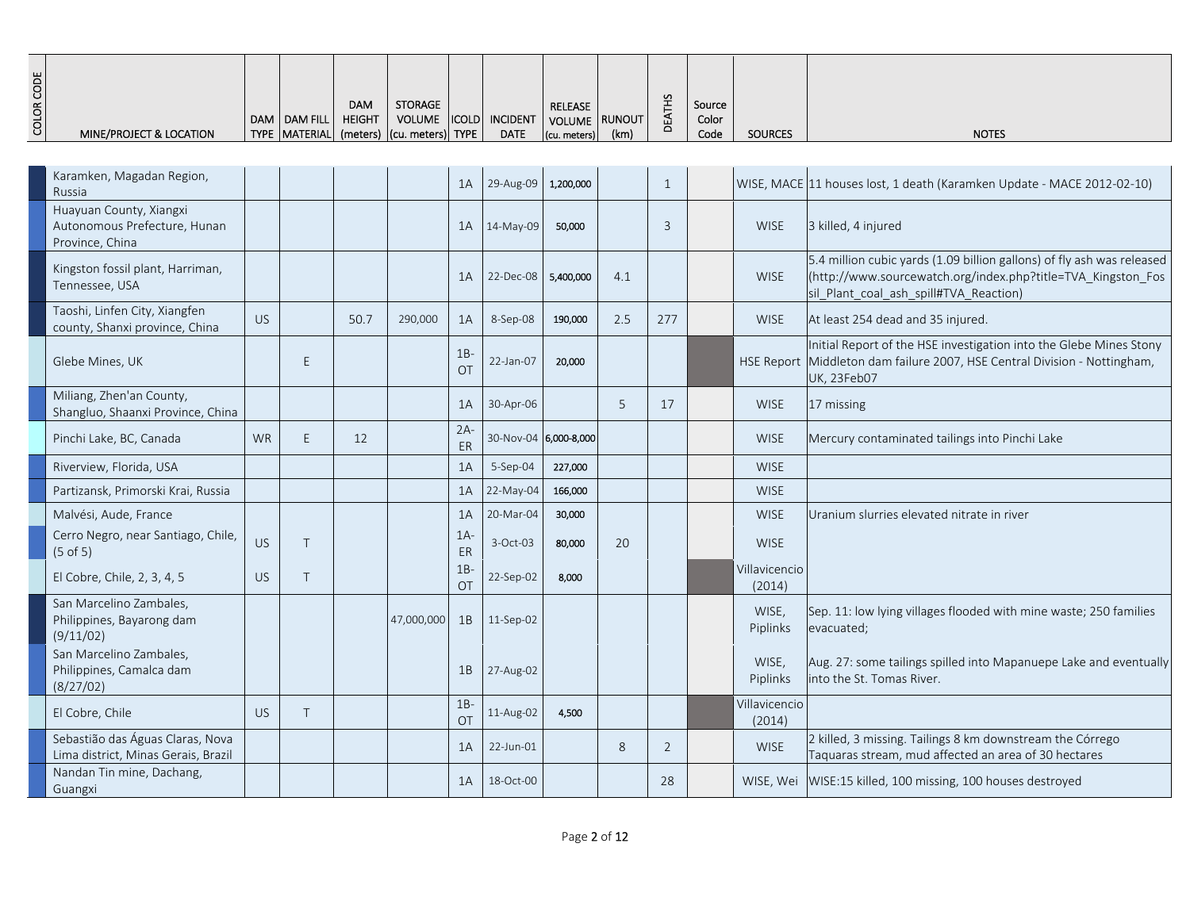| COLOR CODE | MINE/PROJECT & LOCATION | DAM TYPE | DAM FILL MATERIAL | DAM HEIGHT (meters) | STORAGE VOLUME (cu. meters) | ICOLD TYPE | INCIDENT DATE | RELEASE VOLUME (cu. meters) | RUNOUT (km) | DEATHS | Source Color Code | SOURCES | NOTES |
|---|---|---|---|---|---|---|---|---|---|---|---|---|---|
| | Karamken, Magadan Region, Russia | | | | | 1A | 29-Aug-09 | 1,200,000 | | 1 | | WISE, MACE | 11 houses lost, 1 death (Karamken Update - MACE 2012-02-10) |
| | Huayuan County, Xiangxi Autonomous Prefecture, Hunan Province, China | | | | | 1A | 14-May-09 | 50,000 | | 3 | | WISE | 3 killed, 4 injured |
| | Kingston fossil plant, Harriman, Tennessee, USA | | | | | 1A | 22-Dec-08 | 5,400,000 | 4.1 | | | WISE | 5.4 million cubic yards (1.09 billion gallons) of fly ash was released (http://www.sourcewatch.org/index.php?title=TVA_Kingston_Fossil_Plant_coal_ash_spill#TVA_Reaction) |
| | Taoshi, Linfen City, Xiangfen county, Shanxi province, China | US | | 50.7 | 290,000 | 1A | 8-Sep-08 | 190,000 | 2.5 | 277 | | WISE | At least 254 dead and 35 injured. |
| | Glebe Mines, UK | | E | | | 1B-OT | 22-Jan-07 | 20,000 | | | | HSE Report | Initial Report of the HSE investigation into the Glebe Mines Stony Middleton dam failure 2007, HSE Central Division - Nottingham, UK, 23Feb07 |
| | Miliang, Zhen'an County, Shangluo, Shaanxi Province, China | | | | | 1A | 30-Apr-06 | | 5 | 17 | | WISE | 17 missing |
| | Pinchi Lake, BC, Canada | WR | E | 12 | | 2A-ER | 30-Nov-04 | 6,000-8,000 | | | | WISE | Mercury contaminated tailings into Pinchi Lake |
| | Riverview, Florida, USA | | | | | 1A | 5-Sep-04 | 227,000 | | | | WISE | |
| | Partizansk, Primorski Krai, Russia | | | | | 1A | 22-May-04 | 166,000 | | | | WISE | |
| | Malvési, Aude, France | | | | | 1A | 20-Mar-04 | 30,000 | | | | WISE | Uranium slurries elevated nitrate in river |
| | Cerro Negro, near Santiago, Chile, (5 of 5) | US | T | | | 1A-ER | 3-Oct-03 | 80,000 | 20 | | | WISE | |
| | El Cobre, Chile, 2, 3, 4, 5 | US | T | | | 1B-OT | 22-Sep-02 | 8,000 | | | | Villavicencio (2014) | |
| | San Marcelino Zambales, Philippines, Bayarong dam (9/11/02) | | | | 47,000,000 | 1B | 11-Sep-02 | | | | | WISE, Piplinks | Sep. 11: low lying villages flooded with mine waste; 250 families evacuated; |
| | San Marcelino Zambales, Philippines, Camalca dam (8/27/02) | | | | | 1B | 27-Aug-02 | | | | | WISE, Piplinks | Aug. 27: some tailings spilled into Mapanuepe Lake and eventually into the St. Tomas River. |
| | El Cobre, Chile | US | T | | | 1B-OT | 11-Aug-02 | 4,500 | | | | Villavicencio (2014) | |
| | Sebastião das Águas Claras, Nova Lima district, Minas Gerais, Brazil | | | | | 1A | 22-Jun-01 | | 8 | 2 | | WISE | 2 killed, 3 missing. Tailings 8 km downstream the Córrego Taquaras stream, mud affected an area of 30 hectares |
| | Nandan Tin mine, Dachang, Guangxi | | | | | 1A | 18-Oct-00 | | | 28 | | WISE, Wei | WISE:15 killed, 100 missing, 100 houses destroyed |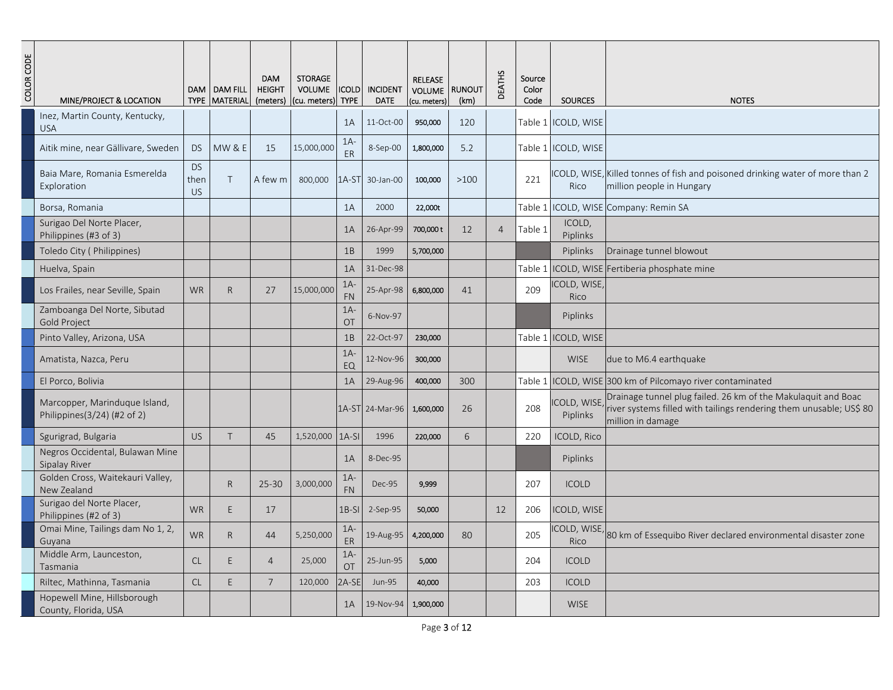| COLOR CODE | MINE/PROJECT & LOCATION | DAM TYPE | DAM FILL MATERIAL | DAM HEIGHT (meters) | STORAGE VOLUME (cu. meters) | ICOLD TYPE | INCIDENT DATE | RELEASE VOLUME (cu. meters) | RUNOUT (km) | DEATHS | Source Color Code | SOURCES | NOTES |
|---|---|---|---|---|---|---|---|---|---|---|---|---|---|
| | Inez, Martin County, Kentucky, USA | | | | | 1A | 11-Oct-00 | 950,000 | 120 | | Table 1 | ICOLD, WISE | |
| | Aitik mine, near Gällivare, Sweden | DS | MW & E | 15 | 15,000,000 | 1A-ER | 8-Sep-00 | 1,800,000 | 5.2 | | Table 1 | ICOLD, WISE | |
| | Baia Mare, Romania Esmerelda Exploration | DS then US | T | A few m | 800,000 | 1A-ST | 30-Jan-00 | 100,000 | >100 | | 221 | ICOLD, WISE, Rico | Killed tonnes of fish and poisoned drinking water of more than 2 million people in Hungary |
| | Borsa, Romania | | | | | 1A | 2000 | 22,000t | | | Table 1 | ICOLD, WISE | Company: Remin SA |
| | Surigao Del Norte Placer, Philippines (#3 of 3) | | | | | 1A | 26-Apr-99 | 700,000 t | 12 | 4 | Table 1 | ICOLD, Piplinks | |
| | Toledo City ( Philippines) | | | | | 1B | 1999 | 5,700,000 | | | | Piplinks | Drainage tunnel blowout |
| | Huelva, Spain | | | | | 1A | 31-Dec-98 | | | | Table 1 | ICOLD, WISE | Fertiberia phosphate mine |
| | Los Frailes, near Seville, Spain | WR | R | 27 | 15,000,000 | 1A-FN | 25-Apr-98 | 6,800,000 | 41 | | 209 | ICOLD, WISE, Rico | |
| | Zamboanga Del Norte, Sibutad Gold Project | | | | | 1A-OT | 6-Nov-97 | | | | | Piplinks | |
| | Pinto Valley, Arizona, USA | | | | | 1B | 22-Oct-97 | 230,000 | | | Table 1 | ICOLD, WISE | |
| | Amatista, Nazca, Peru | | | | | 1A-EQ | 12-Nov-96 | 300,000 | | | | WISE | due to M6.4 earthquake |
| | El Porco, Bolivia | | | | | 1A | 29-Aug-96 | 400,000 | 300 | | Table 1 | ICOLD, WISE | 300 km of Pilcomayo river contaminated |
| | Marcopper, Marinduque Island, Philippines(3/24) (#2 of 2) | | | | | 1A-ST | 24-Mar-96 | 1,600,000 | 26 | | 208 | ICOLD, WISE, Piplinks | Drainage tunnel plug failed. 26 km of the Makulaquit and Boac river systems filled with tailings rendering them unusable; US$ 80 million in damage |
| | Sgurigrad, Bulgaria | US | T | 45 | 1,520,000 | 1A-SI | 1996 | 220,000 | 6 | | 220 | ICOLD, Rico | |
| | Negros Occidental, Bulawan Mine Sipalay River | | | | | 1A | 8-Dec-95 | | | | | Piplinks | |
| | Golden Cross, Waitekauri Valley, New Zealand | | R | 25-30 | 3,000,000 | 1A-FN | Dec-95 | 9,999 | | | 207 | ICOLD | |
| | Surigao del Norte Placer, Philippines (#2 of 3) | WR | E | 17 | | 1B-SI | 2-Sep-95 | 50,000 | | 12 | 206 | ICOLD, WISE | |
| | Omai Mine, Tailings dam No 1, 2, Guyana | WR | R | 44 | 5,250,000 | 1A-ER | 19-Aug-95 | 4,200,000 | 80 | | 205 | ICOLD, WISE, Rico | 80 km of Essequibo River declared environmental disaster zone |
| | Middle Arm, Launceston, Tasmania | CL | E | 4 | 25,000 | 1A-OT | 25-Jun-95 | 5,000 | | | 204 | ICOLD | |
| | Riltec, Mathinna, Tasmania | CL | E | 7 | 120,000 | 2A-SE | Jun-95 | 40,000 | | | 203 | ICOLD | |
| | Hopewell Mine, Hillsborough County, Florida, USA | | | | | 1A | 19-Nov-94 | 1,900,000 | | | | WISE | |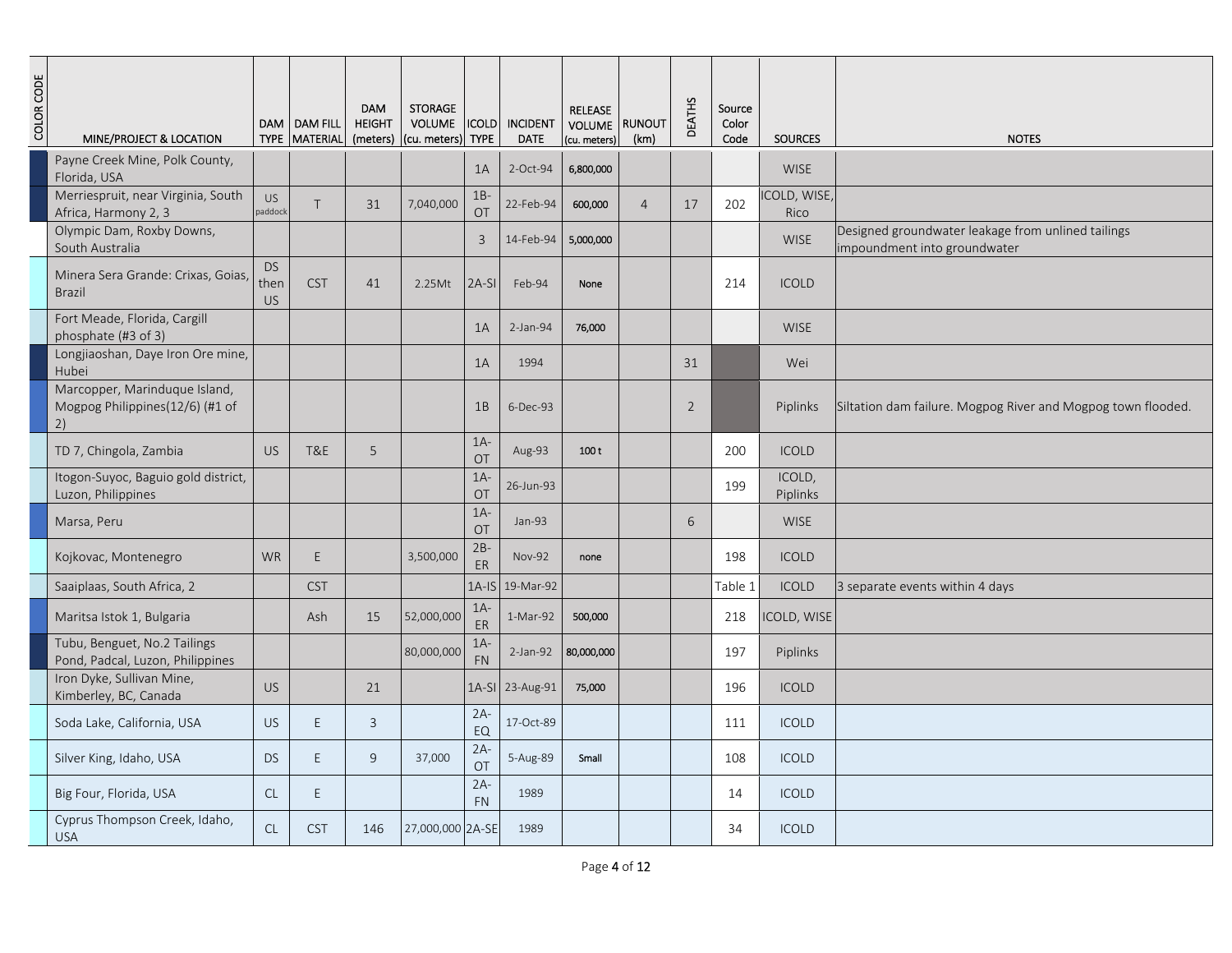| COLOR CODE | MINE/PROJECT & LOCATION | DAM TYPE | DAM FILL MATERIAL | DAM HEIGHT (meters) | STORAGE VOLUME (cu. meters) | ICOLD TYPE | INCIDENT DATE | RELEASE VOLUME (cu. meters) | RUNOUT (km) | DEATHS | Source Color Code | SOURCES | NOTES |
|---|---|---|---|---|---|---|---|---|---|---|---|---|---|
| | Payne Creek Mine, Polk County, Florida, USA | | | | | 1A | 2-Oct-94 | 6,800,000 | | | | WISE | |
| | Merriespruit, near Virginia, South Africa, Harmony 2, 3 | US paddock | T | 31 | 7,040,000 | 1B-OT | 22-Feb-94 | 600,000 | 4 | 17 | 202 | ICOLD, WISE, Rico | |
| | Olympic Dam, Roxby Downs, South Australia | | | | | 3 | 14-Feb-94 | 5,000,000 | | | | WISE | Designed groundwater leakage from unlined tailings impoundment into groundwater |
| | Minera Sera Grande: Crixas, Goias, Brazil | DS then US | CST | 41 | 2.25Mt | 2A-SI | Feb-94 | None | | | 214 | ICOLD | |
| | Fort Meade, Florida, Cargill phosphate (#3 of 3) | | | | | 1A | 2-Jan-94 | 76,000 | | | | WISE | |
| | Longjiaoshan, Daye Iron Ore mine, Hubei | | | | | 1A | 1994 | | | 31 | | Wei | |
| | Marcopper, Marinduque Island, Mogpog Philippines(12/6) (#1 of 2) | | | | | 1B | 6-Dec-93 | | | 2 | | Piplinks | Siltation dam failure. Mogpog River and Mogpog town flooded. |
| | TD 7, Chingola, Zambia | US | T&E | 5 | | 1A-OT | Aug-93 | 100 t | | | 200 | ICOLD | |
| | Itogon-Suyoc, Baguio gold district, Luzon, Philippines | | | | | 1A-OT | 26-Jun-93 | | | | 199 | ICOLD, Piplinks | |
| | Marsa, Peru | | | | | 1A-OT | Jan-93 | | | 6 | | WISE | |
| | Kojkovac, Montenegro | WR | E | | 3,500,000 | 2B-ER | Nov-92 | none | | | 198 | ICOLD | |
| | Saaiplaas, South Africa, 2 | | CST | | | 1A-IS | 19-Mar-92 | | | | Table 1 | ICOLD | 3 separate events within 4 days |
| | Maritsa Istok 1, Bulgaria | | Ash | 15 | 52,000,000 | 1A-ER | 1-Mar-92 | 500,000 | | | 218 | ICOLD, WISE | |
| | Tubu, Benguet, No.2 Tailings Pond, Padcal, Luzon, Philippines | | | | 80,000,000 | 1A-FN | 2-Jan-92 | 80,000,000 | | | 197 | Piplinks | |
| | Iron Dyke, Sullivan Mine, Kimberley, BC, Canada | US | | 21 | | 1A-SI | 23-Aug-91 | 75,000 | | | 196 | ICOLD | |
| | Soda Lake, California, USA | US | E | 3 | | 2A-EQ | 17-Oct-89 | | | | 111 | ICOLD | |
| | Silver King, Idaho, USA | DS | E | 9 | 37,000 | 2A-OT | 5-Aug-89 | Small | | | 108 | ICOLD | |
| | Big Four, Florida, USA | CL | E | | | 2A-FN | 1989 | | | | 14 | ICOLD | |
| | Cyprus Thompson Creek, Idaho, USA | CL | CST | 146 | 27,000,000 | 2A-SE | 1989 | | | | 34 | ICOLD | |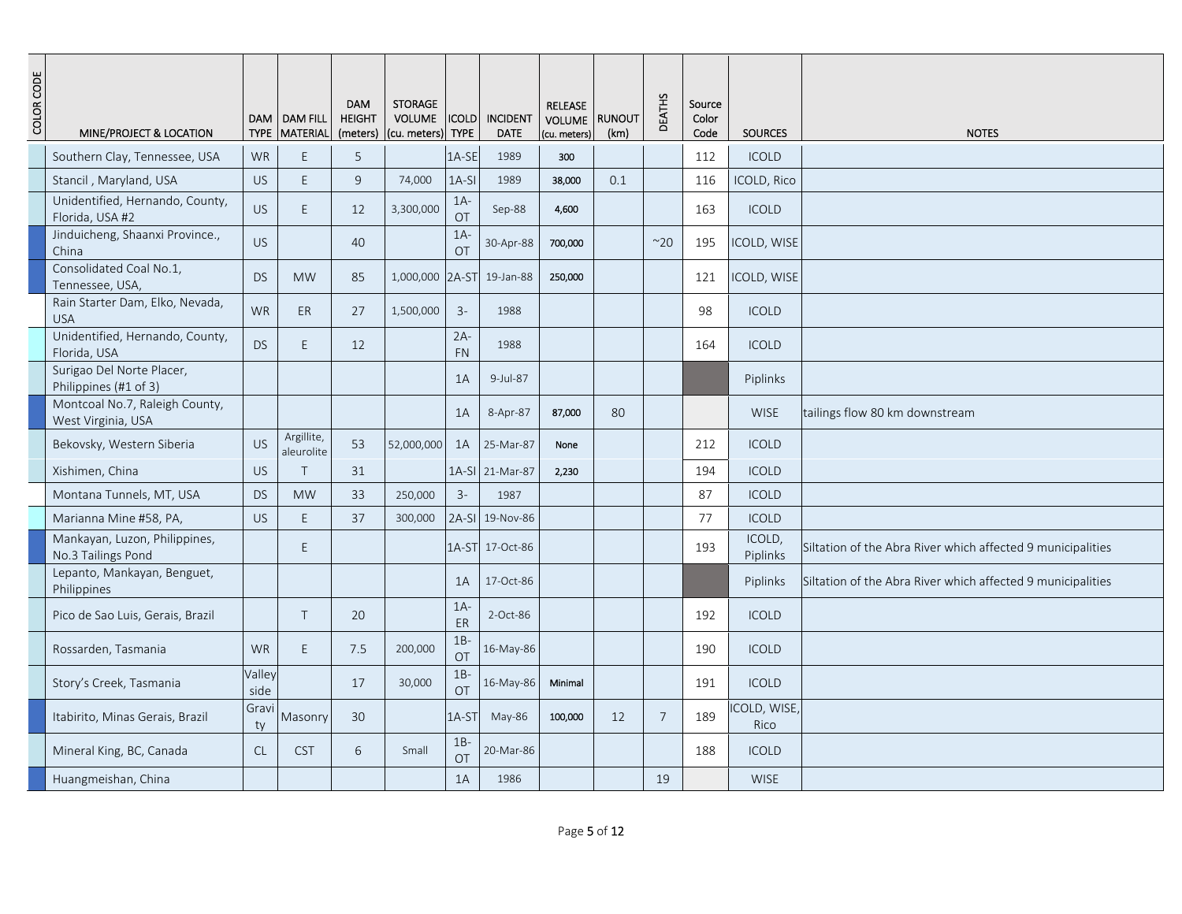| COLOR CODE | MINE/PROJECT & LOCATION | DAM TYPE | DAM FILL MATERIAL | DAM HEIGHT (meters) | STORAGE VOLUME (cu. meters) | ICOLD TYPE | INCIDENT DATE | RELEASE VOLUME (cu. meters) | RUNOUT (km) | DEATHS | Source Color Code | SOURCES | NOTES |
|---|---|---|---|---|---|---|---|---|---|---|---|---|---|
| | Southern Clay, Tennessee, USA | WR | E | 5 | | 1A-SE | 1989 | 300 | | | 112 | ICOLD | |
| | Stancil , Maryland, USA | US | E | 9 | 74,000 | 1A-SI | 1989 | 38,000 | 0.1 | | 116 | ICOLD, Rico | |
| | Unidentified, Hernando, County, Florida, USA #2 | US | E | 12 | 3,300,000 | 1A-OT | Sep-88 | 4,600 | | | 163 | ICOLD | |
| | Jinduicheng, Shaanxi Province., China | US | | 40 | | 1A-OT | 30-Apr-88 | 700,000 | | ~20 | 195 | ICOLD, WISE | |
| | Consolidated Coal No.1, Tennessee, USA, | DS | MW | 85 | 1,000,000 | 2A-ST | 19-Jan-88 | 250,000 | | | 121 | ICOLD, WISE | |
| | Rain Starter Dam, Elko, Nevada, USA | WR | ER | 27 | 1,500,000 | 3- | 1988 | | | | 98 | ICOLD | |
| | Unidentified, Hernando, County, Florida, USA | DS | E | 12 | | 2A-FN | 1988 | | | | 164 | ICOLD | |
| | Surigao Del Norte Placer, Philippines (#1 of 3) | | | | | 1A | 9-Jul-87 | | | | | Piplinks | |
| | Montcoal No.7, Raleigh County, West Virginia, USA | | | | | 1A | 8-Apr-87 | 87,000 | 80 | | | WISE | tailings flow 80 km downstream |
| | Bekovsky, Western Siberia | US | Argillite, aleurolite | 53 | 52,000,000 | 1A | 25-Mar-87 | None | | | 212 | ICOLD | |
| | Xishimen, China | US | T | 31 | | 1A-SI | 21-Mar-87 | 2,230 | | | 194 | ICOLD | |
| | Montana Tunnels, MT, USA | DS | MW | 33 | 250,000 | 3- | 1987 | | | | 87 | ICOLD | |
| | Marianna Mine #58, PA, | US | E | 37 | 300,000 | 2A-SI | 19-Nov-86 | | | | 77 | ICOLD | |
| | Mankayan, Luzon, Philippines, No.3 Tailings Pond | | E | | | 1A-ST | 17-Oct-86 | | | | 193 | ICOLD, Piplinks | Siltation of the Abra River which affected 9 municipalities |
| | Lepanto, Mankayan, Benguet, Philippines | | | | | 1A | 17-Oct-86 | | | | | Piplinks | Siltation of the Abra River which affected 9 municipalities |
| | Pico de Sao Luis, Gerais, Brazil | | T | 20 | | 1A-ER | 2-Oct-86 | | | | 192 | ICOLD | |
| | Rossarden, Tasmania | WR | E | 7.5 | 200,000 | 1B-OT | 16-May-86 | | | | 190 | ICOLD | |
| | Story's Creek, Tasmania | Valley side | | 17 | 30,000 | 1B-OT | 16-May-86 | Minimal | | | 191 | ICOLD | |
| | Itabirito, Minas Gerais, Brazil | Gravity | Masonry | 30 | | 1A-ST | May-86 | 100,000 | 12 | 7 | 189 | ICOLD, WISE, Rico | |
| | Mineral King, BC, Canada | CL | CST | 6 | Small | 1B-OT | 20-Mar-86 | | | | 188 | ICOLD | |
| | Huangmeishan, China | | | | | 1A | 1986 | | | 19 | | WISE | |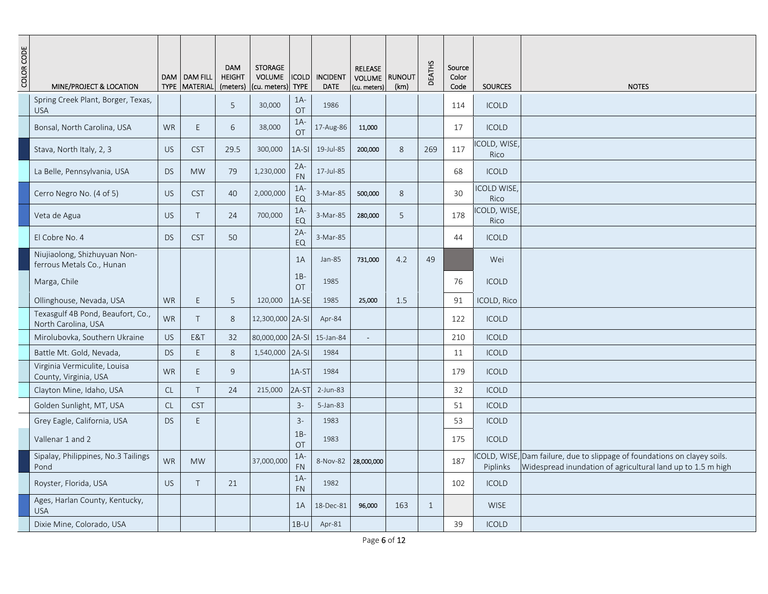| COLOR CODE | MINE/PROJECT & LOCATION | DAM TYPE | DAM FILL MATERIAL | DAM HEIGHT (meters) | STORAGE VOLUME (cu. meters) | ICOLD TYPE | INCIDENT DATE | RELEASE VOLUME (cu. meters) | RUNOUT (km) | DEATHS | Source Color Code | SOURCES | NOTES |
|---|---|---|---|---|---|---|---|---|---|---|---|---|---|
| | Spring Creek Plant, Borger, Texas, USA | | | 5 | 30,000 | 1A-OT | 1986 | | | | 114 | ICOLD | |
| | Bonsal, North Carolina, USA | WR | E | 6 | 38,000 | 1A-OT | 17-Aug-86 | 11,000 | | | 17 | ICOLD | |
| | Stava, North Italy, 2, 3 | US | CST | 29.5 | 300,000 | 1A-SI | 19-Jul-85 | 200,000 | 8 | 269 | 117 | ICOLD, WISE, Rico | |
| | La Belle, Pennsylvania, USA | DS | MW | 79 | 1,230,000 | 2A-FN | 17-Jul-85 | | | | 68 | ICOLD | |
| | Cerro Negro No. (4 of 5) | US | CST | 40 | 2,000,000 | 1A-EQ | 3-Mar-85 | 500,000 | 8 | | 30 | ICOLD WISE, Rico | |
| | Veta de Agua | US | T | 24 | 700,000 | 1A-EQ | 3-Mar-85 | 280,000 | 5 | | 178 | ICOLD, WISE, Rico | |
| | El Cobre No. 4 | DS | CST | 50 | | 2A-EQ | 3-Mar-85 | | | | 44 | ICOLD | |
| | Niujiaolong, Shizhuyuan Non-ferrous Metals Co., Hunan | | | | | 1A | Jan-85 | 731,000 | 4.2 | 49 | | Wei | |
| | Marga, Chile | | | | | 1B-OT | 1985 | | | | 76 | ICOLD | |
| | Ollinghouse, Nevada, USA | WR | E | 5 | 120,000 | 1A-SE | 1985 | 25,000 | 1.5 | | 91 | ICOLD, Rico | |
| | Texasgulf 4B Pond, Beaufort, Co., North Carolina, USA | WR | T | 8 | 12,300,000 | 2A-SI | Apr-84 | | | | 122 | ICOLD | |
| | Mirolubovka, Southern Ukraine | US | E&T | 32 | 80,000,000 | 2A-SI | 15-Jan-84 | - | | | 210 | ICOLD | |
| | Battle Mt. Gold, Nevada, | DS | E | 8 | 1,540,000 | 2A-SI | 1984 | | | | 11 | ICOLD | |
| | Virginia Vermiculite, Louisa County, Virginia, USA | WR | E | 9 | | 1A-ST | 1984 | | | | 179 | ICOLD | |
| | Clayton Mine, Idaho, USA | CL | T | 24 | 215,000 | 2A-ST | 2-Jun-83 | | | | 32 | ICOLD | |
| | Golden Sunlight, MT, USA | CL | CST | | | 3- | 5-Jan-83 | | | | 51 | ICOLD | |
| | Grey Eagle, California, USA | DS | E | | | 3- | 1983 | | | | 53 | ICOLD | |
| | Vallenar 1 and 2 | | | | | 1B-OT | 1983 | | | | 175 | ICOLD | |
| | Sipalay, Philippines, No.3 Tailings Pond | WR | MW | | 37,000,000 | 1A-FN | 8-Nov-82 | 28,000,000 | | | 187 | ICOLD, WISE, Piplinks | Dam failure, due to slippage of foundations on clayey soils. Widespread inundation of agricultural land up to 1.5 m high |
| | Royster, Florida, USA | US | T | 21 | | 1A-FN | 1982 | | | | 102 | ICOLD | |
| | Ages, Harlan County, Kentucky, USA | | | | | 1A | 18-Dec-81 | 96,000 | 163 | 1 | | WISE | |
| | Dixie Mine, Colorado, USA | | | | | 1B-U | Apr-81 | | | | 39 | ICOLD | |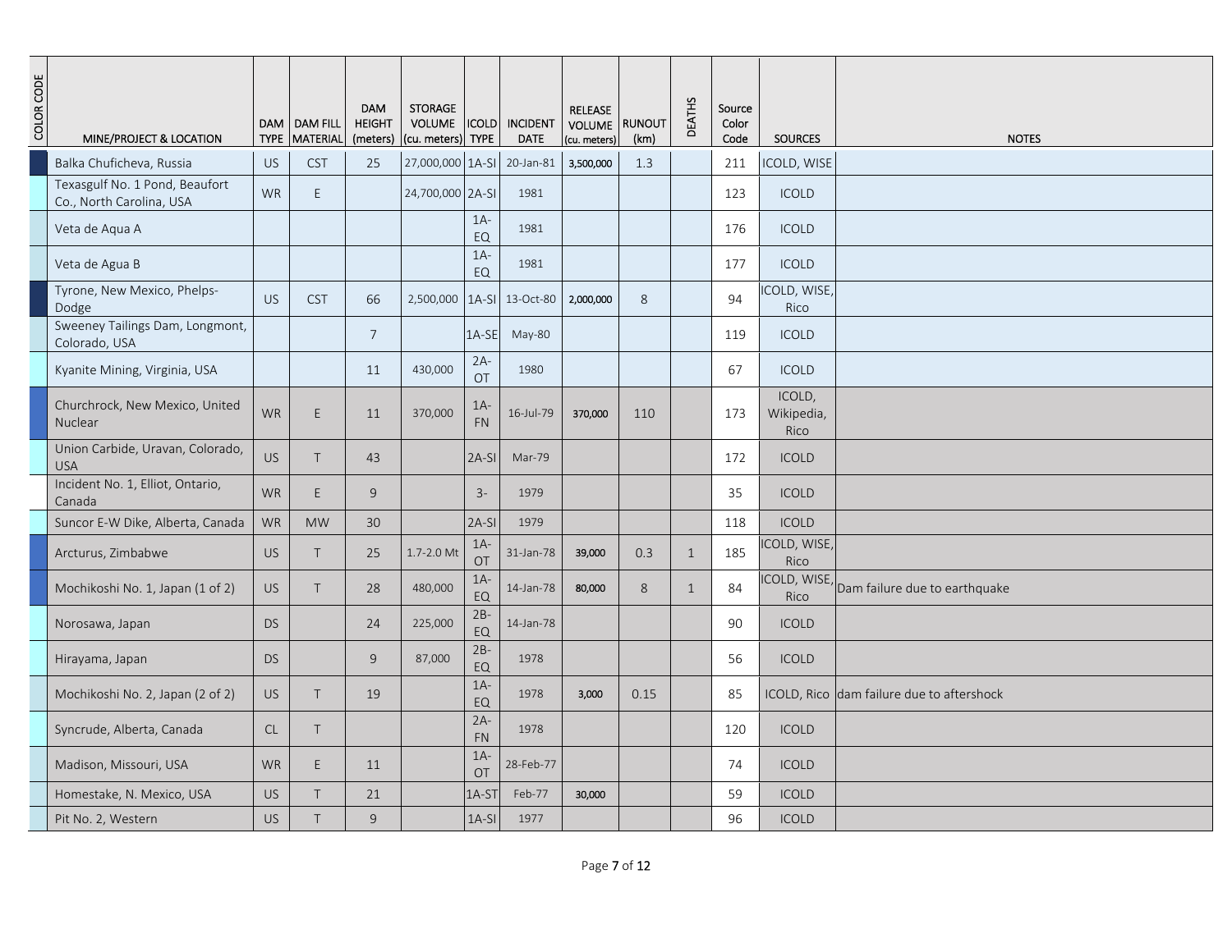| COLOR CODE | MINE/PROJECT & LOCATION | DAM TYPE | DAM FILL MATERIAL | DAM HEIGHT (meters) | STORAGE VOLUME (cu. meters) | ICOLD TYPE | INCIDENT DATE | RELEASE VOLUME (cu. meters) | RUNOUT (km) | DEATHS | Source Color Code | SOURCES | NOTES |
|---|---|---|---|---|---|---|---|---|---|---|---|---|---|
| | Balka Chuficheva, Russia | US | CST | 25 | 27,000,000 | 1A-SI | 20-Jan-81 | 3,500,000 | 1.3 | | 211 | ICOLD, WISE | |
| | Texasgulf No. 1 Pond, Beaufort Co., North Carolina, USA | WR | E | | 24,700,000 | 2A-SI | 1981 | | | | 123 | ICOLD | |
| | Veta de Aqua A | | | | | 1A-EQ | 1981 | | | | 176 | ICOLD | |
| | Veta de Agua B | | | | | 1A-EQ | 1981 | | | | 177 | ICOLD | |
| | Tyrone, New Mexico, Phelps-Dodge | US | CST | 66 | 2,500,000 | 1A-SI | 13-Oct-80 | 2,000,000 | 8 | | 94 | ICOLD, WISE, Rico | |
| | Sweeney Tailings Dam, Longmont, Colorado, USA | | | 7 | | 1A-SE | May-80 | | | | 119 | ICOLD | |
| | Kyanite Mining, Virginia, USA | | | 11 | 430,000 | 2A-OT | 1980 | | | | 67 | ICOLD | |
| | Churchrock, New Mexico, United Nuclear | WR | E | 11 | 370,000 | 1A-FN | 16-Jul-79 | 370,000 | 110 | | 173 | ICOLD, Wikipedia, Rico | |
| | Union Carbide, Uravan, Colorado, USA | US | T | 43 | | 2A-SI | Mar-79 | | | | 172 | ICOLD | |
| | Incident No. 1, Elliot, Ontario, Canada | WR | E | 9 | | 3- | 1979 | | | | 35 | ICOLD | |
| | Suncor E-W Dike, Alberta, Canada | WR | MW | 30 | | 2A-SI | 1979 | | | | 118 | ICOLD | |
| | Arcturus, Zimbabwe | US | T | 25 | 1.7-2.0 Mt | 1A-OT | 31-Jan-78 | 39,000 | 0.3 | 1 | 185 | ICOLD, WISE, Rico | |
| | Mochikoshi No. 1, Japan (1 of 2) | US | T | 28 | 480,000 | 1A-EQ | 14-Jan-78 | 80,000 | 8 | 1 | 84 | ICOLD, WISE, Rico | Dam failure due to earthquake |
| | Norosawa, Japan | DS | | 24 | 225,000 | 2B-EQ | 14-Jan-78 | | | | 90 | ICOLD | |
| | Hirayama, Japan | DS | | 9 | 87,000 | 2B-EQ | 1978 | | | | 56 | ICOLD | |
| | Mochikoshi No. 2, Japan (2 of 2) | US | T | 19 | | 1A-EQ | 1978 | 3,000 | 0.15 | | 85 | ICOLD, Rico | dam failure due to aftershock |
| | Syncrude, Alberta, Canada | CL | T | | | 2A-FN | 1978 | | | | 120 | ICOLD | |
| | Madison, Missouri, USA | WR | E | 11 | | 1A-OT | 28-Feb-77 | | | | 74 | ICOLD | |
| | Homestake, N. Mexico, USA | US | T | 21 | | 1A-ST | Feb-77 | 30,000 | | | 59 | ICOLD | |
| | Pit No. 2, Western | US | T | 9 | | 1A-SI | 1977 | | | | 96 | ICOLD | |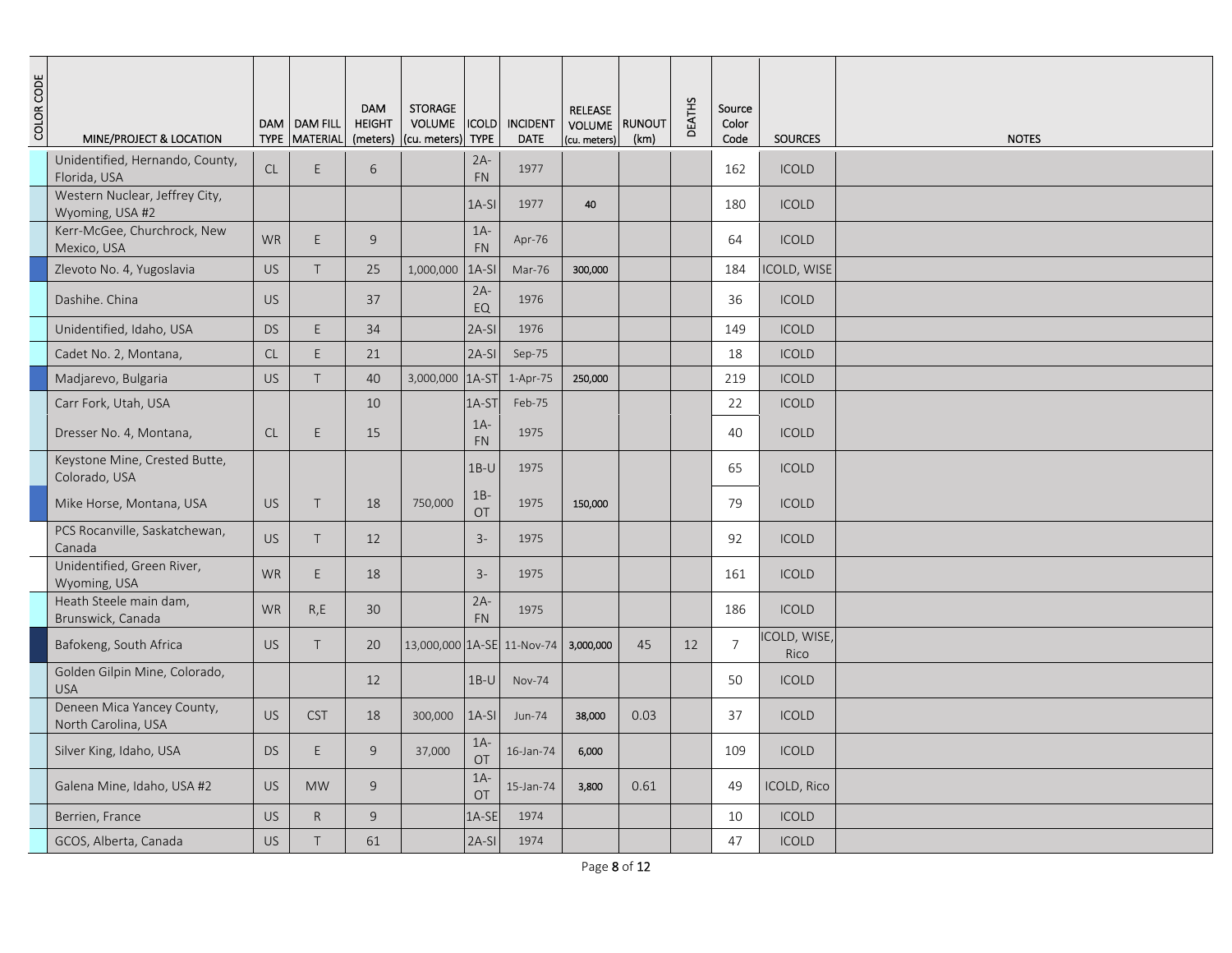| COLOR CODE | MINE/PROJECT & LOCATION | DAM TYPE | DAM FILL MATERIAL | DAM HEIGHT (meters) | STORAGE VOLUME (cu. meters) | ICOLD TYPE | INCIDENT DATE | RELEASE VOLUME (cu. meters) | RUNOUT (km) | DEATHS | Source Color Code | SOURCES | NOTES |
|---|---|---|---|---|---|---|---|---|---|---|---|---|---|
| | Unidentified, Hernando, County, Florida, USA | CL | E | 6 | | 2A-FN | 1977 | | | | 162 | ICOLD | |
| | Western Nuclear, Jeffrey City, Wyoming, USA #2 | | | | | 1A-SI | 1977 | 40 | | | 180 | ICOLD | |
| | Kerr-McGee, Churchrock, New Mexico, USA | WR | E | 9 | | 1A-FN | Apr-76 | | | | 64 | ICOLD | |
| | Zlevoto No. 4, Yugoslavia | US | T | 25 | 1,000,000 | 1A-SI | Mar-76 | 300,000 | | | 184 | ICOLD, WISE | |
| | Dashihe. China | US | | 37 | | 2A-EQ | 1976 | | | | 36 | ICOLD | |
| | Unidentified, Idaho, USA | DS | E | 34 | | 2A-SI | 1976 | | | | 149 | ICOLD | |
| | Cadet No. 2, Montana, | CL | E | 21 | | 2A-SI | Sep-75 | | | | 18 | ICOLD | |
| | Madjarevo, Bulgaria | US | T | 40 | 3,000,000 | 1A-ST | 1-Apr-75 | 250,000 | | | 219 | ICOLD | |
| | Carr Fork, Utah, USA | | | 10 | | 1A-ST | Feb-75 | | | | 22 | ICOLD | |
| | Dresser No. 4, Montana, | CL | E | 15 | | 1A-FN | 1975 | | | | 40 | ICOLD | |
| | Keystone Mine, Crested Butte, Colorado, USA | | | | | 1B-U | 1975 | | | | 65 | ICOLD | |
| | Mike Horse, Montana, USA | US | T | 18 | 750,000 | 1B-OT | 1975 | 150,000 | | | 79 | ICOLD | |
| | PCS Rocanville, Saskatchewan, Canada | US | T | 12 | | 3- | 1975 | | | | 92 | ICOLD | |
| | Unidentified, Green River, Wyoming, USA | WR | E | 18 | | 3- | 1975 | | | | 161 | ICOLD | |
| | Heath Steele main dam, Brunswick, Canada | WR | R,E | 30 | | 2A-FN | 1975 | | | | 186 | ICOLD | |
| | Bafokeng, South Africa | US | T | 20 | 13,000,000 | 1A-SE | 11-Nov-74 | 3,000,000 | 45 | 12 | 7 | ICOLD, WISE, Rico | |
| | Golden Gilpin Mine, Colorado, USA | | | 12 | | 1B-U | Nov-74 | | | | 50 | ICOLD | |
| | Deneen Mica Yancey County, North Carolina, USA | US | CST | 18 | 300,000 | 1A-SI | Jun-74 | 38,000 | 0.03 | | 37 | ICOLD | |
| | Silver King, Idaho, USA | DS | E | 9 | 37,000 | 1A-OT | 16-Jan-74 | 6,000 | | | 109 | ICOLD | |
| | Galena Mine, Idaho, USA #2 | US | MW | 9 | | 1A-OT | 15-Jan-74 | 3,800 | 0.61 | | 49 | ICOLD, Rico | |
| | Berrien, France | US | R | 9 | | 1A-SE | 1974 | | | | 10 | ICOLD | |
| | GCOS, Alberta, Canada | US | T | 61 | | 2A-SI | 1974 | | | | 47 | ICOLD | |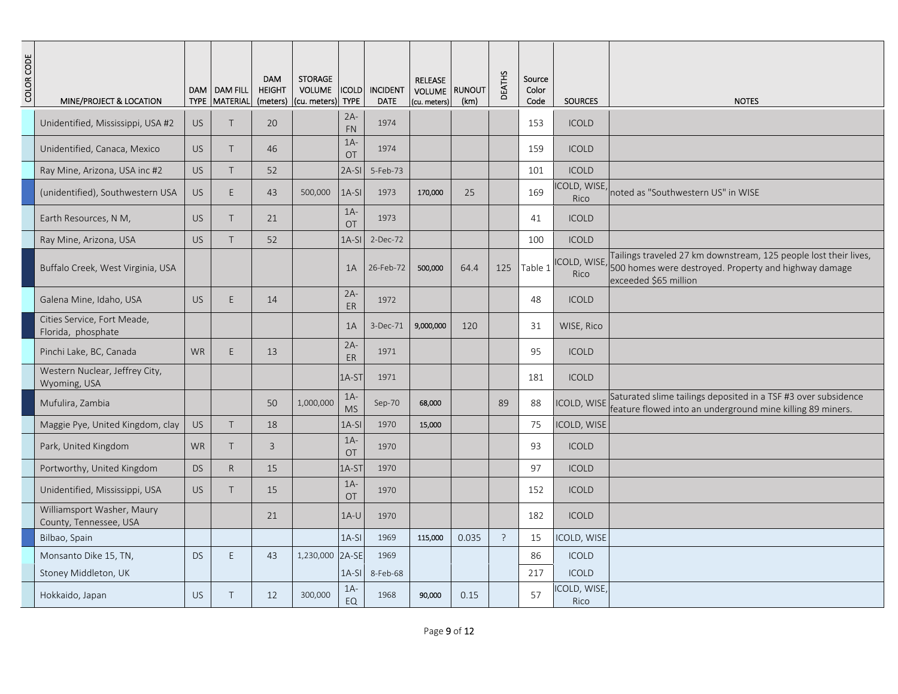| COLOR CODE | MINE/PROJECT & LOCATION | DAM TYPE | DAM FILL MATERIAL | DAM HEIGHT (meters) | STORAGE VOLUME (cu. meters) | ICOLD TYPE | INCIDENT DATE | RELEASE VOLUME (cu. meters) | RUNOUT (km) | DEATHS | Source Color Code | SOURCES | NOTES |
|---|---|---|---|---|---|---|---|---|---|---|---|---|---|
| | Unidentified, Mississippi, USA #2 | US | T | 20 | | 2A-FN | 1974 | | | | 153 | ICOLD | |
| | Unidentified, Canaca, Mexico | US | T | 46 | | 1A-OT | 1974 | | | | 159 | ICOLD | |
| | Ray Mine, Arizona, USA inc #2 | US | T | 52 | | 2A-SI | 5-Feb-73 | | | | 101 | ICOLD | |
| | (unidentified), Southwestern USA | US | E | 43 | 500,000 | 1A-SI | 1973 | 170,000 | 25 | | 169 | ICOLD, WISE, Rico | noted as "Southwestern US" in WISE |
| | Earth Resources, N M, | US | T | 21 | | 1A-OT | 1973 | | | | 41 | ICOLD | |
| | Ray Mine, Arizona, USA | US | T | 52 | | 1A-SI | 2-Dec-72 | | | | 100 | ICOLD | |
| | Buffalo Creek, West Virginia, USA | | | | | 1A | 26-Feb-72 | 500,000 | 64.4 | 125 | Table 1 | ICOLD, WISE, Rico | Tailings traveled 27 km downstream, 125 people lost their lives, 500 homes were destroyed. Property and highway damage exceeded $65 million |
| | Galena Mine, Idaho, USA | US | E | 14 | | 2A-ER | 1972 | | | | 48 | ICOLD | |
| | Cities Service, Fort Meade, Florida, phosphate | | | | | 1A | 3-Dec-71 | 9,000,000 | 120 | | 31 | WISE, Rico | |
| | Pinchi Lake, BC, Canada | WR | E | 13 | | 2A-ER | 1971 | | | | 95 | ICOLD | |
| | Western Nuclear, Jeffrey City, Wyoming, USA | | | | | 1A-ST | 1971 | | | | 181 | ICOLD | |
| | Mufulira, Zambia | | | 50 | 1,000,000 | 1A-MS | Sep-70 | 68,000 | | 89 | 88 | ICOLD, WISE | Saturated slime tailings deposited in a TSF #3 over subsidence feature flowed into an underground mine killing 89 miners. |
| | Maggie Pye, United Kingdom, clay | US | T | 18 | | 1A-SI | 1970 | 15,000 | | | 75 | ICOLD, WISE | |
| | Park, United Kingdom | WR | T | 3 | | 1A-OT | 1970 | | | | 93 | ICOLD | |
| | Portworthy, United Kingdom | DS | R | 15 | | 1A-ST | 1970 | | | | 97 | ICOLD | |
| | Unidentified, Mississippi, USA | US | T | 15 | | 1A-OT | 1970 | | | | 152 | ICOLD | |
| | Williamsport Washer, Maury County, Tennessee, USA | | | 21 | | 1A-U | 1970 | | | | 182 | ICOLD | |
| | Bilbao, Spain | | | | | 1A-SI | 1969 | 115,000 | 0.035 | ? | 15 | ICOLD, WISE | |
| | Monsanto Dike 15, TN, | DS | E | 43 | 1,230,000 | 2A-SE | 1969 | | | | 86 | ICOLD | |
| | Stoney Middleton, UK | | | | | 1A-SI | 8-Feb-68 | | | | 217 | ICOLD | |
| | Hokkaido, Japan | US | T | 12 | 300,000 | 1A-EQ | 1968 | 90,000 | 0.15 | | 57 | ICOLD, WISE, Rico | |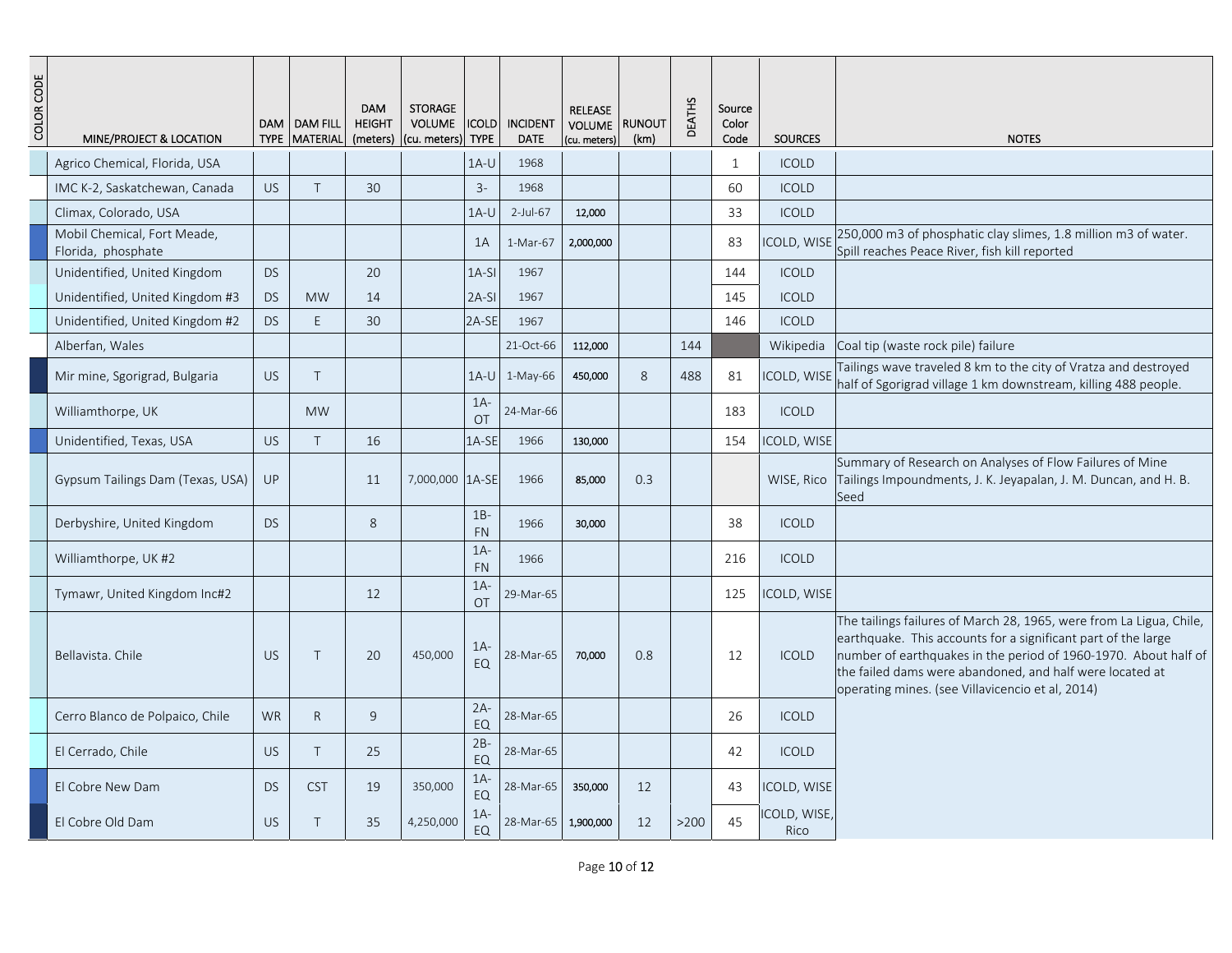| COLOR CODE | MINE/PROJECT & LOCATION | DAM TYPE | DAM FILL MATERIAL | DAM HEIGHT (meters) | STORAGE VOLUME (cu. meters) | ICOLD TYPE | INCIDENT DATE | RELEASE VOLUME (cu. meters) | RUNOUT (km) | DEATHS | Source Color Code | SOURCES | NOTES |
|---|---|---|---|---|---|---|---|---|---|---|---|---|---|
| | Agrico Chemical, Florida, USA | | | | | 1A-U | 1968 | | | | 1 | ICOLD | |
| | IMC K-2, Saskatchewan, Canada | US | T | 30 | | 3- | 1968 | | | | 60 | ICOLD | |
| | Climax, Colorado, USA | | | | | 1A-U | 2-Jul-67 | 12,000 | | | 33 | ICOLD | |
| | Mobil Chemical, Fort Meade, Florida, phosphate | | | | | 1A | 1-Mar-67 | 2,000,000 | | | 83 | ICOLD, WISE | 250,000 m3 of phosphatic clay slimes, 1.8 million m3 of water. Spill reaches Peace River, fish kill reported |
| | Unidentified, United Kingdom | DS | | 20 | | 1A-SI | 1967 | | | | 144 | ICOLD | |
| | Unidentified, United Kingdom #3 | DS | MW | 14 | | 2A-SI | 1967 | | | | 145 | ICOLD | |
| | Unidentified, United Kingdom #2 | DS | E | 30 | | 2A-SE | 1967 | | | | 146 | ICOLD | |
| | Alberfan, Wales | | | | | | 21-Oct-66 | 112,000 | | 144 | | Wikipedia | Coal tip (waste rock pile) failure |
| | Mir mine, Sgorigrad, Bulgaria | US | T | | | 1A-U | 1-May-66 | 450,000 | 8 | 488 | 81 | ICOLD, WISE | Tailings wave traveled 8 km to the city of Vratza and destroyed half of Sgorigrad village 1 km downstream, killing 488 people. |
| | Williamthorpe, UK | | MW | | | 1A-OT | 24-Mar-66 | | | | 183 | ICOLD | |
| | Unidentified, Texas, USA | US | T | 16 | | 1A-SE | 1966 | 130,000 | | | 154 | ICOLD, WISE | |
| | Gypsum Tailings Dam (Texas, USA) | UP | | 11 | 7,000,000 | 1A-SE | 1966 | 85,000 | 0.3 | | | WISE, Rico | Summary of Research on Analyses of Flow Failures of Mine Tailings Impoundments, J. K. Jeyapalan, J. M. Duncan, and H. B. Seed |
| | Derbyshire, United Kingdom | DS | | 8 | | 1B-FN | 1966 | 30,000 | | | 38 | ICOLD | |
| | Williamthorpe, UK #2 | | | | | 1A-FN | 1966 | | | | 216 | ICOLD | |
| | Tymawr, United Kingdom Inc#2 | | | 12 | | 1A-OT | 29-Mar-65 | | | | 125 | ICOLD, WISE | |
| | Bellavista. Chile | US | T | 20 | 450,000 | 1A-EQ | 28-Mar-65 | 70,000 | 0.8 | | 12 | ICOLD | The tailings failures of March 28, 1965, were from La Ligua, Chile, earthquake. This accounts for a significant part of the large number of earthquakes in the period of 1960-1970. About half of the failed dams were abandoned, and half were located at operating mines. (see Villavicencio et al, 2014) |
| | Cerro Blanco de Polpaico, Chile | WR | R | 9 | | 2A-EQ | 28-Mar-65 | | | | 26 | ICOLD | |
| | El Cerrado, Chile | US | T | 25 | | 2B-EQ | 28-Mar-65 | | | | 42 | ICOLD | |
| | El Cobre New Dam | DS | CST | 19 | 350,000 | 1A-EQ | 28-Mar-65 | 350,000 | 12 | | 43 | ICOLD, WISE | |
| | El Cobre Old Dam | US | T | 35 | 4,250,000 | 1A-EQ | 28-Mar-65 | 1,900,000 | 12 | >200 | 45 | ICOLD, WISE, Rico | |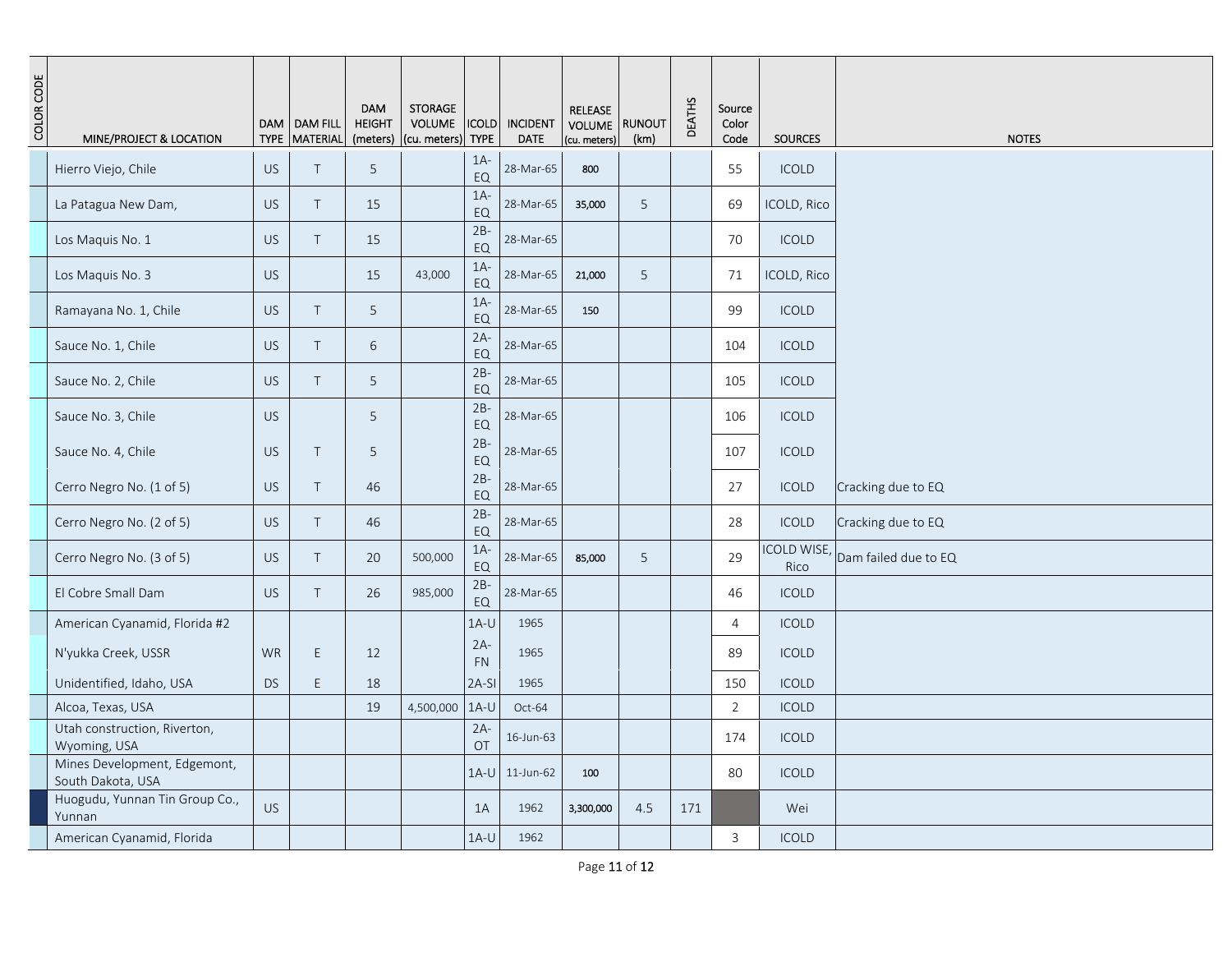| COLOR CODE | MINE/PROJECT & LOCATION | DAM TYPE | DAM FILL MATERIAL | DAM HEIGHT (meters) | STORAGE VOLUME (cu. meters) | ICOLD TYPE | INCIDENT DATE | RELEASE VOLUME (cu. meters) | RUNOUT (km) | DEATHS | Source Color Code | SOURCES | NOTES |
|---|---|---|---|---|---|---|---|---|---|---|---|---|---|
| | Hierro Viejo, Chile | US | T | 5 | | 1A-EQ | 28-Mar-65 | 800 | | | 55 | ICOLD | |
| | La Patagua New Dam, | US | T | 15 | | 1A-EQ | 28-Mar-65 | 35,000 | 5 | | 69 | ICOLD, Rico | |
| | Los Maquis No. 1 | US | T | 15 | | 2B-EQ | 28-Mar-65 | | | | 70 | ICOLD | |
| | Los Maquis No. 3 | US | | 15 | 43,000 | 1A-EQ | 28-Mar-65 | 21,000 | 5 | | 71 | ICOLD, Rico | |
| | Ramayana No. 1, Chile | US | T | 5 | | 1A-EQ | 28-Mar-65 | 150 | | | 99 | ICOLD | |
| | Sauce No. 1, Chile | US | T | 6 | | 2A-EQ | 28-Mar-65 | | | | 104 | ICOLD | |
| | Sauce No. 2, Chile | US | T | 5 | | 2B-EQ | 28-Mar-65 | | | | 105 | ICOLD | |
| | Sauce No. 3, Chile | US | | 5 | | 2B-EQ | 28-Mar-65 | | | | 106 | ICOLD | |
| | Sauce No. 4, Chile | US | T | 5 | | 2B-EQ | 28-Mar-65 | | | | 107 | ICOLD | |
| | Cerro Negro No. (1 of 5) | US | T | 46 | | 2B-EQ | 28-Mar-65 | | | | 27 | ICOLD | Cracking due to EQ |
| | Cerro Negro No. (2 of 5) | US | T | 46 | | 2B-EQ | 28-Mar-65 | | | | 28 | ICOLD | Cracking due to EQ |
| | Cerro Negro No. (3 of 5) | US | T | 20 | 500,000 | 1A-EQ | 28-Mar-65 | 85,000 | 5 | | 29 | ICOLD WISE, Rico | Dam failed due to EQ |
| | El Cobre Small Dam | US | T | 26 | 985,000 | 2B-EQ | 28-Mar-65 | | | | 46 | ICOLD | |
| | American Cyanamid, Florida #2 | | | | | 1A-U | 1965 | | | | 4 | ICOLD | |
| | N'yukka Creek, USSR | WR | E | 12 | | 2A-FN | 1965 | | | | 89 | ICOLD | |
| | Unidentified, Idaho, USA | DS | E | 18 | | 2A-SI | 1965 | | | | 150 | ICOLD | |
| | Alcoa, Texas, USA | | | 19 | 4,500,000 | 1A-U | Oct-64 | | | | 2 | ICOLD | |
| | Utah construction, Riverton, Wyoming, USA | | | | | 2A-OT | 16-Jun-63 | | | | 174 | ICOLD | |
| | Mines Development, Edgemont, South Dakota, USA | | | | | 1A-U | 11-Jun-62 | 100 | | | 80 | ICOLD | |
| | Huogudu, Yunnan Tin Group Co., Yunnan | US | | | | 1A | 1962 | 3,300,000 | 4.5 | 171 | | Wei | |
| | American Cyanamid, Florida | | | | | 1A-U | 1962 | | | | 3 | ICOLD | |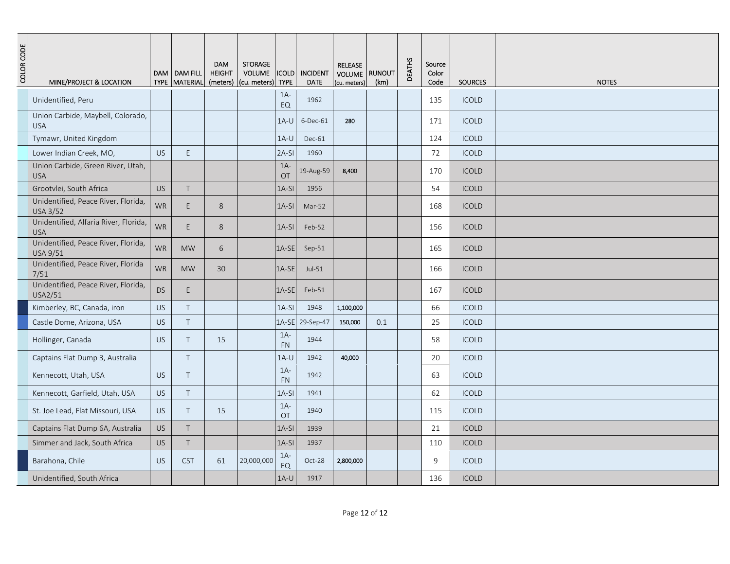| COLOR CODE | MINE/PROJECT & LOCATION | DAM TYPE | DAM FILL MATERIAL | DAM HEIGHT (meters) | STORAGE VOLUME (cu. meters) | ICOLD TYPE | INCIDENT DATE | RELEASE VOLUME (cu. meters) | RUNOUT (km) | DEATHS | Source Color Code | SOURCES | NOTES |
|---|---|---|---|---|---|---|---|---|---|---|---|---|---|
| | Unidentified, Peru | | | | | 1A-EQ | 1962 | | | | 135 | ICOLD | |
| | Union Carbide, Maybell, Colorado, USA | | | | | 1A-U | 6-Dec-61 | 280 | | | 171 | ICOLD | |
| | Tymawr, United Kingdom | | | | | 1A-U | Dec-61 | | | | 124 | ICOLD | |
| | Lower Indian Creek, MO, | US | E | | | 2A-SI | 1960 | | | | 72 | ICOLD | |
| | Union Carbide, Green River, Utah, USA | | | | | 1A-OT | 19-Aug-59 | 8,400 | | | 170 | ICOLD | |
| | Grootvlei, South Africa | US | T | | | 1A-SI | 1956 | | | | 54 | ICOLD | |
| | Unidentified, Peace River, Florida, USA 3/52 | WR | E | 8 | | 1A-SI | Mar-52 | | | | 168 | ICOLD | |
| | Unidentified, Alfaria River, Florida, USA | WR | E | 8 | | 1A-SI | Feb-52 | | | | 156 | ICOLD | |
| | Unidentified, Peace River, Florida, USA 9/51 | WR | MW | 6 | | 1A-SE | Sep-51 | | | | 165 | ICOLD | |
| | Unidentified, Peace River, Florida 7/51 | WR | MW | 30 | | 1A-SE | Jul-51 | | | | 166 | ICOLD | |
| | Unidentified, Peace River, Florida, USA2/51 | DS | E | | | 1A-SE | Feb-51 | | | | 167 | ICOLD | |
| | Kimberley, BC, Canada, iron | US | T | | | 1A-SI | 1948 | 1,100,000 | | | 66 | ICOLD | |
| | Castle Dome, Arizona, USA | US | T | | | 1A-SE | 29-Sep-47 | 150,000 | 0.1 | | 25 | ICOLD | |
| | Hollinger, Canada | US | T | 15 | | 1A-FN | 1944 | | | | 58 | ICOLD | |
| | Captains Flat Dump 3, Australia | | T | | | 1A-U | 1942 | 40,000 | | | 20 | ICOLD | |
| | Kennecott, Utah, USA | US | T | | | 1A-FN | 1942 | | | | 63 | ICOLD | |
| | Kennecott, Garfield, Utah, USA | US | T | | | 1A-SI | 1941 | | | | 62 | ICOLD | |
| | St. Joe Lead, Flat Missouri, USA | US | T | 15 | | 1A-OT | 1940 | | | | 115 | ICOLD | |
| | Captains Flat Dump 6A, Australia | US | T | | | 1A-SI | 1939 | | | | 21 | ICOLD | |
| | Simmer and Jack, South Africa | US | T | | | 1A-SI | 1937 | | | | 110 | ICOLD | |
| | Barahona, Chile | US | CST | 61 | 20,000,000 | 1A-EQ | Oct-28 | 2,800,000 | | | 9 | ICOLD | |
| | Unidentified, South Africa | | | | | 1A-U | 1917 | | | | 136 | ICOLD | |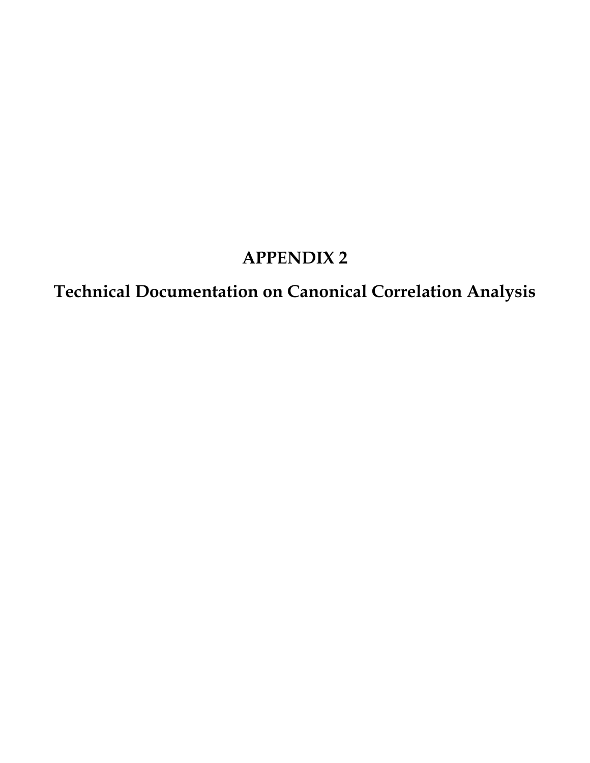# APPENDIX 2

## Technical Documentation on Canonical Correlation Analysis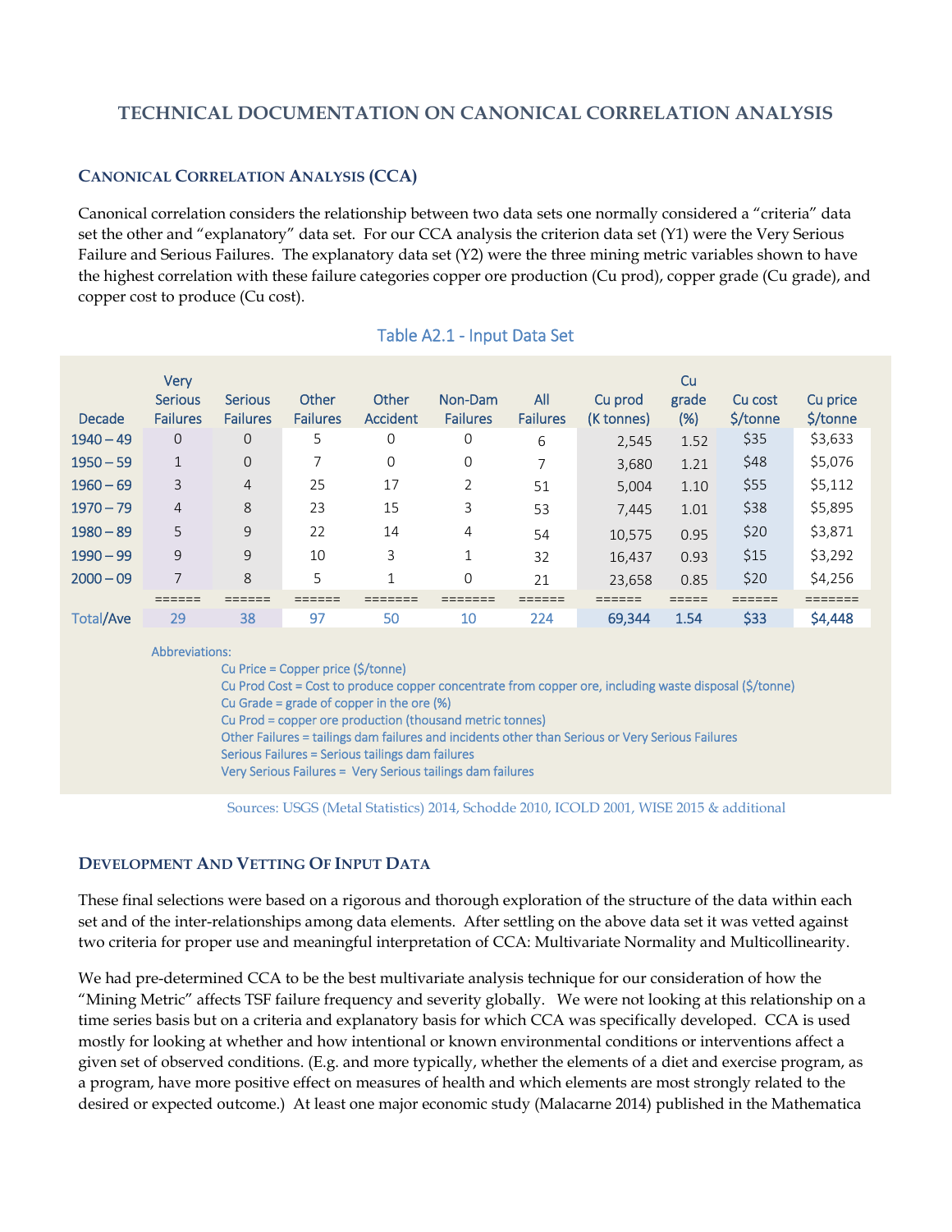# TECHNICAL DOCUMENTATION ON CANONICAL CORRELATION ANALYSIS

## CANONICAL CORRELATION ANALYSIS (CCA)

Canonical correlation considers the relationship between two data sets one normally considered a "criteria" data set the other and "explanatory" data set. For our CCA analysis the criterion data set (Y1) were the Very Serious Failure and Serious Failures. The explanatory data set (Y2) were the three mining metric variables shown to have the highest correlation with these failure categories copper ore production (Cu prod), copper grade (Cu grade), and copper cost to produce (Cu cost).

Table A2.1 - Input Data Set

| Decade | Very Serious Failures | Serious Failures | Other Failures | Other Accident | Non-Dam Failures | All Failures | Cu prod (K tonnes) | Cu grade (%) | Cu cost $/tonne | Cu price $/tonne |
|---|---|---|---|---|---|---|---|---|---|---|
| 1940 – 49 | 0 | 0 | 5 | 0 | 0 | 6 | 2,545 | 1.52 | $35 | $3,633 |
| 1950 – 59 | 1 | 0 | 7 | 0 | 0 | 7 | 3,680 | 1.21 | $48 | $5,076 |
| 1960 – 69 | 3 | 4 | 25 | 17 | 2 | 51 | 5,004 | 1.10 | $55 | $5,112 |
| 1970 – 79 | 4 | 8 | 23 | 15 | 3 | 53 | 7,445 | 1.01 | $38 | $5,895 |
| 1980 – 89 | 5 | 9 | 22 | 14 | 4 | 54 | 10,575 | 0.95 | $20 | $3,871 |
| 1990 – 99 | 9 | 9 | 10 | 3 | 1 | 32 | 16,437 | 0.93 | $15 | $3,292 |
| 2000 – 09 | 7 | 8 | 5 | 1 | 0 | 21 | 23,658 | 0.85 | $20 | $4,256 |
| | ====== | ====== | ====== | ======= | ======= | ====== | ====== | ===== | ====== | ======= |
| Total/Ave | 29 | 38 | 97 | 50 | 10 | 224 | 69,344 | 1.54 | $33 | $4,448 |

Abbreviations:
- Cu Price = Copper price ($/tonne)
- Cu Prod Cost = Cost to produce copper concentrate from copper ore, including waste disposal ($/tonne)
- Cu Grade = grade of copper in the ore (%)
- Cu Prod = copper ore production (thousand metric tonnes)
- Other Failures = tailings dam failures and incidents other than Serious or Very Serious Failures
- Serious Failures = Serious tailings dam failures
- Very Serious Failures = Very Serious tailings dam failures

Sources: USGS (Metal Statistics) 2014, Schodde 2010, ICOLD 2001, WISE 2015 & additional

## DEVELOPMENT AND VETTING OF INPUT DATA

These final selections were based on a rigorous and thorough exploration of the structure of the data within each set and of the inter-relationships among data elements. After settling on the above data set it was vetted against two criteria for proper use and meaningful interpretation of CCA: Multivariate Normality and Multicollinearity.

We had pre-determined CCA to be the best multivariate analysis technique for our consideration of how the "Mining Metric" affects TSF failure frequency and severity globally. We were not looking at this relationship on a time series basis but on a criteria and explanatory basis for which CCA was specifically developed. CCA is used mostly for looking at whether and how intentional or known environmental conditions or interventions affect a given set of observed conditions. (E.g. and more typically, whether the elements of a diet and exercise program, as a program, have more positive effect on measures of health and which elements are most strongly related to the desired or expected outcome.) At least one major economic study (Malacarne 2014) published in the Mathematica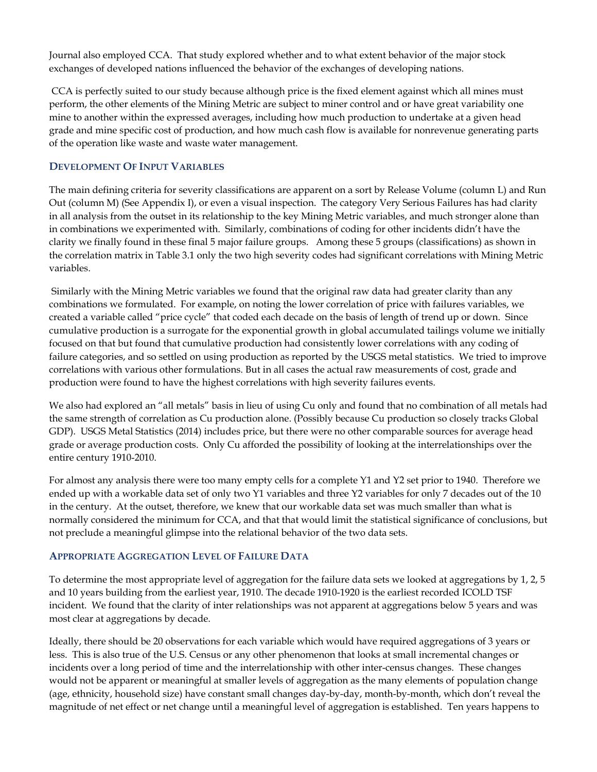Journal also employed CCA. That study explored whether and to what extent behavior of the major stock exchanges of developed nations influenced the behavior of the exchanges of developing nations.

CCA is perfectly suited to our study because although price is the fixed element against which all mines must perform, the other elements of the Mining Metric are subject to miner control and or have great variability one mine to another within the expressed averages, including how much production to undertake at a given head grade and mine specific cost of production, and how much cash flow is available for nonrevenue generating parts of the operation like waste and waste water management.

### Development Of Input Variables

The main defining criteria for severity classifications are apparent on a sort by Release Volume (column L) and Run Out (column M) (See Appendix I), or even a visual inspection. The category Very Serious Failures has had clarity in all analysis from the outset in its relationship to the key Mining Metric variables, and much stronger alone than in combinations we experimented with. Similarly, combinations of coding for other incidents didn't have the clarity we finally found in these final 5 major failure groups. Among these 5 groups (classifications) as shown in the correlation matrix in Table 3.1 only the two high severity codes had significant correlations with Mining Metric variables.

Similarly with the Mining Metric variables we found that the original raw data had greater clarity than any combinations we formulated. For example, on noting the lower correlation of price with failures variables, we created a variable called "price cycle" that coded each decade on the basis of length of trend up or down. Since cumulative production is a surrogate for the exponential growth in global accumulated tailings volume we initially focused on that but found that cumulative production had consistently lower correlations with any coding of failure categories, and so settled on using production as reported by the USGS metal statistics. We tried to improve correlations with various other formulations. But in all cases the actual raw measurements of cost, grade and production were found to have the highest correlations with high severity failures events.

We also had explored an "all metals" basis in lieu of using Cu only and found that no combination of all metals had the same strength of correlation as Cu production alone. (Possibly because Cu production so closely tracks Global GDP). USGS Metal Statistics (2014) includes price, but there were no other comparable sources for average head grade or average production costs. Only Cu afforded the possibility of looking at the interrelationships over the entire century 1910-2010.

For almost any analysis there were too many empty cells for a complete Y1 and Y2 set prior to 1940. Therefore we ended up with a workable data set of only two Y1 variables and three Y2 variables for only 7 decades out of the 10 in the century. At the outset, therefore, we knew that our workable data set was much smaller than what is normally considered the minimum for CCA, and that that would limit the statistical significance of conclusions, but not preclude a meaningful glimpse into the relational behavior of the two data sets.

### Appropriate Aggregation Level Of Failure Data

To determine the most appropriate level of aggregation for the failure data sets we looked at aggregations by 1, 2, 5 and 10 years building from the earliest year, 1910. The decade 1910-1920 is the earliest recorded ICOLD TSF incident. We found that the clarity of inter relationships was not apparent at aggregations below 5 years and was most clear at aggregations by decade.

Ideally, there should be 20 observations for each variable which would have required aggregations of 3 years or less. This is also true of the U.S. Census or any other phenomenon that looks at small incremental changes or incidents over a long period of time and the interrelationship with other inter-census changes. These changes would not be apparent or meaningful at smaller levels of aggregation as the many elements of population change (age, ethnicity, household size) have constant small changes day-by-day, month-by-month, which don't reveal the magnitude of net effect or net change until a meaningful level of aggregation is established. Ten years happens to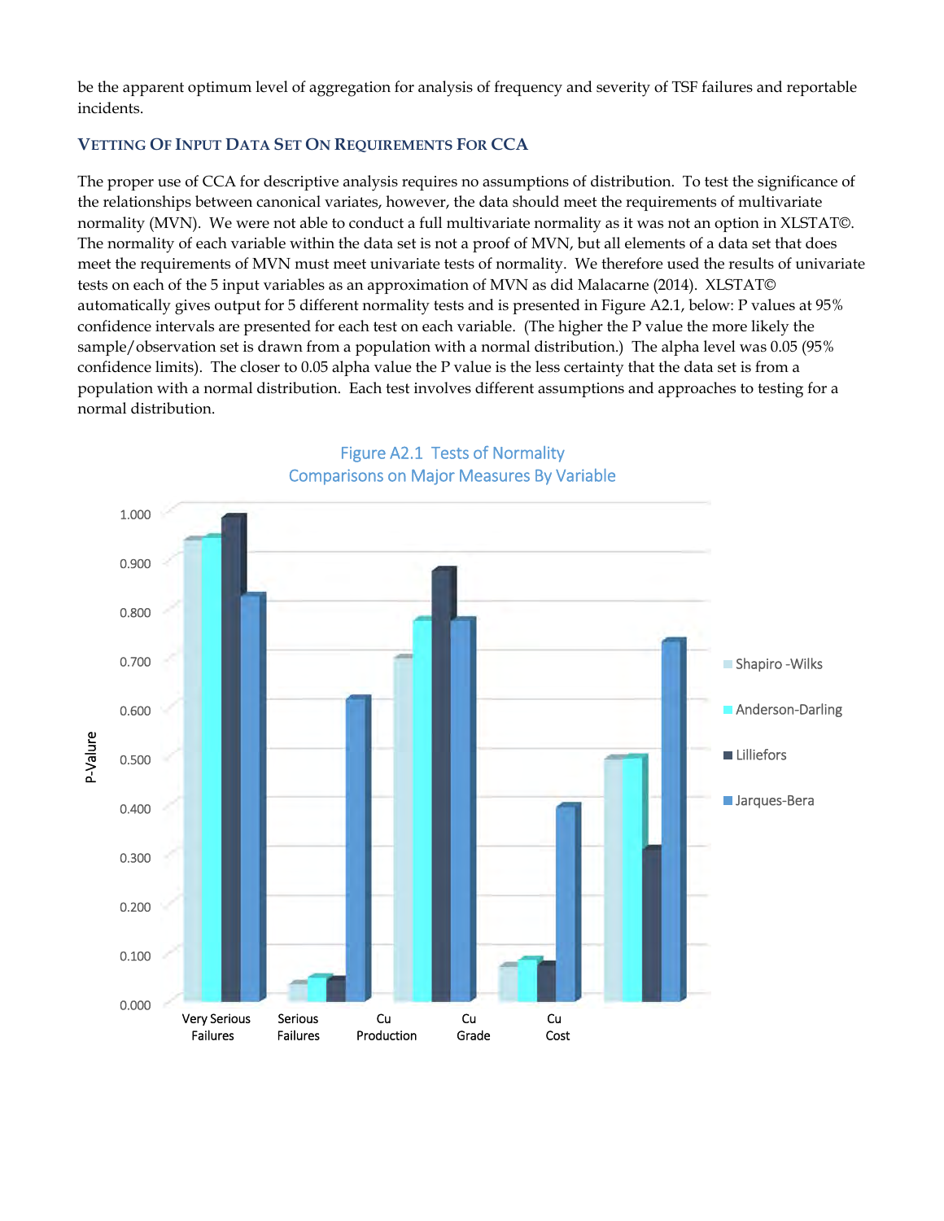be the apparent optimum level of aggregation for analysis of frequency and severity of TSF failures and reportable incidents.

### Vetting Of Input Data Set On Requirements For CCA

The proper use of CCA for descriptive analysis requires no assumptions of distribution. To test the significance of the relationships between canonical variates, however, the data should meet the requirements of multivariate normality (MVN). We were not able to conduct a full multivariate normality as it was not an option in XLSTAT©. The normality of each variable within the data set is not a proof of MVN, but all elements of a data set that does meet the requirements of MVN must meet univariate tests of normality. We therefore used the results of univariate tests on each of the 5 input variables as an approximation of MVN as did Malacarne (2014). XLSTAT© automatically gives output for 5 different normality tests and is presented in Figure A2.1, below: P values at 95% confidence intervals are presented for each test on each variable. (The higher the P value the more likely the sample/observation set is drawn from a population with a normal distribution.) The alpha level was 0.05 (95% confidence limits). The closer to 0.05 alpha value the P value is the less certainty that the data set is from a population with a normal distribution. Each test involves different assumptions and approaches to testing for a normal distribution.

Figure A2.1 Tests of Normality
Comparisons on Major Measures By Variable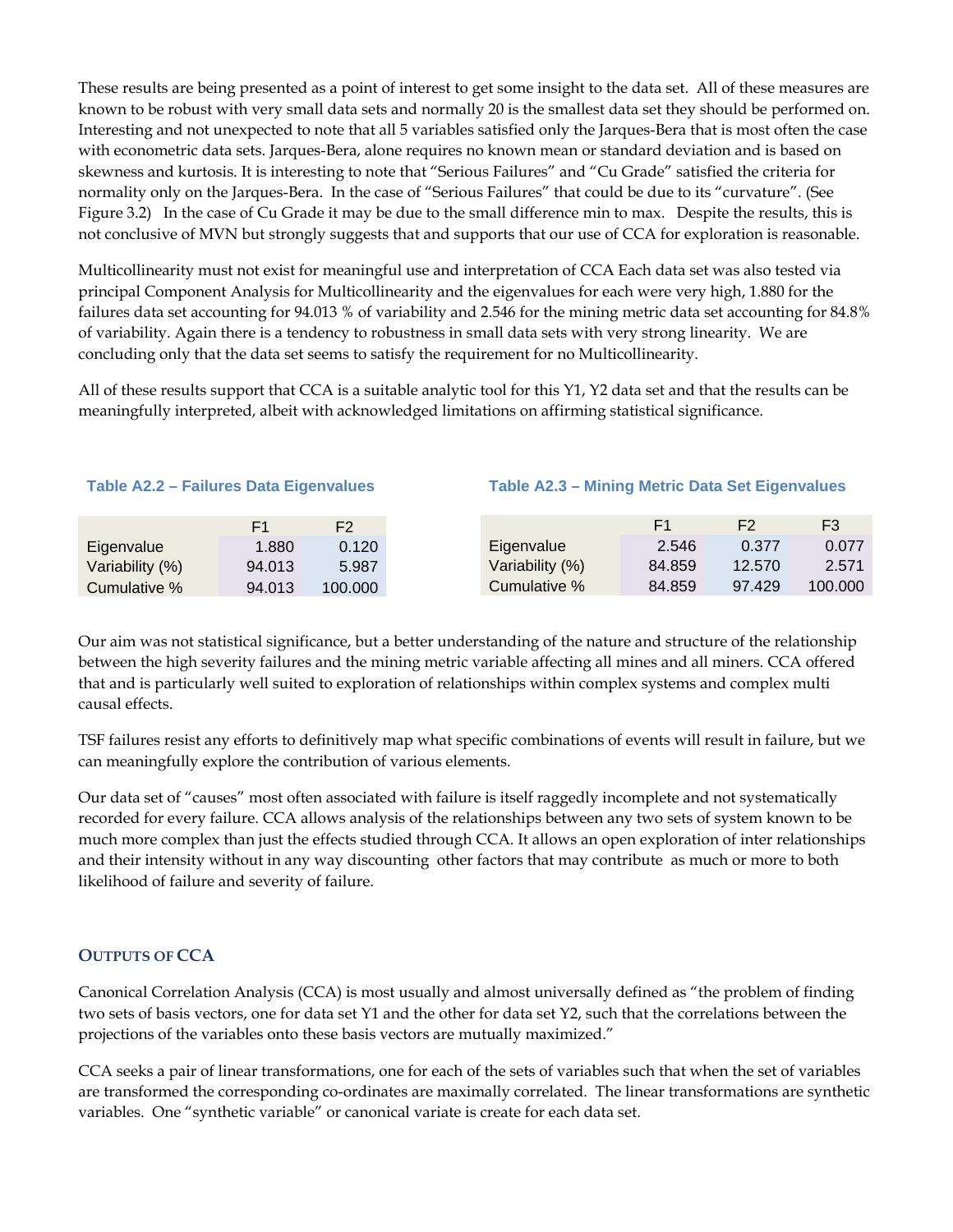These results are being presented as a point of interest to get some insight to the data set. All of these measures are known to be robust with very small data sets and normally 20 is the smallest data set they should be performed on. Interesting and not unexpected to note that all 5 variables satisfied only the Jarques-Bera that is most often the case with econometric data sets. Jarques-Bera, alone requires no known mean or standard deviation and is based on skewness and kurtosis. It is interesting to note that "Serious Failures" and "Cu Grade" satisfied the criteria for normality only on the Jarques-Bera. In the case of "Serious Failures" that could be due to its "curvature". (See Figure 3.2) In the case of Cu Grade it may be due to the small difference min to max. Despite the results, this is not conclusive of MVN but strongly suggests that and supports that our use of CCA for exploration is reasonable.

Multicollinearity must not exist for meaningful use and interpretation of CCA Each data set was also tested via principal Component Analysis for Multicollinearity and the eigenvalues for each were very high, 1.880 for the failures data set accounting for 94.013 % of variability and 2.546 for the mining metric data set accounting for 84.8% of variability. Again there is a tendency to robustness in small data sets with very strong linearity. We are concluding only that the data set seems to satisfy the requirement for no Multicollinearity.

All of these results support that CCA is a suitable analytic tool for this Y1, Y2 data set and that the results can be meaningfully interpreted, albeit with acknowledged limitations on affirming statistical significance.

**Table A2.2 – Failures Data Eigenvalues**

| | F1 | F2 |
|---|---|---|
| Eigenvalue | 1.880 | 0.120 |
| Variability (%) | 94.013 | 5.987 |
| Cumulative % | 94.013 | 100.000 |

**Table A2.3 – Mining Metric Data Set Eigenvalues**

| | F1 | F2 | F3 |
|---|---|---|---|
| Eigenvalue | 2.546 | 0.377 | 0.077 |
| Variability (%) | 84.859 | 12.570 | 2.571 |
| Cumulative % | 84.859 | 97.429 | 100.000 |

Our aim was not statistical significance, but a better understanding of the nature and structure of the relationship between the high severity failures and the mining metric variable affecting all mines and all miners. CCA offered that and is particularly well suited to exploration of relationships within complex systems and complex multi causal effects.

TSF failures resist any efforts to definitively map what specific combinations of events will result in failure, but we can meaningfully explore the contribution of various elements.

Our data set of "causes" most often associated with failure is itself raggedly incomplete and not systematically recorded for every failure. CCA allows analysis of the relationships between any two sets of system known to be much more complex than just the effects studied through CCA. It allows an open exploration of inter relationships and their intensity without in any way discounting other factors that may contribute as much or more to both likelihood of failure and severity of failure.

### Outputs of CCA

Canonical Correlation Analysis (CCA) is most usually and almost universally defined as "the problem of finding two sets of basis vectors, one for data set Y1 and the other for data set Y2, such that the correlations between the projections of the variables onto these basis vectors are mutually maximized."

CCA seeks a pair of linear transformations, one for each of the sets of variables such that when the set of variables are transformed the corresponding co-ordinates are maximally correlated. The linear transformations are synthetic variables. One "synthetic variable" or canonical variate is create for each data set.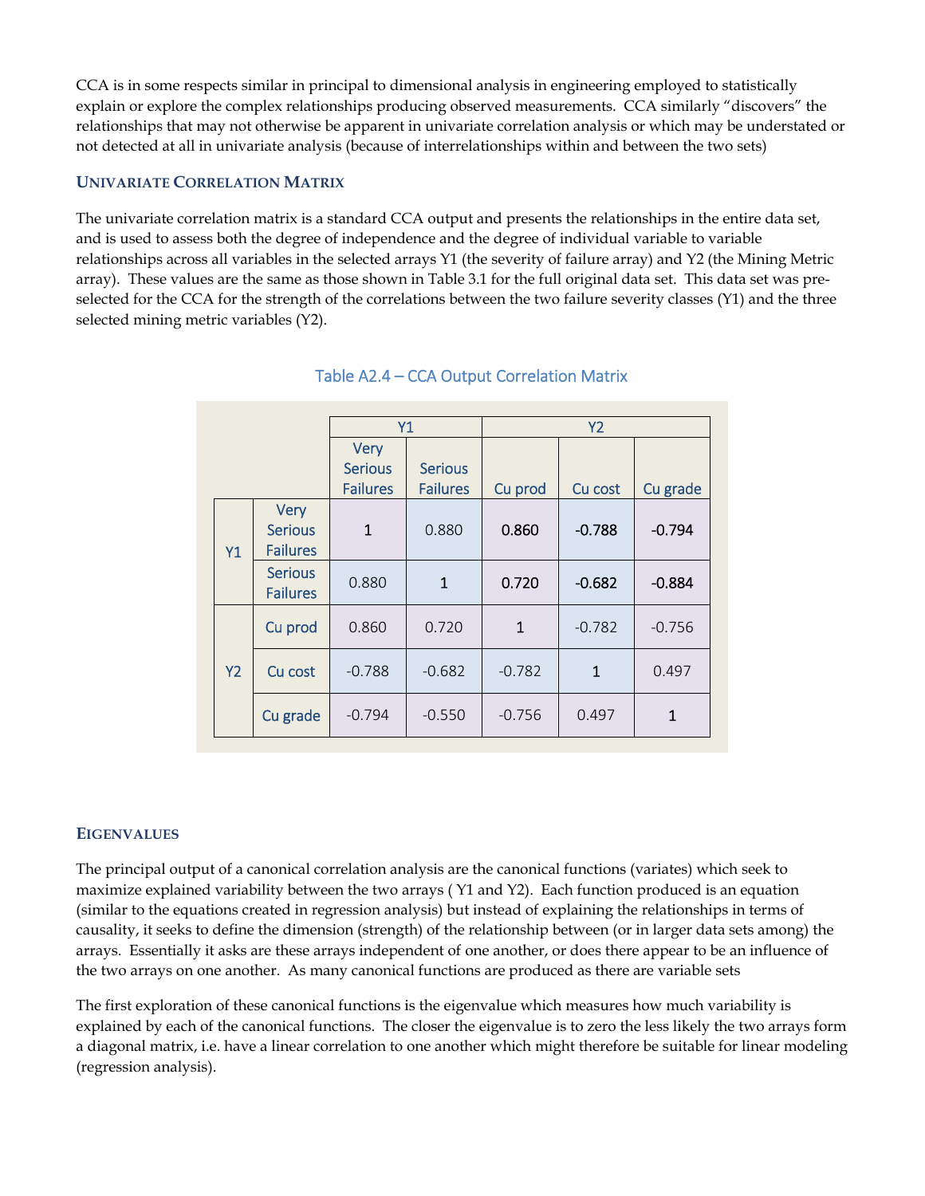CCA is in some respects similar in principal to dimensional analysis in engineering employed to statistically explain or explore the complex relationships producing observed measurements. CCA similarly "discovers" the relationships that may not otherwise be apparent in univariate correlation analysis or which may be understated or not detected at all in univariate analysis (because of interrelationships within and between the two sets)

## UNIVARIATE CORRELATION MATRIX

The univariate correlation matrix is a standard CCA output and presents the relationships in the entire data set, and is used to assess both the degree of independence and the degree of individual variable to variable relationships across all variables in the selected arrays Y1 (the severity of failure array) and Y2 (the Mining Metric array). These values are the same as those shown in Table 3.1 for the full original data set. This data set was pre-selected for the CCA for the strength of the correlations between the two failure severity classes (Y1) and the three selected mining metric variables (Y2).

Table A2.4 – CCA Output Correlation Matrix

| | | Y1 | | Y2 | | |
|---|---|---|---|---|---|---|
| | | Very Serious Failures | Serious Failures | Cu prod | Cu cost | Cu grade |
| Y1 | Very Serious Failures | 1 | 0.880 | 0.860 | -0.788 | -0.794 |
| | Serious Failures | 0.880 | 1 | 0.720 | -0.682 | -0.884 |
| Y2 | Cu prod | 0.860 | 0.720 | 1 | -0.782 | -0.756 |
| | Cu cost | -0.788 | -0.682 | -0.782 | 1 | 0.497 |
| | Cu grade | -0.794 | -0.550 | -0.756 | 0.497 | 1 |

## EIGENVALUES

The principal output of a canonical correlation analysis are the canonical functions (variates) which seek to maximize explained variability between the two arrays ( Y1 and Y2). Each function produced is an equation (similar to the equations created in regression analysis) but instead of explaining the relationships in terms of causality, it seeks to define the dimension (strength) of the relationship between (or in larger data sets among) the arrays. Essentially it asks are these arrays independent of one another, or does there appear to be an influence of the two arrays on one another. As many canonical functions are produced as there are variable sets

The first exploration of these canonical functions is the eigenvalue which measures how much variability is explained by each of the canonical functions. The closer the eigenvalue is to zero the less likely the two arrays form a diagonal matrix, i.e. have a linear correlation to one another which might therefore be suitable for linear modeling (regression analysis).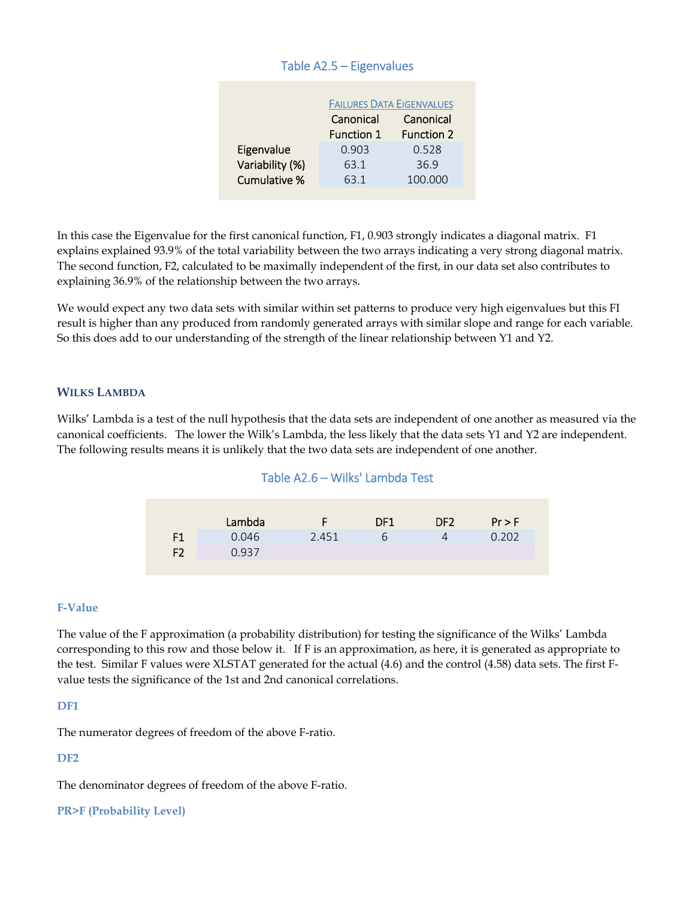### Table A2.5 – Eigenvalues

| | FAILURES DATA EIGENVALUES | |
|---|---|---|
| | Canonical Function 1 | Canonical Function 2 |
| Eigenvalue | 0.903 | 0.528 |
| Variability (%) | 63.1 | 36.9 |
| Cumulative % | 63.1 | 100.000 |

In this case the Eigenvalue for the first canonical function, F1, 0.903 strongly indicates a diagonal matrix. F1 explains explained 93.9% of the total variability between the two arrays indicating a very strong diagonal matrix. The second function, F2, calculated to be maximally independent of the first, in our data set also contributes to explaining 36.9% of the relationship between the two arrays.

We would expect any two data sets with similar within set patterns to produce very high eigenvalues but this FI result is higher than any produced from randomly generated arrays with similar slope and range for each variable. So this does add to our understanding of the strength of the linear relationship between Y1 and Y2.

## WILKS LAMBDA

Wilks' Lambda is a test of the null hypothesis that the data sets are independent of one another as measured via the canonical coefficients. The lower the Wilk's Lambda, the less likely that the data sets Y1 and Y2 are independent. The following results means it is unlikely that the two data sets are independent of one another.

### Table A2.6 – Wilks' Lambda Test

| | Lambda | F | DF1 | DF2 | Pr > F |
|---|---|---|---|---|---|
| F1 | 0.046 | 2.451 | 6 | 4 | 0.202 |
| F2 | 0.937 | | | | |

#### F-Value

The value of the F approximation (a probability distribution) for testing the significance of the Wilks' Lambda corresponding to this row and those below it. If F is an approximation, as here, it is generated as appropriate to the test. Similar F values were XLSTAT generated for the actual (4.6) and the control (4.58) data sets. The first F-value tests the significance of the 1st and 2nd canonical correlations.

#### DF1

The numerator degrees of freedom of the above F-ratio.

#### DF2

The denominator degrees of freedom of the above F-ratio.

#### PR>F (Probability Level)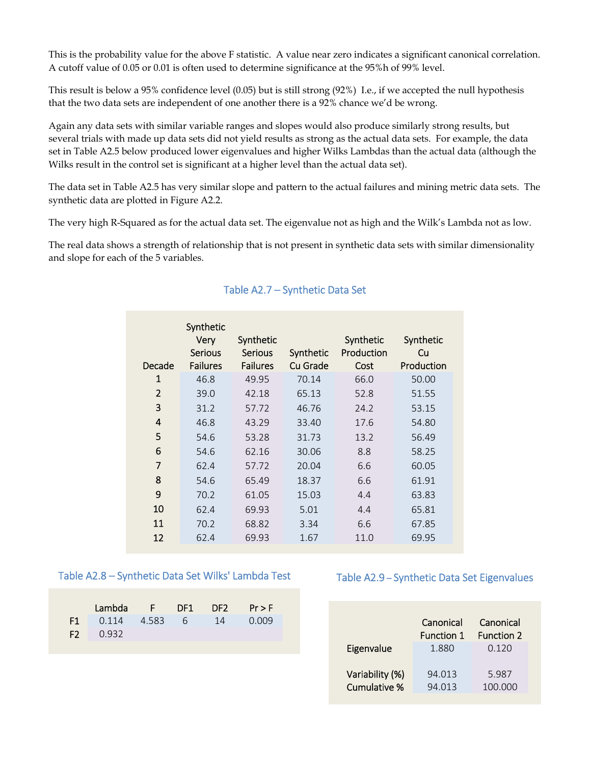This is the probability value for the above F statistic. A value near zero indicates a significant canonical correlation. A cutoff value of 0.05 or 0.01 is often used to determine significance at the 95%h of 99% level.

This result is below a 95% confidence level (0.05) but is still strong (92%) I.e., if we accepted the null hypothesis that the two data sets are independent of one another there is a 92% chance we'd be wrong.

Again any data sets with similar variable ranges and slopes would also produce similarly strong results, but several trials with made up data sets did not yield results as strong as the actual data sets. For example, the data set in Table A2.5 below produced lower eigenvalues and higher Wilks Lambdas than the actual data (although the Wilks result in the control set is significant at a higher level than the actual data set).

The data set in Table A2.5 has very similar slope and pattern to the actual failures and mining metric data sets. The synthetic data are plotted in Figure A2.2.

The very high R-Squared as for the actual data set. The eigenvalue not as high and the Wilk's Lambda not as low.

The real data shows a strength of relationship that is not present in synthetic data sets with similar dimensionality and slope for each of the 5 variables.

### Table A2.7 – Synthetic Data Set

| Decade | Synthetic Very Serious Failures | Synthetic Serious Failures | Synthetic Cu Grade | Synthetic Production Cost | Synthetic Cu Production |
|---|---|---|---|---|---|
| 1 | 46.8 | 49.95 | 70.14 | 66.0 | 50.00 |
| 2 | 39.0 | 42.18 | 65.13 | 52.8 | 51.55 |
| 3 | 31.2 | 57.72 | 46.76 | 24.2 | 53.15 |
| 4 | 46.8 | 43.29 | 33.40 | 17.6 | 54.80 |
| 5 | 54.6 | 53.28 | 31.73 | 13.2 | 56.49 |
| 6 | 54.6 | 62.16 | 30.06 | 8.8 | 58.25 |
| 7 | 62.4 | 57.72 | 20.04 | 6.6 | 60.05 |
| 8 | 54.6 | 65.49 | 18.37 | 6.6 | 61.91 |
| 9 | 70.2 | 61.05 | 15.03 | 4.4 | 63.83 |
| 10 | 62.4 | 69.93 | 5.01 | 4.4 | 65.81 |
| 11 | 70.2 | 68.82 | 3.34 | 6.6 | 67.85 |
| 12 | 62.4 | 69.93 | 1.67 | 11.0 | 69.95 |

### Table A2.8 – Synthetic Data Set Wilks' Lambda Test

| | Lambda | F | DF1 | DF2 | Pr > F |
|---|---|---|---|---|---|
| F1 | 0.114 | 4.583 | 6 | 14 | 0.009 |
| F2 | 0.932 | | | | |

### Table A2.9 – Synthetic Data Set Eigenvalues

| | Canonical Function 1 | Canonical Function 2 |
|---|---|---|
| Eigenvalue | 1.880 | 0.120 |
| Variability (%) | 94.013 | 5.987 |
| Cumulative % | 94.013 | 100.000 |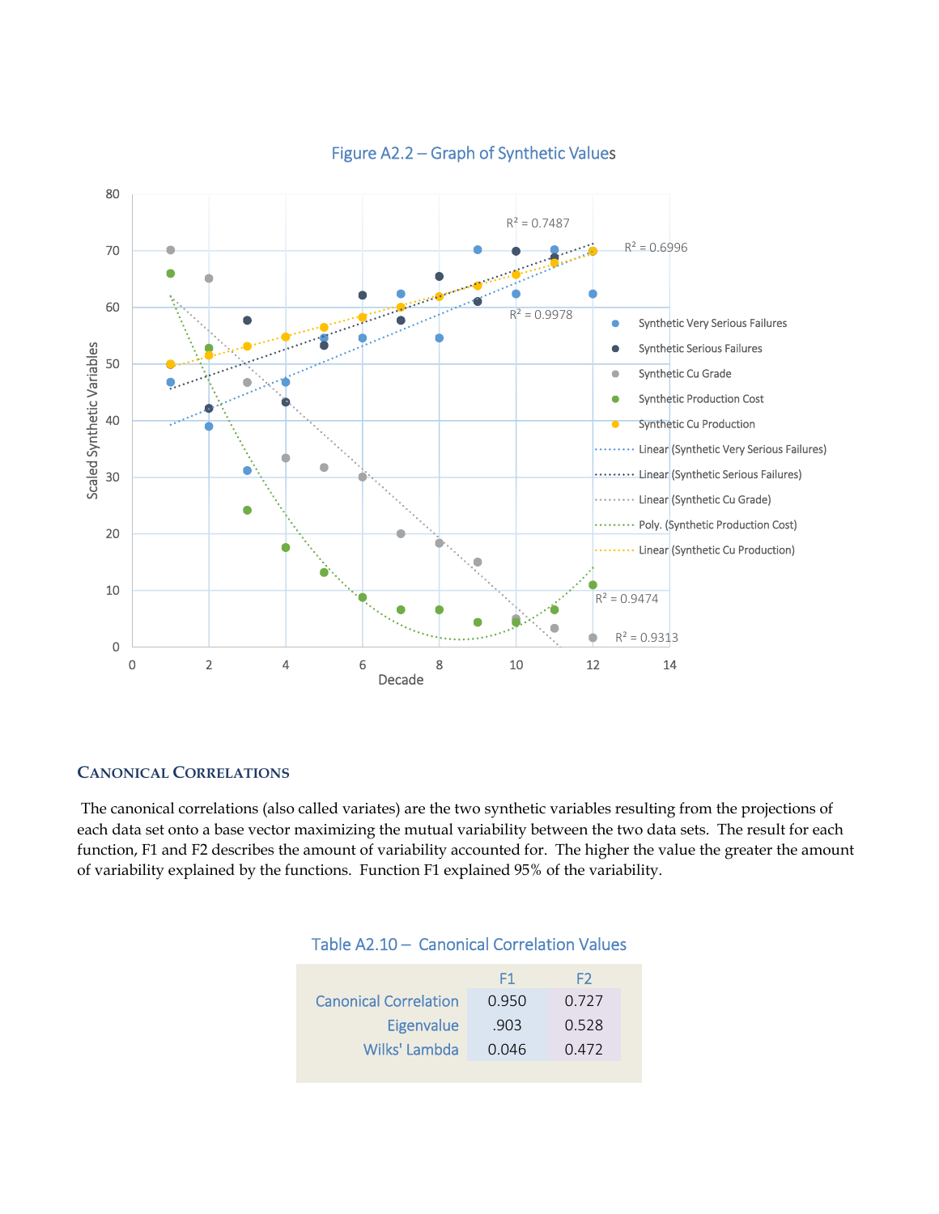Figure A2.2 – Graph of Synthetic Values

## Canonical Correlations

The canonical correlations (also called variates) are the two synthetic variables resulting from the projections of each data set onto a base vector maximizing the mutual variability between the two data sets. The result for each function, F1 and F2 describes the amount of variability accounted for. The higher the value the greater the amount of variability explained by the functions. Function F1 explained 95% of the variability.

Table A2.10 – Canonical Correlation Values

| | F1 | F2 |
|---|---|---|
| Canonical Correlation | 0.950 | 0.727 |
| Eigenvalue | .903 | 0.528 |
| Wilks' Lambda | 0.046 | 0.472 |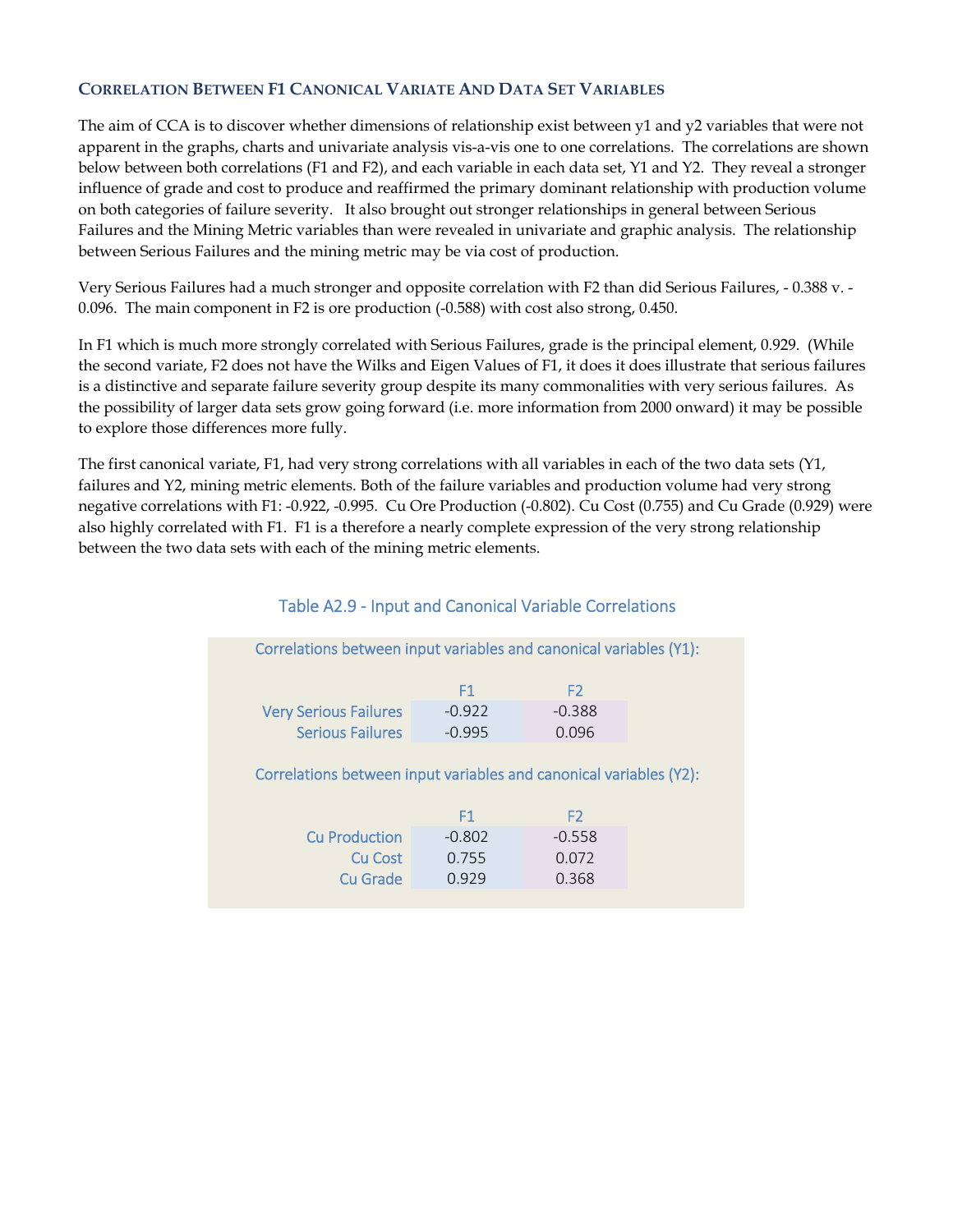### Correlation Between F1 Canonical Variate And Data Set Variables

The aim of CCA is to discover whether dimensions of relationship exist between y1 and y2 variables that were not apparent in the graphs, charts and univariate analysis vis-a-vis one to one correlations. The correlations are shown below between both correlations (F1 and F2), and each variable in each data set, Y1 and Y2. They reveal a stronger influence of grade and cost to produce and reaffirmed the primary dominant relationship with production volume on both categories of failure severity. It also brought out stronger relationships in general between Serious Failures and the Mining Metric variables than were revealed in univariate and graphic analysis. The relationship between Serious Failures and the mining metric may be via cost of production.

Very Serious Failures had a much stronger and opposite correlation with F2 than did Serious Failures, - 0.388 v. - 0.096. The main component in F2 is ore production (-0.588) with cost also strong, 0.450.

In F1 which is much more strongly correlated with Serious Failures, grade is the principal element, 0.929. (While the second variate, F2 does not have the Wilks and Eigen Values of F1, it does it does illustrate that serious failures is a distinctive and separate failure severity group despite its many commonalities with very serious failures. As the possibility of larger data sets grow going forward (i.e. more information from 2000 onward) it may be possible to explore those differences more fully.

The first canonical variate, F1, had very strong correlations with all variables in each of the two data sets (Y1, failures and Y2, mining metric elements. Both of the failure variables and production volume had very strong negative correlations with F1: -0.922, -0.995. Cu Ore Production (-0.802). Cu Cost (0.755) and Cu Grade (0.929) were also highly correlated with F1. F1 is a therefore a nearly complete expression of the very strong relationship between the two data sets with each of the mining metric elements.

Table A2.9 - Input and Canonical Variable Correlations

Correlations between input variables and canonical variables (Y1):

| | F1 | F2 |
|---|---|---|
| Very Serious Failures | -0.922 | -0.388 |
| Serious Failures | -0.995 | 0.096 |

Correlations between input variables and canonical variables (Y2):

| | F1 | F2 |
|---|---|---|
| Cu Production | -0.802 | -0.558 |
| Cu Cost | 0.755 | 0.072 |
| Cu Grade | 0.929 | 0.368 |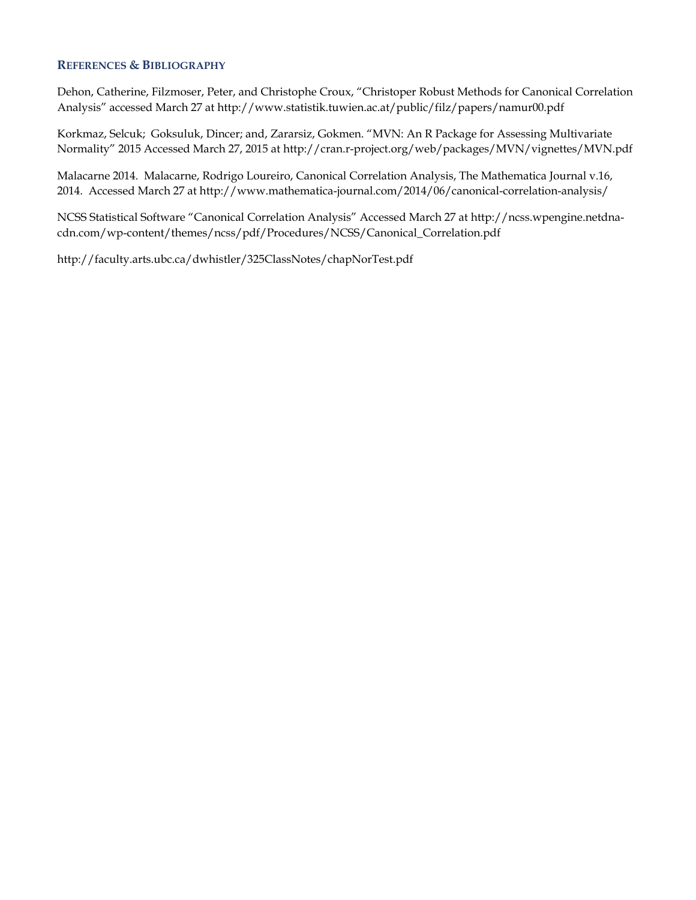## References & Bibliography

Dehon, Catherine, Filzmoser, Peter, and Christophe Croux, "Christoper Robust Methods for Canonical Correlation Analysis" accessed March 27 at http://www.statistik.tuwien.ac.at/public/filz/papers/namur00.pdf

Korkmaz, Selcuk; Goksuluk, Dincer; and, Zararsiz, Gokmen. "MVN: An R Package for Assessing Multivariate Normality" 2015 Accessed March 27, 2015 at http://cran.r-project.org/web/packages/MVN/vignettes/MVN.pdf

Malacarne 2014. Malacarne, Rodrigo Loureiro, Canonical Correlation Analysis, The Mathematica Journal v.16, 2014. Accessed March 27 at http://www.mathematica-journal.com/2014/06/canonical-correlation-analysis/

NCSS Statistical Software "Canonical Correlation Analysis" Accessed March 27 at http://ncss.wpengine.netdna-cdn.com/wp-content/themes/ncss/pdf/Procedures/NCSS/Canonical_Correlation.pdf

http://faculty.arts.ubc.ca/dwhistler/325ClassNotes/chapNorTest.pdf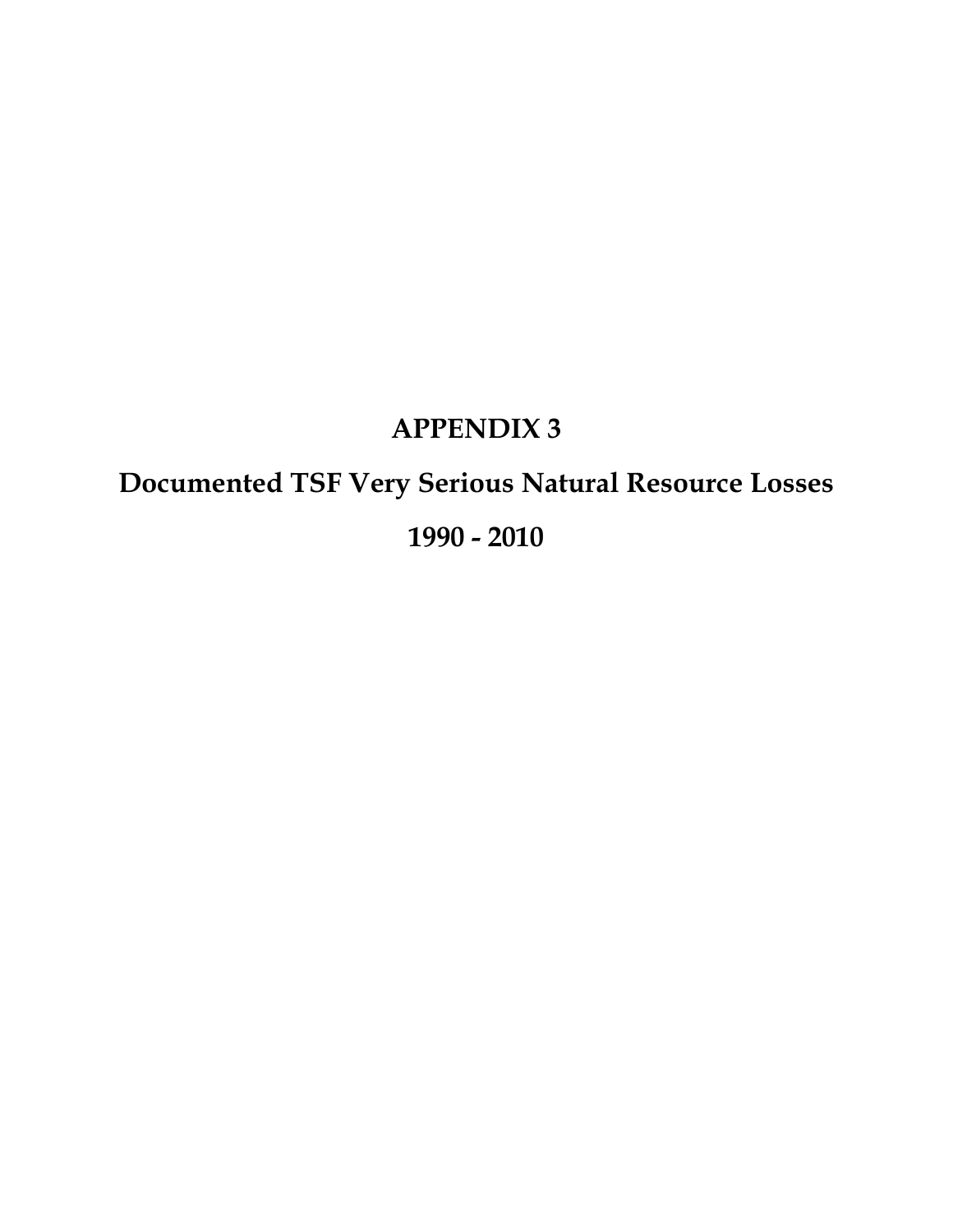# APPENDIX 3

# Documented TSF Very Serious Natural Resource Losses

# 1990 - 2010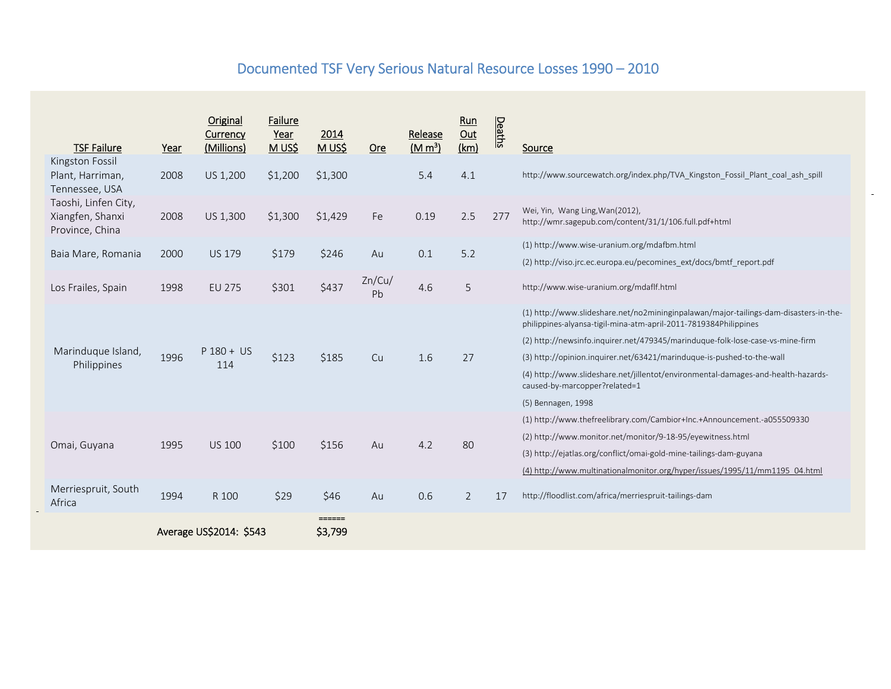## Documented TSF Very Serious Natural Resource Losses 1990 – 2010

| TSF Failure | Year | Original Currency (Millions) | Failure Year M US$ | 2014 M US$ | Ore | Release (M m³) | Run Out (km) | Deaths | Source |
|---|---|---|---|---|---|---|---|---|---|
| Kingston Fossil Plant, Harriman, Tennessee, USA | 2008 | US 1,200 | $1,200 | $1,300 | | 5.4 | 4.1 | | http://www.sourcewatch.org/index.php/TVA_Kingston_Fossil_Plant_coal_ash_spill |
| Taoshi, Linfen City, Xiangfen, Shanxi Province, China | 2008 | US 1,300 | $1,300 | $1,429 | Fe | 0.19 | 2.5 | 277 | Wei, Yin, Wang Ling,Wan(2012), http://wmr.sagepub.com/content/31/1/106.full.pdf+html |
| Baia Mare, Romania | 2000 | US 179 | $179 | $246 | Au | 0.1 | 5.2 | | (1) http://www.wise-uranium.org/mdafbm.html (2) http://viso.jrc.ec.europa.eu/pecomines_ext/docs/bmtf_report.pdf |
| Los Frailes, Spain | 1998 | EU 275 | $301 | $437 | Zn/Cu/Pb | 4.6 | 5 | | http://www.wise-uranium.org/mdaflf.html |
| Marinduque Island, Philippines | 1996 | P 180 + US 114 | $123 | $185 | Cu | 1.6 | 27 | | (1) http://www.slideshare.net/no2mininginpalawan/major-tailings-dam-disasters-in-the-philippines-alyansa-tigil-mina-atm-april-2011-7819384Philippines (2) http://newsinfo.inquirer.net/479345/marinduque-folk-lose-case-vs-mine-firm (3) http://opinion.inquirer.net/63421/marinduque-is-pushed-to-the-wall (4) http://www.slideshare.net/jillentot/environmental-damages-and-health-hazards-caused-by-marcopper?related=1 (5) Bennagen, 1998 |
| Omai, Guyana | 1995 | US 100 | $100 | $156 | Au | 4.2 | 80 | | (1) http://www.thefreelibrary.com/Cambior+Inc.+Announcement.-a055509330 (2) http://www.monitor.net/monitor/9-18-95/eyewitness.html (3) http://ejatlas.org/conflict/omai-gold-mine-tailings-dam-guyana (4) http://www.multinationalmonitor.org/hyper/issues/1995/11/mm1195_04.html |
| Merriespruit, South Africa | 1994 | R 100 | $29 | $46 | Au | 0.6 | 2 | 17 | http://floodlist.com/africa/merriespruit-tailings-dam |
| | Average US$2014: $543 | | | ====== $3,799 | | | | | |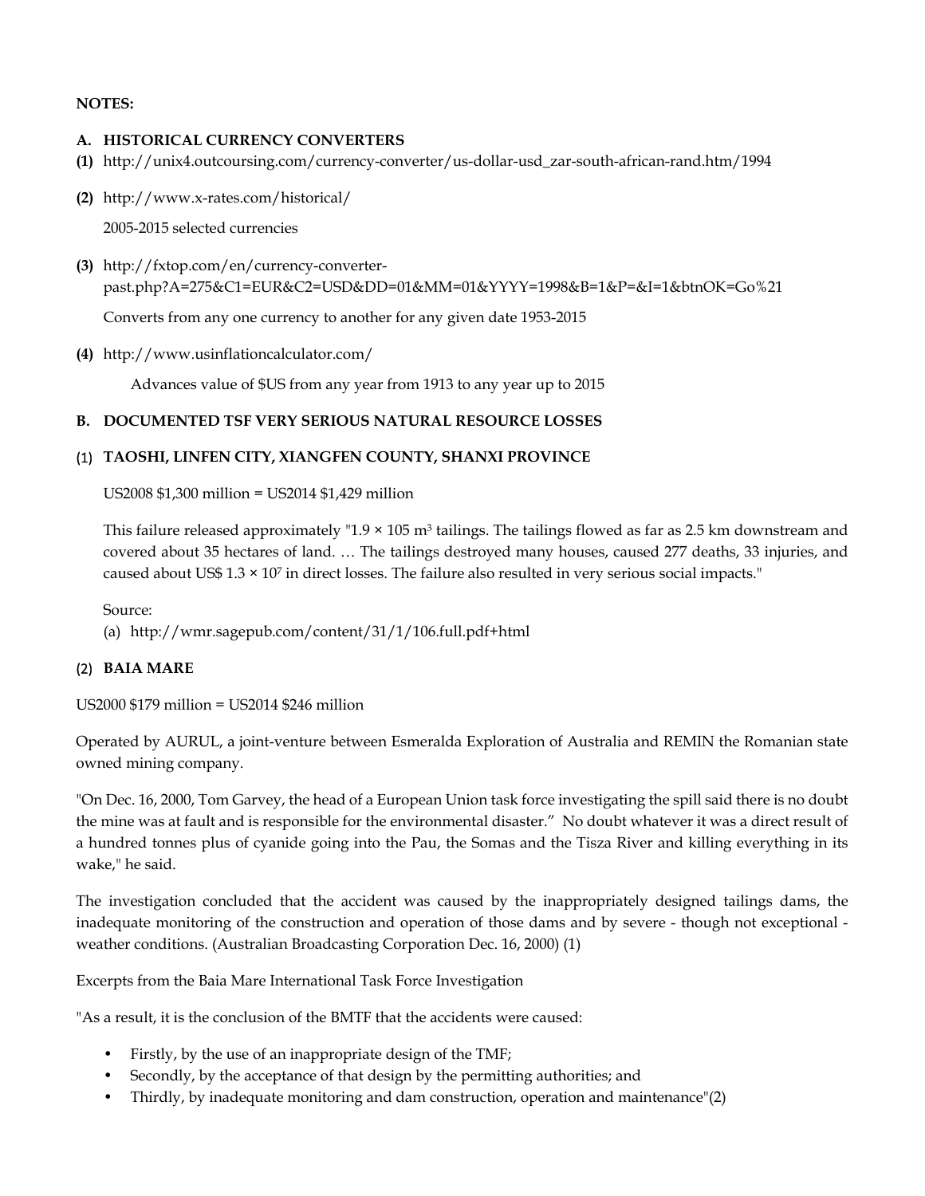**NOTES:**

## A. HISTORICAL CURRENCY CONVERTERS

**(1)** http://unix4.outcoursing.com/currency-converter/us-dollar-usd_zar-south-african-rand.htm/1994

**(2)** http://www.x-rates.com/historical/

2005-2015 selected currencies

**(3)** http://fxtop.com/en/currency-converter-past.php?A=275&C1=EUR&C2=USD&DD=01&MM=01&YYYY=1998&B=1&P=&I=1&btnOK=Go%21

Converts from any one currency to another for any given date 1953-2015

**(4)** http://www.usinflationcalculator.com/

Advances value of $US from any year from 1913 to any year up to 2015

## B. DOCUMENTED TSF VERY SERIOUS NATURAL RESOURCE LOSSES

### (1) TAOSHI, LINFEN CITY, XIANGFEN COUNTY, SHANXI PROVINCE

US2008 $1,300 million = US2014 $1,429 million

This failure released approximately "1.9 × 105 $m^3$ tailings. The tailings flowed as far as 2.5 km downstream and covered about 35 hectares of land. … The tailings destroyed many houses, caused 277 deaths, 33 injuries, and caused about US$ $1.3 \times 10^7$ in direct losses. The failure also resulted in very serious social impacts."

Source:

(a) http://wmr.sagepub.com/content/31/1/106.full.pdf+html

### (2) BAIA MARE

US2000 $179 million = US2014 $246 million

Operated by AURUL, a joint-venture between Esmeralda Exploration of Australia and REMIN the Romanian state owned mining company.

"On Dec. 16, 2000, Tom Garvey, the head of a European Union task force investigating the spill said there is no doubt the mine was at fault and is responsible for the environmental disaster." No doubt whatever it was a direct result of a hundred tonnes plus of cyanide going into the Pau, the Somas and the Tisza River and killing everything in its wake," he said.

The investigation concluded that the accident was caused by the inappropriately designed tailings dams, the inadequate monitoring of the construction and operation of those dams and by severe - though not exceptional - weather conditions. (Australian Broadcasting Corporation Dec. 16, 2000) (1)

Excerpts from the Baia Mare International Task Force Investigation

"As a result, it is the conclusion of the BMTF that the accidents were caused:

- Firstly, by the use of an inappropriate design of the TMF;
- Secondly, by the acceptance of that design by the permitting authorities; and
- Thirdly, by inadequate monitoring and dam construction, operation and maintenance"(2)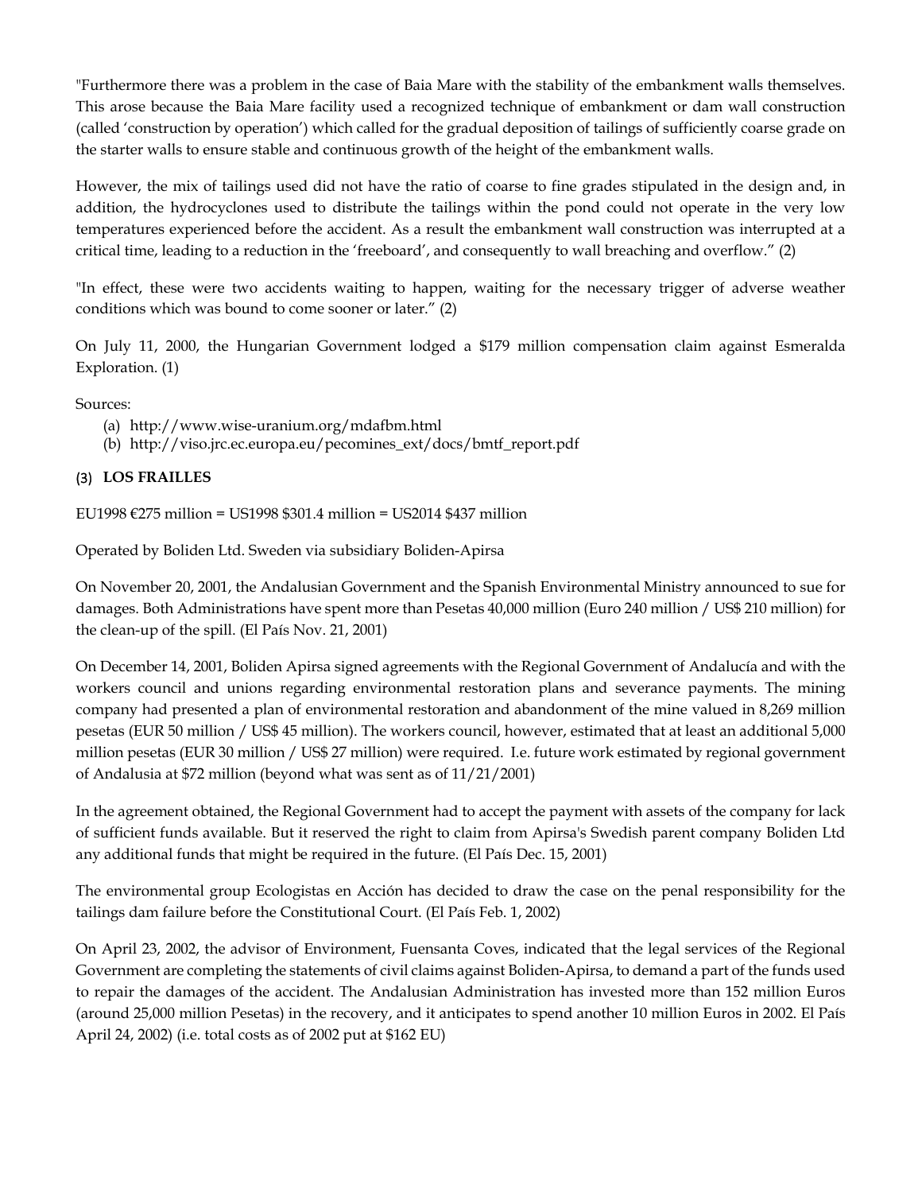"Furthermore there was a problem in the case of Baia Mare with the stability of the embankment walls themselves. This arose because the Baia Mare facility used a recognized technique of embankment or dam wall construction (called 'construction by operation') which called for the gradual deposition of tailings of sufficiently coarse grade on the starter walls to ensure stable and continuous growth of the height of the embankment walls.

However, the mix of tailings used did not have the ratio of coarse to fine grades stipulated in the design and, in addition, the hydrocyclones used to distribute the tailings within the pond could not operate in the very low temperatures experienced before the accident. As a result the embankment wall construction was interrupted at a critical time, leading to a reduction in the 'freeboard', and consequently to wall breaching and overflow." (2)

"In effect, these were two accidents waiting to happen, waiting for the necessary trigger of adverse weather conditions which was bound to come sooner or later." (2)

On July 11, 2000, the Hungarian Government lodged a $179 million compensation claim against Esmeralda Exploration. (1)

Sources:

(a) http://www.wise-uranium.org/mdafbm.html
(b) http://viso.jrc.ec.europa.eu/pecomines_ext/docs/bmtf_report.pdf

### (3) LOS FRAILLES

EU1998 €275 million = US1998 $301.4 million = US2014 $437 million

Operated by Boliden Ltd. Sweden via subsidiary Boliden-Apirsa

On November 20, 2001, the Andalusian Government and the Spanish Environmental Ministry announced to sue for damages. Both Administrations have spent more than Pesetas 40,000 million (Euro 240 million / US$ 210 million) for the clean-up of the spill. (El País Nov. 21, 2001)

On December 14, 2001, Boliden Apirsa signed agreements with the Regional Government of Andalucía and with the workers council and unions regarding environmental restoration plans and severance payments. The mining company had presented a plan of environmental restoration and abandonment of the mine valued in 8,269 million pesetas (EUR 50 million / US$ 45 million). The workers council, however, estimated that at least an additional 5,000 million pesetas (EUR 30 million / US$ 27 million) were required. I.e. future work estimated by regional government of Andalusia at $72 million (beyond what was sent as of 11/21/2001)

In the agreement obtained, the Regional Government had to accept the payment with assets of the company for lack of sufficient funds available. But it reserved the right to claim from Apirsa's Swedish parent company Boliden Ltd any additional funds that might be required in the future. (El País Dec. 15, 2001)

The environmental group Ecologistas en Acción has decided to draw the case on the penal responsibility for the tailings dam failure before the Constitutional Court. (El País Feb. 1, 2002)

On April 23, 2002, the advisor of Environment, Fuensanta Coves, indicated that the legal services of the Regional Government are completing the statements of civil claims against Boliden-Apirsa, to demand a part of the funds used to repair the damages of the accident. The Andalusian Administration has invested more than 152 million Euros (around 25,000 million Pesetas) in the recovery, and it anticipates to spend another 10 million Euros in 2002. El País April 24, 2002) (i.e. total costs as of 2002 put at $162 EU)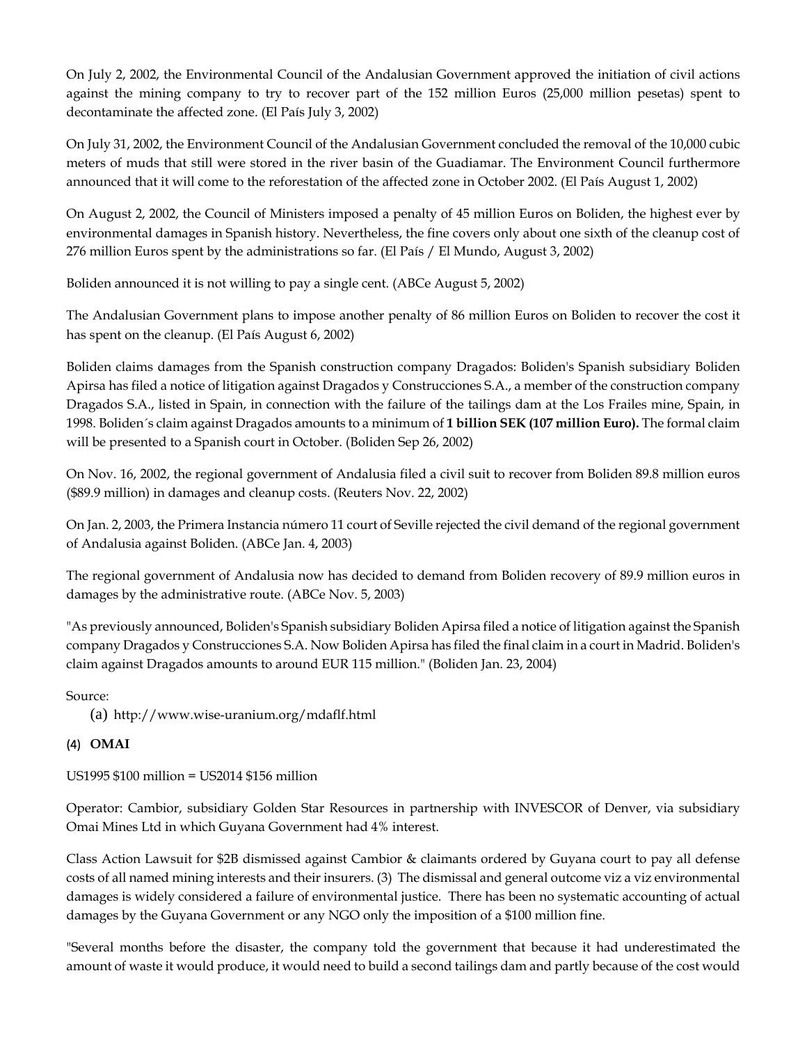On July 2, 2002, the Environmental Council of the Andalusian Government approved the initiation of civil actions against the mining company to try to recover part of the 152 million Euros (25,000 million pesetas) spent to decontaminate the affected zone. (El País July 3, 2002)

On July 31, 2002, the Environment Council of the Andalusian Government concluded the removal of the 10,000 cubic meters of muds that still were stored in the river basin of the Guadiamar. The Environment Council furthermore announced that it will come to the reforestation of the affected zone in October 2002. (El País August 1, 2002)

On August 2, 2002, the Council of Ministers imposed a penalty of 45 million Euros on Boliden, the highest ever by environmental damages in Spanish history. Nevertheless, the fine covers only about one sixth of the cleanup cost of 276 million Euros spent by the administrations so far. (El País / El Mundo, August 3, 2002)

Boliden announced it is not willing to pay a single cent. (ABCe August 5, 2002)

The Andalusian Government plans to impose another penalty of 86 million Euros on Boliden to recover the cost it has spent on the cleanup. (El País August 6, 2002)

Boliden claims damages from the Spanish construction company Dragados: Boliden's Spanish subsidiary Boliden Apirsa has filed a notice of litigation against Dragados y Construcciones S.A., a member of the construction company Dragados S.A., listed in Spain, in connection with the failure of the tailings dam at the Los Frailes mine, Spain, in 1998. Boliden´s claim against Dragados amounts to a minimum of **1 billion SEK (107 million Euro).** The formal claim will be presented to a Spanish court in October. (Boliden Sep 26, 2002)

On Nov. 16, 2002, the regional government of Andalusia filed a civil suit to recover from Boliden 89.8 million euros ($89.9 million) in damages and cleanup costs. (Reuters Nov. 22, 2002)

On Jan. 2, 2003, the Primera Instancia número 11 court of Seville rejected the civil demand of the regional government of Andalusia against Boliden. (ABCe Jan. 4, 2003)

The regional government of Andalusia now has decided to demand from Boliden recovery of 89.9 million euros in damages by the administrative route. (ABCe Nov. 5, 2003)

"As previously announced, Boliden's Spanish subsidiary Boliden Apirsa filed a notice of litigation against the Spanish company Dragados y Construcciones S.A. Now Boliden Apirsa has filed the final claim in a court in Madrid. Boliden's claim against Dragados amounts to around EUR 115 million." (Boliden Jan. 23, 2004)

Source:

(a) http://www.wise-uranium.org/mdaflf.html

### (4) OMAI

US1995 $100 million = US2014 $156 million

Operator: Cambior, subsidiary Golden Star Resources in partnership with INVESCOR of Denver, via subsidiary Omai Mines Ltd in which Guyana Government had 4% interest.

Class Action Lawsuit for $2B dismissed against Cambior & claimants ordered by Guyana court to pay all defense costs of all named mining interests and their insurers. (3) The dismissal and general outcome viz a viz environmental damages is widely considered a failure of environmental justice. There has been no systematic accounting of actual damages by the Guyana Government or any NGO only the imposition of a $100 million fine.

"Several months before the disaster, the company told the government that because it had underestimated the amount of waste it would produce, it would need to build a second tailings dam and partly because of the cost would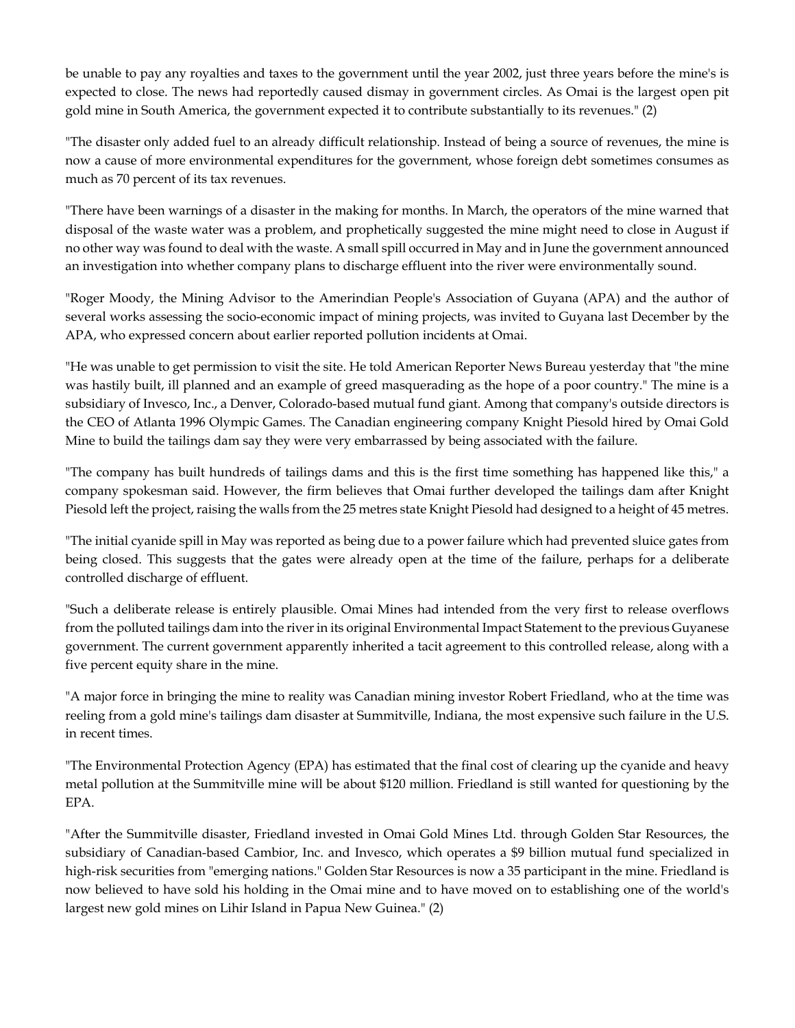be unable to pay any royalties and taxes to the government until the year 2002, just three years before the mine's is expected to close. The news had reportedly caused dismay in government circles. As Omai is the largest open pit gold mine in South America, the government expected it to contribute substantially to its revenues." (2)

"The disaster only added fuel to an already difficult relationship. Instead of being a source of revenues, the mine is now a cause of more environmental expenditures for the government, whose foreign debt sometimes consumes as much as 70 percent of its tax revenues.

"There have been warnings of a disaster in the making for months. In March, the operators of the mine warned that disposal of the waste water was a problem, and prophetically suggested the mine might need to close in August if no other way was found to deal with the waste. A small spill occurred in May and in June the government announced an investigation into whether company plans to discharge effluent into the river were environmentally sound.

"Roger Moody, the Mining Advisor to the Amerindian People's Association of Guyana (APA) and the author of several works assessing the socio-economic impact of mining projects, was invited to Guyana last December by the APA, who expressed concern about earlier reported pollution incidents at Omai.

"He was unable to get permission to visit the site. He told American Reporter News Bureau yesterday that "the mine was hastily built, ill planned and an example of greed masquerading as the hope of a poor country." The mine is a subsidiary of Invesco, Inc., a Denver, Colorado-based mutual fund giant. Among that company's outside directors is the CEO of Atlanta 1996 Olympic Games. The Canadian engineering company Knight Piesold hired by Omai Gold Mine to build the tailings dam say they were very embarrassed by being associated with the failure.

"The company has built hundreds of tailings dams and this is the first time something has happened like this," a company spokesman said. However, the firm believes that Omai further developed the tailings dam after Knight Piesold left the project, raising the walls from the 25 metres state Knight Piesold had designed to a height of 45 metres.

"The initial cyanide spill in May was reported as being due to a power failure which had prevented sluice gates from being closed. This suggests that the gates were already open at the time of the failure, perhaps for a deliberate controlled discharge of effluent.

"Such a deliberate release is entirely plausible. Omai Mines had intended from the very first to release overflows from the polluted tailings dam into the river in its original Environmental Impact Statement to the previous Guyanese government. The current government apparently inherited a tacit agreement to this controlled release, along with a five percent equity share in the mine.

"A major force in bringing the mine to reality was Canadian mining investor Robert Friedland, who at the time was reeling from a gold mine's tailings dam disaster at Summitville, Indiana, the most expensive such failure in the U.S. in recent times.

"The Environmental Protection Agency (EPA) has estimated that the final cost of clearing up the cyanide and heavy metal pollution at the Summitville mine will be about $120 million. Friedland is still wanted for questioning by the EPA.

"After the Summitville disaster, Friedland invested in Omai Gold Mines Ltd. through Golden Star Resources, the subsidiary of Canadian-based Cambior, Inc. and Invesco, which operates a $9 billion mutual fund specialized in high-risk securities from "emerging nations." Golden Star Resources is now a 35 participant in the mine. Friedland is now believed to have sold his holding in the Omai mine and to have moved on to establishing one of the world's largest new gold mines on Lihir Island in Papua New Guinea." (2)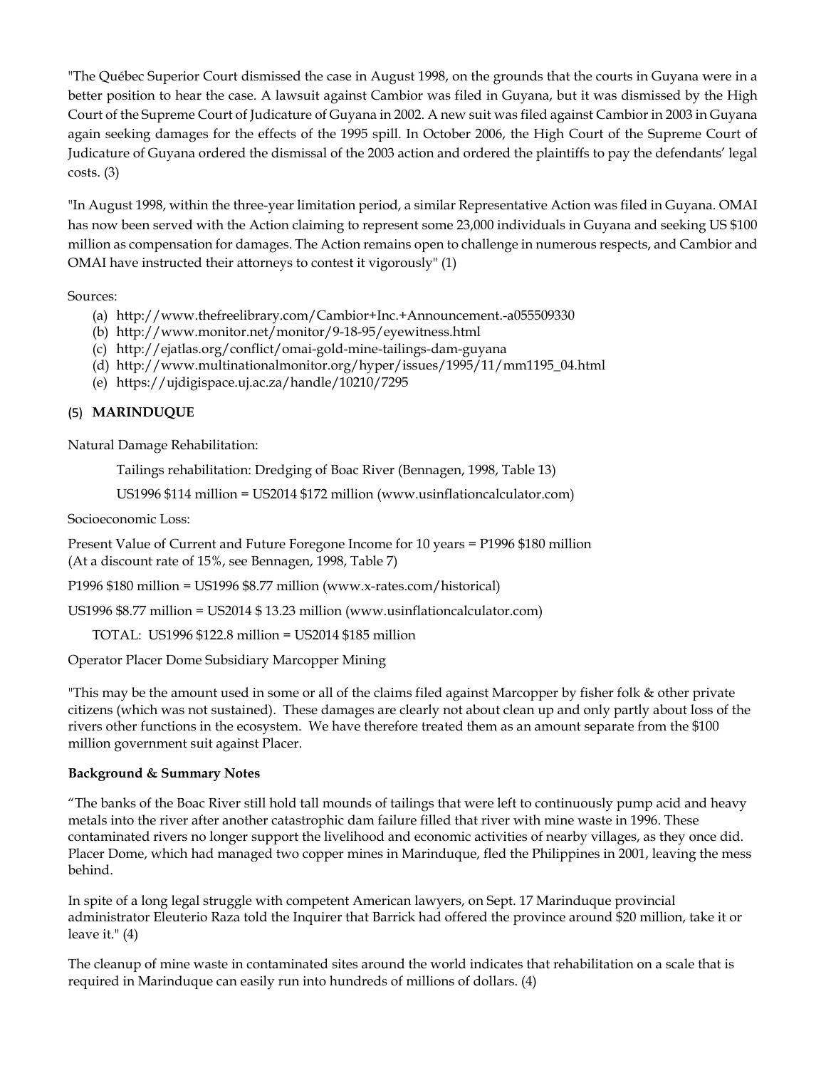"The Québec Superior Court dismissed the case in August 1998, on the grounds that the courts in Guyana were in a better position to hear the case. A lawsuit against Cambior was filed in Guyana, but it was dismissed by the High Court of the Supreme Court of Judicature of Guyana in 2002. A new suit was filed against Cambior in 2003 in Guyana again seeking damages for the effects of the 1995 spill. In October 2006, the High Court of the Supreme Court of Judicature of Guyana ordered the dismissal of the 2003 action and ordered the plaintiffs to pay the defendants' legal costs. (3)

"In August 1998, within the three-year limitation period, a similar Representative Action was filed in Guyana. OMAI has now been served with the Action claiming to represent some 23,000 individuals in Guyana and seeking US $100 million as compensation for damages. The Action remains open to challenge in numerous respects, and Cambior and OMAI have instructed their attorneys to contest it vigorously" (1)

Sources:

(a) http://www.thefreelibrary.com/Cambior+Inc.+Announcement.-a055509330
(b) http://www.monitor.net/monitor/9-18-95/eyewitness.html
(c) http://ejatlas.org/conflict/omai-gold-mine-tailings-dam-guyana
(d) http://www.multinationalmonitor.org/hyper/issues/1995/11/mm1195_04.html
(e) https://ujdigispace.uj.ac.za/handle/10210/7295

## (5) MARINDUQUE

Natural Damage Rehabilitation:

Tailings rehabilitation: Dredging of Boac River (Bennagen, 1998, Table 13)

US1996 $114 million = US2014 $172 million (www.usinflationcalculator.com)

Socioeconomic Loss:

Present Value of Current and Future Foregone Income for 10 years = P1996 $180 million
(At a discount rate of 15%, see Bennagen, 1998, Table 7)

P1996 $180 million = US1996 $8.77 million (www.x-rates.com/historical)

US1996 $8.77 million = US2014 $ 13.23 million (www.usinflationcalculator.com)

TOTAL: US1996 $122.8 million = US2014 $185 million

Operator Placer Dome Subsidiary Marcopper Mining

"This may be the amount used in some or all of the claims filed against Marcopper by fisher folk & other private citizens (which was not sustained). These damages are clearly not about clean up and only partly about loss of the rivers other functions in the ecosystem. We have therefore treated them as an amount separate from the $100 million government suit against Placer.

**Background & Summary Notes**

"The banks of the Boac River still hold tall mounds of tailings that were left to continuously pump acid and heavy metals into the river after another catastrophic dam failure filled that river with mine waste in 1996. These contaminated rivers no longer support the livelihood and economic activities of nearby villages, as they once did. Placer Dome, which had managed two copper mines in Marinduque, fled the Philippines in 2001, leaving the mess behind.

In spite of a long legal struggle with competent American lawyers, on Sept. 17 Marinduque provincial administrator Eleuterio Raza told the Inquirer that Barrick had offered the province around $20 million, take it or leave it." (4)

The cleanup of mine waste in contaminated sites around the world indicates that rehabilitation on a scale that is required in Marinduque can easily run into hundreds of millions of dollars. (4)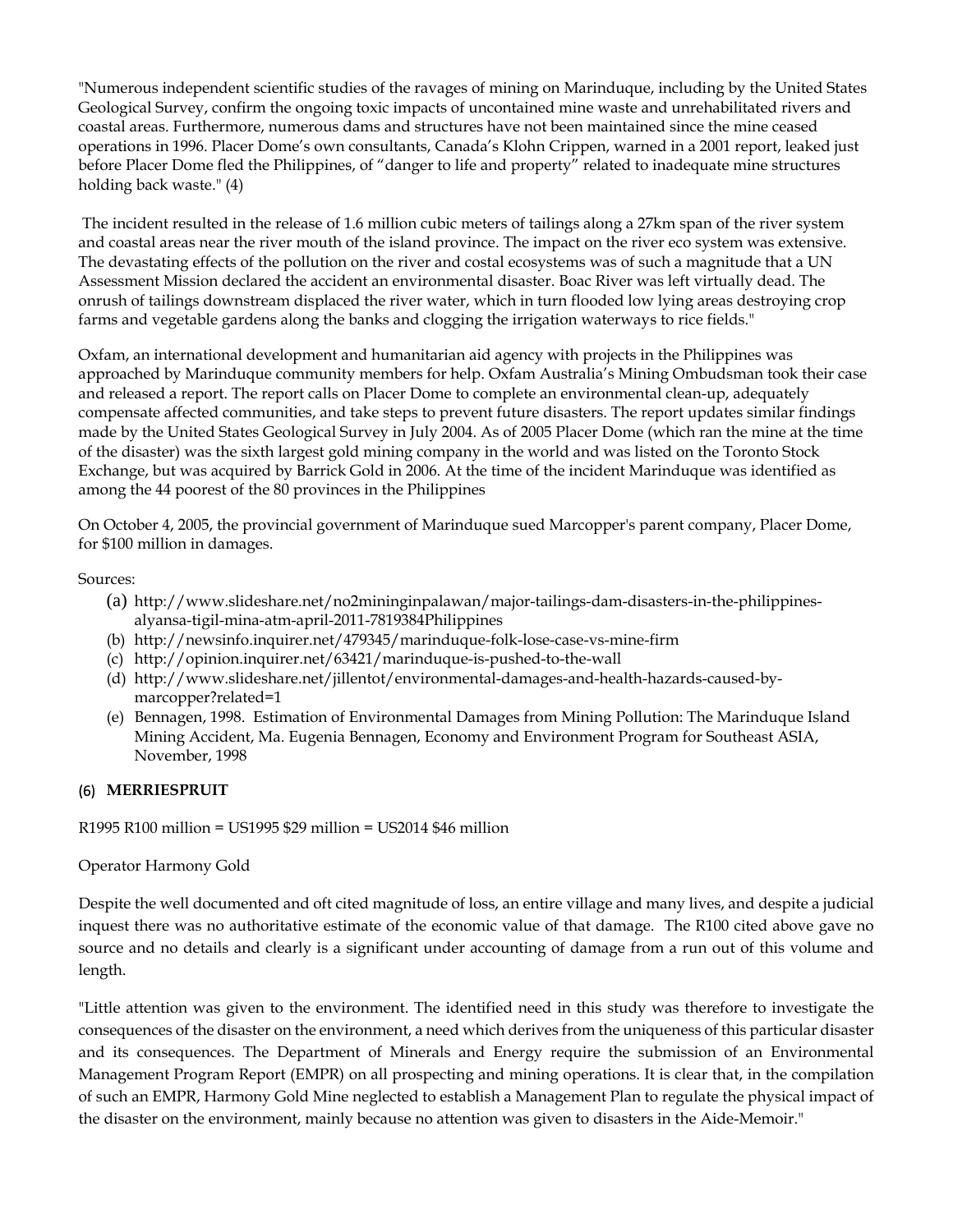"Numerous independent scientific studies of the ravages of mining on Marinduque, including by the United States Geological Survey, confirm the ongoing toxic impacts of uncontained mine waste and unrehabilitated rivers and coastal areas. Furthermore, numerous dams and structures have not been maintained since the mine ceased operations in 1996. Placer Dome's own consultants, Canada's Klohn Crippen, warned in a 2001 report, leaked just before Placer Dome fled the Philippines, of "danger to life and property" related to inadequate mine structures holding back waste." (4)

The incident resulted in the release of 1.6 million cubic meters of tailings along a 27km span of the river system and coastal areas near the river mouth of the island province. The impact on the river eco system was extensive. The devastating effects of the pollution on the river and costal ecosystems was of such a magnitude that a UN Assessment Mission declared the accident an environmental disaster. Boac River was left virtually dead. The onrush of tailings downstream displaced the river water, which in turn flooded low lying areas destroying crop farms and vegetable gardens along the banks and clogging the irrigation waterways to rice fields."

Oxfam, an international development and humanitarian aid agency with projects in the Philippines was approached by Marinduque community members for help. Oxfam Australia's Mining Ombudsman took their case and released a report. The report calls on Placer Dome to complete an environmental clean-up, adequately compensate affected communities, and take steps to prevent future disasters. The report updates similar findings made by the United States Geological Survey in July 2004. As of 2005 Placer Dome (which ran the mine at the time of the disaster) was the sixth largest gold mining company in the world and was listed on the Toronto Stock Exchange, but was acquired by Barrick Gold in 2006. At the time of the incident Marinduque was identified as among the 44 poorest of the 80 provinces in the Philippines

On October 4, 2005, the provincial government of Marinduque sued Marcopper's parent company, Placer Dome, for $100 million in damages.

Sources:

(a) http://www.slideshare.net/no2mininginpalawan/major-tailings-dam-disasters-in-the-philippines-alyansa-tigil-mina-atm-april-2011-7819384Philippines
(b) http://newsinfo.inquirer.net/479345/marinduque-folk-lose-case-vs-mine-firm
(c) http://opinion.inquirer.net/63421/marinduque-is-pushed-to-the-wall
(d) http://www.slideshare.net/jillentot/environmental-damages-and-health-hazards-caused-by-marcopper?related=1
(e) Bennagen, 1998. Estimation of Environmental Damages from Mining Pollution: The Marinduque Island Mining Accident, Ma. Eugenia Bennagen, Economy and Environment Program for Southeast ASIA, November, 1998

### (6) MERRIESPRUIT

R1995 R100 million = US1995 $29 million = US2014 $46 million

Operator Harmony Gold

Despite the well documented and oft cited magnitude of loss, an entire village and many lives, and despite a judicial inquest there was no authoritative estimate of the economic value of that damage. The R100 cited above gave no source and no details and clearly is a significant under accounting of damage from a run out of this volume and length.

"Little attention was given to the environment. The identified need in this study was therefore to investigate the consequences of the disaster on the environment, a need which derives from the uniqueness of this particular disaster and its consequences. The Department of Minerals and Energy require the submission of an Environmental Management Program Report (EMPR) on all prospecting and mining operations. It is clear that, in the compilation of such an EMPR, Harmony Gold Mine neglected to establish a Management Plan to regulate the physical impact of the disaster on the environment, mainly because no attention was given to disasters in the Aide-Memoir."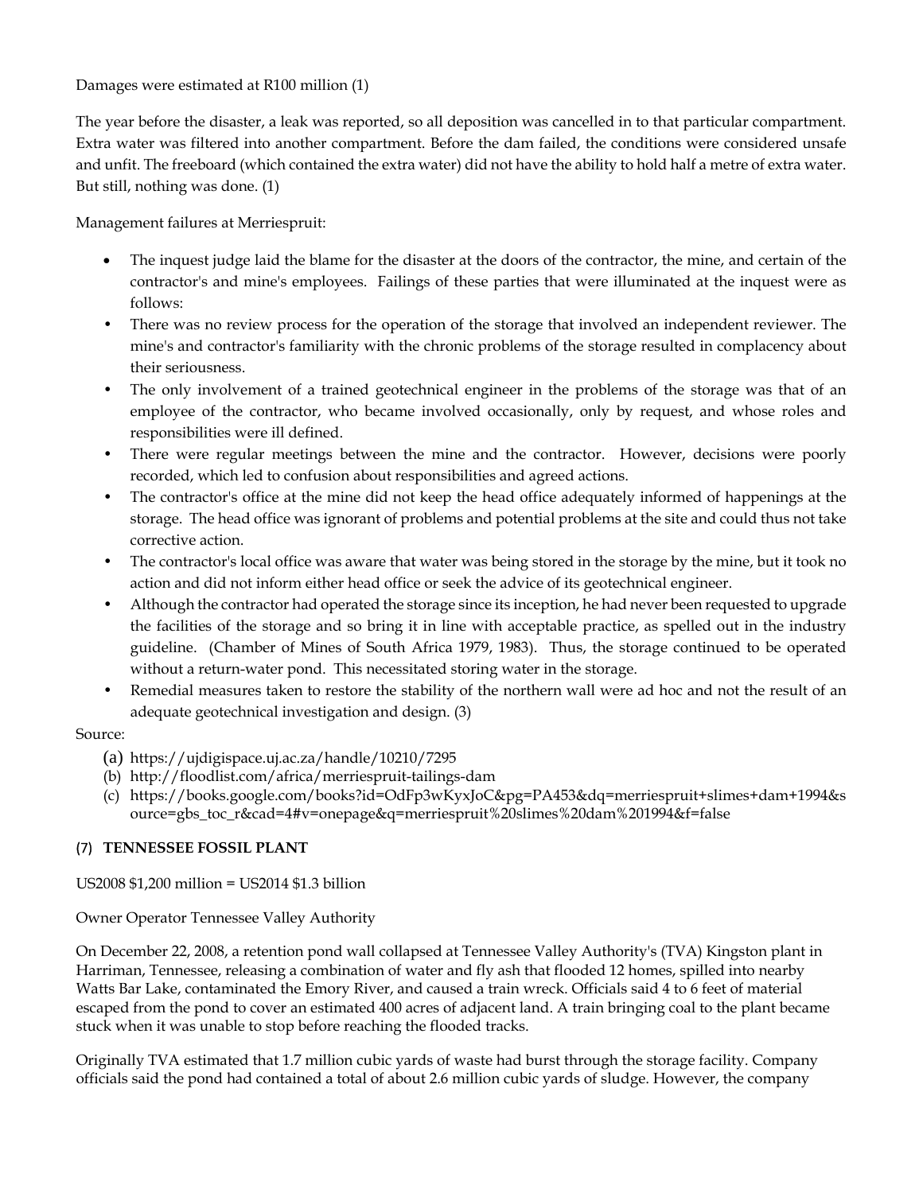Damages were estimated at R100 million (1)

The year before the disaster, a leak was reported, so all deposition was cancelled in to that particular compartment. Extra water was filtered into another compartment. Before the dam failed, the conditions were considered unsafe and unfit. The freeboard (which contained the extra water) did not have the ability to hold half a metre of extra water. But still, nothing was done. (1)

Management failures at Merriespruit:

- The inquest judge laid the blame for the disaster at the doors of the contractor, the mine, and certain of the contractor's and mine's employees. Failings of these parties that were illuminated at the inquest were as follows:
- There was no review process for the operation of the storage that involved an independent reviewer. The mine's and contractor's familiarity with the chronic problems of the storage resulted in complacency about their seriousness.
- The only involvement of a trained geotechnical engineer in the problems of the storage was that of an employee of the contractor, who became involved occasionally, only by request, and whose roles and responsibilities were ill defined.
- There were regular meetings between the mine and the contractor. However, decisions were poorly recorded, which led to confusion about responsibilities and agreed actions.
- The contractor's office at the mine did not keep the head office adequately informed of happenings at the storage. The head office was ignorant of problems and potential problems at the site and could thus not take corrective action.
- The contractor's local office was aware that water was being stored in the storage by the mine, but it took no action and did not inform either head office or seek the advice of its geotechnical engineer.
- Although the contractor had operated the storage since its inception, he had never been requested to upgrade the facilities of the storage and so bring it in line with acceptable practice, as spelled out in the industry guideline. (Chamber of Mines of South Africa 1979, 1983). Thus, the storage continued to be operated without a return-water pond. This necessitated storing water in the storage.
- Remedial measures taken to restore the stability of the northern wall were ad hoc and not the result of an adequate geotechnical investigation and design. (3)

Source:

(a) https://ujdigispace.uj.ac.za/handle/10210/7295
(b) http://floodlist.com/africa/merriespruit-tailings-dam
(c) https://books.google.com/books?id=OdFp3wKyxJoC&pg=PA453&dq=merriespruit+slimes+dam+1994&source=gbs_toc_r&cad=4#v=onepage&q=merriespruit%20slimes%20dam%201994&f=false

### (7) TENNESSEE FOSSIL PLANT

US2008 $1,200 million = US2014 $1.3 billion

Owner Operator Tennessee Valley Authority

On December 22, 2008, a retention pond wall collapsed at Tennessee Valley Authority's (TVA) Kingston plant in Harriman, Tennessee, releasing a combination of water and fly ash that flooded 12 homes, spilled into nearby Watts Bar Lake, contaminated the Emory River, and caused a train wreck. Officials said 4 to 6 feet of material escaped from the pond to cover an estimated 400 acres of adjacent land. A train bringing coal to the plant became stuck when it was unable to stop before reaching the flooded tracks.

Originally TVA estimated that 1.7 million cubic yards of waste had burst through the storage facility. Company officials said the pond had contained a total of about 2.6 million cubic yards of sludge. However, the company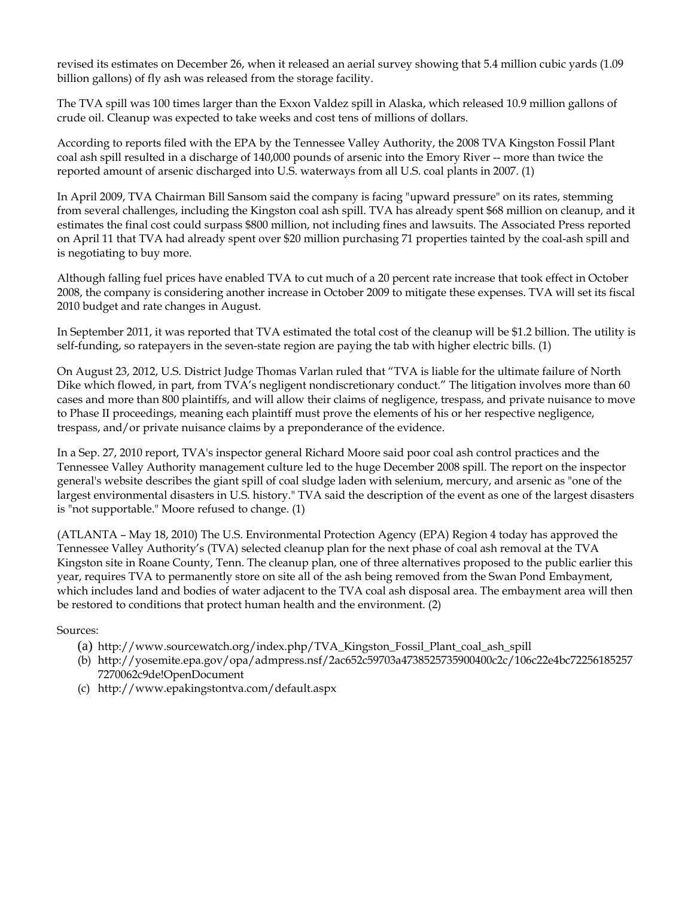revised its estimates on December 26, when it released an aerial survey showing that 5.4 million cubic yards (1.09 billion gallons) of fly ash was released from the storage facility.

The TVA spill was 100 times larger than the Exxon Valdez spill in Alaska, which released 10.9 million gallons of crude oil. Cleanup was expected to take weeks and cost tens of millions of dollars.

According to reports filed with the EPA by the Tennessee Valley Authority, the 2008 TVA Kingston Fossil Plant coal ash spill resulted in a discharge of 140,000 pounds of arsenic into the Emory River -- more than twice the reported amount of arsenic discharged into U.S. waterways from all U.S. coal plants in 2007. (1)

In April 2009, TVA Chairman Bill Sansom said the company is facing "upward pressure" on its rates, stemming from several challenges, including the Kingston coal ash spill. TVA has already spent $68 million on cleanup, and it estimates the final cost could surpass $800 million, not including fines and lawsuits. The Associated Press reported on April 11 that TVA had already spent over $20 million purchasing 71 properties tainted by the coal-ash spill and is negotiating to buy more.

Although falling fuel prices have enabled TVA to cut much of a 20 percent rate increase that took effect in October 2008, the company is considering another increase in October 2009 to mitigate these expenses. TVA will set its fiscal 2010 budget and rate changes in August.

In September 2011, it was reported that TVA estimated the total cost of the cleanup will be $1.2 billion. The utility is self-funding, so ratepayers in the seven-state region are paying the tab with higher electric bills. (1)

On August 23, 2012, U.S. District Judge Thomas Varlan ruled that "TVA is liable for the ultimate failure of North Dike which flowed, in part, from TVA's negligent nondiscretionary conduct." The litigation involves more than 60 cases and more than 800 plaintiffs, and will allow their claims of negligence, trespass, and private nuisance to move to Phase II proceedings, meaning each plaintiff must prove the elements of his or her respective negligence, trespass, and/or private nuisance claims by a preponderance of the evidence.

In a Sep. 27, 2010 report, TVA's inspector general Richard Moore said poor coal ash control practices and the Tennessee Valley Authority management culture led to the huge December 2008 spill. The report on the inspector general's website describes the giant spill of coal sludge laden with selenium, mercury, and arsenic as "one of the largest environmental disasters in U.S. history." TVA said the description of the event as one of the largest disasters is "not supportable." Moore refused to change. (1)

(ATLANTA – May 18, 2010) The U.S. Environmental Protection Agency (EPA) Region 4 today has approved the Tennessee Valley Authority's (TVA) selected cleanup plan for the next phase of coal ash removal at the TVA Kingston site in Roane County, Tenn. The cleanup plan, one of three alternatives proposed to the public earlier this year, requires TVA to permanently store on site all of the ash being removed from the Swan Pond Embayment, which includes land and bodies of water adjacent to the TVA coal ash disposal area. The embayment area will then be restored to conditions that protect human health and the environment. (2)

Sources:

(a) http://www.sourcewatch.org/index.php/TVA_Kingston_Fossil_Plant_coal_ash_spill
(b) http://yosemite.epa.gov/opa/admpress.nsf/2ac652c59703a4738525735900400c2c/106c22e4bc722561852577270062c9de!OpenDocument
(c) http://www.epakingstontva.com/default.aspx